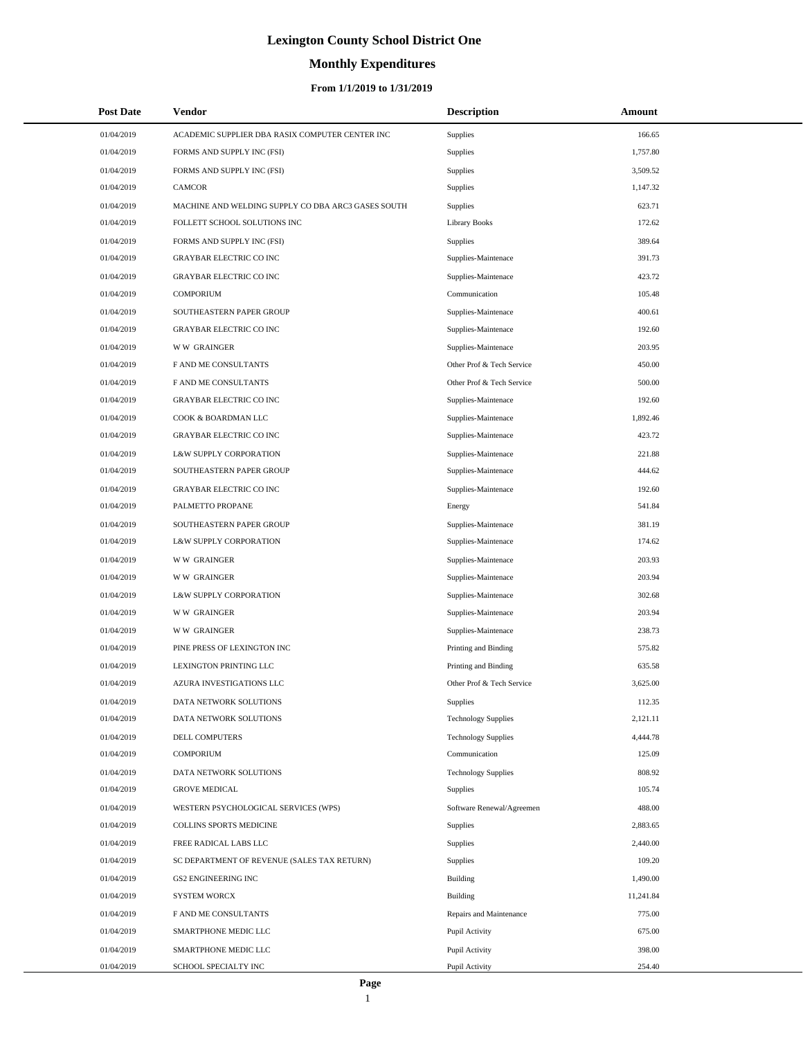# Lexington County School District One

## Monthly Expenditures

### From 1/1/2019 to 1/31/2019

| Post Date | Vendor | Description | Amount |
|---|---|---|---|
| 01/04/2019 | ACADEMIC SUPPLIER DBA RASIX COMPUTER CENTER INC | Supplies | 166.65 |
| 01/04/2019 | FORMS AND SUPPLY INC (FSI) | Supplies | 1,757.80 |
| 01/04/2019 | FORMS AND SUPPLY INC (FSI) | Supplies | 3,509.52 |
| 01/04/2019 | CAMCOR | Supplies | 1,147.32 |
| 01/04/2019 | MACHINE AND WELDING SUPPLY CO DBA ARC3 GASES SOUTH | Supplies | 623.71 |
| 01/04/2019 | FOLLETT SCHOOL SOLUTIONS INC | Library Books | 172.62 |
| 01/04/2019 | FORMS AND SUPPLY INC (FSI) | Supplies | 389.64 |
| 01/04/2019 | GRAYBAR ELECTRIC CO INC | Supplies-Maintenace | 391.73 |
| 01/04/2019 | GRAYBAR ELECTRIC CO INC | Supplies-Maintenace | 423.72 |
| 01/04/2019 | COMPORIUM | Communication | 105.48 |
| 01/04/2019 | SOUTHEASTERN PAPER GROUP | Supplies-Maintenace | 400.61 |
| 01/04/2019 | GRAYBAR ELECTRIC CO INC | Supplies-Maintenace | 192.60 |
| 01/04/2019 | W W GRAINGER | Supplies-Maintenace | 203.95 |
| 01/04/2019 | F AND ME CONSULTANTS | Other Prof & Tech Service | 450.00 |
| 01/04/2019 | F AND ME CONSULTANTS | Other Prof & Tech Service | 500.00 |
| 01/04/2019 | GRAYBAR ELECTRIC CO INC | Supplies-Maintenace | 192.60 |
| 01/04/2019 | COOK & BOARDMAN LLC | Supplies-Maintenace | 1,892.46 |
| 01/04/2019 | GRAYBAR ELECTRIC CO INC | Supplies-Maintenace | 423.72 |
| 01/04/2019 | L&W SUPPLY CORPORATION | Supplies-Maintenace | 221.88 |
| 01/04/2019 | SOUTHEASTERN PAPER GROUP | Supplies-Maintenace | 444.62 |
| 01/04/2019 | GRAYBAR ELECTRIC CO INC | Supplies-Maintenace | 192.60 |
| 01/04/2019 | PALMETTO PROPANE | Energy | 541.84 |
| 01/04/2019 | SOUTHEASTERN PAPER GROUP | Supplies-Maintenace | 381.19 |
| 01/04/2019 | L&W SUPPLY CORPORATION | Supplies-Maintenace | 174.62 |
| 01/04/2019 | W W GRAINGER | Supplies-Maintenace | 203.93 |
| 01/04/2019 | W W GRAINGER | Supplies-Maintenace | 203.94 |
| 01/04/2019 | L&W SUPPLY CORPORATION | Supplies-Maintenace | 302.68 |
| 01/04/2019 | W W GRAINGER | Supplies-Maintenace | 203.94 |
| 01/04/2019 | W W GRAINGER | Supplies-Maintenace | 238.73 |
| 01/04/2019 | PINE PRESS OF LEXINGTON INC | Printing and Binding | 575.82 |
| 01/04/2019 | LEXINGTON PRINTING LLC | Printing and Binding | 635.58 |
| 01/04/2019 | AZURA INVESTIGATIONS LLC | Other Prof & Tech Service | 3,625.00 |
| 01/04/2019 | DATA NETWORK SOLUTIONS | Supplies | 112.35 |
| 01/04/2019 | DATA NETWORK SOLUTIONS | Technology Supplies | 2,121.11 |
| 01/04/2019 | DELL COMPUTERS | Technology Supplies | 4,444.78 |
| 01/04/2019 | COMPORIUM | Communication | 125.09 |
| 01/04/2019 | DATA NETWORK SOLUTIONS | Technology Supplies | 808.92 |
| 01/04/2019 | GROVE MEDICAL | Supplies | 105.74 |
| 01/04/2019 | WESTERN PSYCHOLOGICAL SERVICES (WPS) | Software Renewal/Agreemen | 488.00 |
| 01/04/2019 | COLLINS SPORTS MEDICINE | Supplies | 2,883.65 |
| 01/04/2019 | FREE RADICAL LABS LLC | Supplies | 2,440.00 |
| 01/04/2019 | SC DEPARTMENT OF REVENUE (SALES TAX RETURN) | Supplies | 109.20 |
| 01/04/2019 | GS2 ENGINEERING INC | Building | 1,490.00 |
| 01/04/2019 | SYSTEM WORCX | Building | 11,241.84 |
| 01/04/2019 | F AND ME CONSULTANTS | Repairs and Maintenance | 775.00 |
| 01/04/2019 | SMARTPHONE MEDIC LLC | Pupil Activity | 675.00 |
| 01/04/2019 | SMARTPHONE MEDIC LLC | Pupil Activity | 398.00 |
| 01/04/2019 | SCHOOL SPECIALTY INC | Pupil Activity | 254.40 |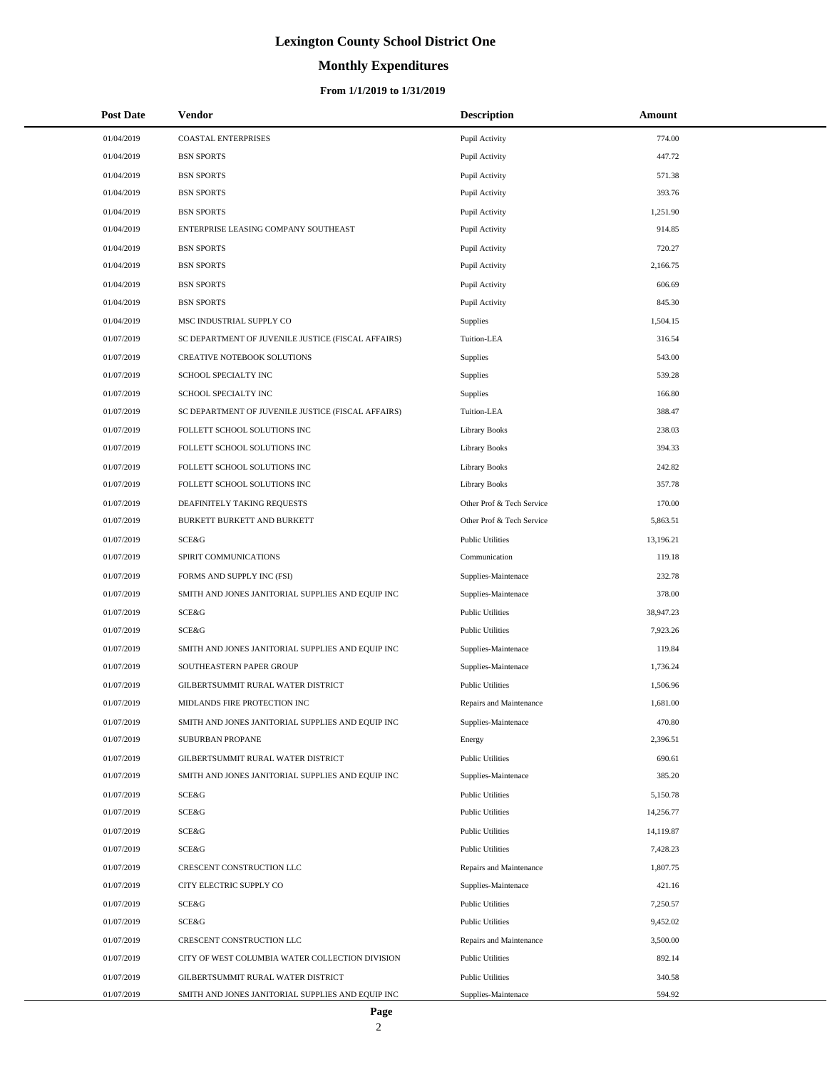# Lexington County School District One

## Monthly Expenditures

### From 1/1/2019 to 1/31/2019

| Post Date | Vendor | Description | Amount |
|---|---|---|---|
| 01/04/2019 | COASTAL ENTERPRISES | Pupil Activity | 774.00 |
| 01/04/2019 | BSN SPORTS | Pupil Activity | 447.72 |
| 01/04/2019 | BSN SPORTS | Pupil Activity | 571.38 |
| 01/04/2019 | BSN SPORTS | Pupil Activity | 393.76 |
| 01/04/2019 | BSN SPORTS | Pupil Activity | 1,251.90 |
| 01/04/2019 | ENTERPRISE LEASING COMPANY SOUTHEAST | Pupil Activity | 914.85 |
| 01/04/2019 | BSN SPORTS | Pupil Activity | 720.27 |
| 01/04/2019 | BSN SPORTS | Pupil Activity | 2,166.75 |
| 01/04/2019 | BSN SPORTS | Pupil Activity | 606.69 |
| 01/04/2019 | BSN SPORTS | Pupil Activity | 845.30 |
| 01/04/2019 | MSC INDUSTRIAL SUPPLY CO | Supplies | 1,504.15 |
| 01/07/2019 | SC DEPARTMENT OF JUVENILE JUSTICE (FISCAL AFFAIRS) | Tuition-LEA | 316.54 |
| 01/07/2019 | CREATIVE NOTEBOOK SOLUTIONS | Supplies | 543.00 |
| 01/07/2019 | SCHOOL SPECIALTY INC | Supplies | 539.28 |
| 01/07/2019 | SCHOOL SPECIALTY INC | Supplies | 166.80 |
| 01/07/2019 | SC DEPARTMENT OF JUVENILE JUSTICE (FISCAL AFFAIRS) | Tuition-LEA | 388.47 |
| 01/07/2019 | FOLLETT SCHOOL SOLUTIONS INC | Library Books | 238.03 |
| 01/07/2019 | FOLLETT SCHOOL SOLUTIONS INC | Library Books | 394.33 |
| 01/07/2019 | FOLLETT SCHOOL SOLUTIONS INC | Library Books | 242.82 |
| 01/07/2019 | FOLLETT SCHOOL SOLUTIONS INC | Library Books | 357.78 |
| 01/07/2019 | DEAFINITELY TAKING REQUESTS | Other Prof & Tech Service | 170.00 |
| 01/07/2019 | BURKETT BURKETT AND BURKETT | Other Prof & Tech Service | 5,863.51 |
| 01/07/2019 | SCE&G | Public Utilities | 13,196.21 |
| 01/07/2019 | SPIRIT COMMUNICATIONS | Communication | 119.18 |
| 01/07/2019 | FORMS AND SUPPLY INC (FSI) | Supplies-Maintenace | 232.78 |
| 01/07/2019 | SMITH AND JONES JANITORIAL SUPPLIES AND EQUIP INC | Supplies-Maintenace | 378.00 |
| 01/07/2019 | SCE&G | Public Utilities | 38,947.23 |
| 01/07/2019 | SCE&G | Public Utilities | 7,923.26 |
| 01/07/2019 | SMITH AND JONES JANITORIAL SUPPLIES AND EQUIP INC | Supplies-Maintenace | 119.84 |
| 01/07/2019 | SOUTHEASTERN PAPER GROUP | Supplies-Maintenace | 1,736.24 |
| 01/07/2019 | GILBERTSUMMIT RURAL WATER DISTRICT | Public Utilities | 1,506.96 |
| 01/07/2019 | MIDLANDS FIRE PROTECTION INC | Repairs and Maintenance | 1,681.00 |
| 01/07/2019 | SMITH AND JONES JANITORIAL SUPPLIES AND EQUIP INC | Supplies-Maintenace | 470.80 |
| 01/07/2019 | SUBURBAN PROPANE | Energy | 2,396.51 |
| 01/07/2019 | GILBERTSUMMIT RURAL WATER DISTRICT | Public Utilities | 690.61 |
| 01/07/2019 | SMITH AND JONES JANITORIAL SUPPLIES AND EQUIP INC | Supplies-Maintenace | 385.20 |
| 01/07/2019 | SCE&G | Public Utilities | 5,150.78 |
| 01/07/2019 | SCE&G | Public Utilities | 14,256.77 |
| 01/07/2019 | SCE&G | Public Utilities | 14,119.87 |
| 01/07/2019 | SCE&G | Public Utilities | 7,428.23 |
| 01/07/2019 | CRESCENT CONSTRUCTION LLC | Repairs and Maintenance | 1,807.75 |
| 01/07/2019 | CITY ELECTRIC SUPPLY CO | Supplies-Maintenace | 421.16 |
| 01/07/2019 | SCE&G | Public Utilities | 7,250.57 |
| 01/07/2019 | SCE&G | Public Utilities | 9,452.02 |
| 01/07/2019 | CRESCENT CONSTRUCTION LLC | Repairs and Maintenance | 3,500.00 |
| 01/07/2019 | CITY OF WEST COLUMBIA WATER COLLECTION DIVISION | Public Utilities | 892.14 |
| 01/07/2019 | GILBERTSUMMIT RURAL WATER DISTRICT | Public Utilities | 340.58 |
| 01/07/2019 | SMITH AND JONES JANITORIAL SUPPLIES AND EQUIP INC | Supplies-Maintenace | 594.92 |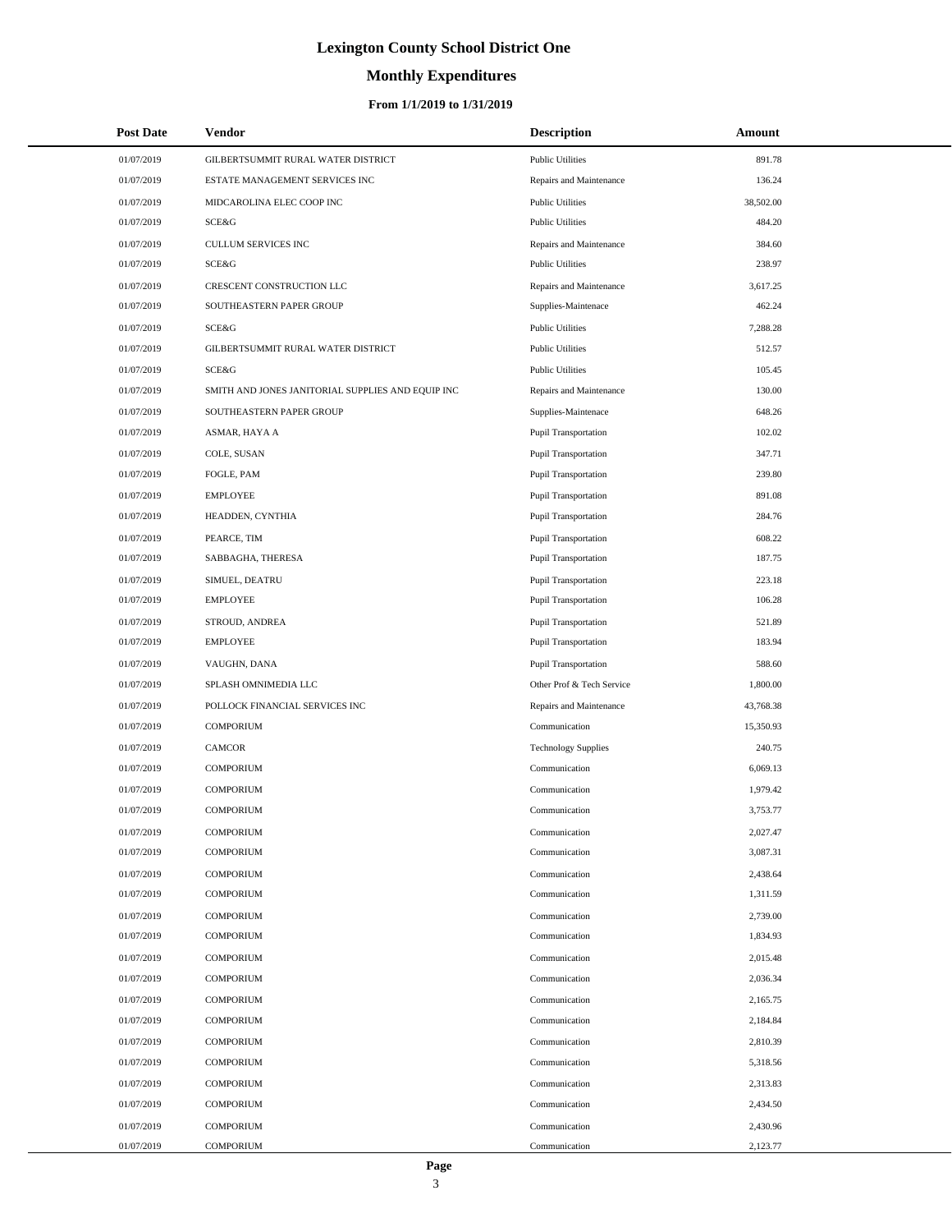# Lexington County School District One

## Monthly Expenditures

### From 1/1/2019 to 1/31/2019

| Post Date | Vendor | Description | Amount |
|---|---|---|---|
| 01/07/2019 | GILBERTSUMMIT RURAL WATER DISTRICT | Public Utilities | 891.78 |
| 01/07/2019 | ESTATE MANAGEMENT SERVICES INC | Repairs and Maintenance | 136.24 |
| 01/07/2019 | MIDCAROLINA ELEC COOP INC | Public Utilities | 38,502.00 |
| 01/07/2019 | SCE&G | Public Utilities | 484.20 |
| 01/07/2019 | CULLUM SERVICES INC | Repairs and Maintenance | 384.60 |
| 01/07/2019 | SCE&G | Public Utilities | 238.97 |
| 01/07/2019 | CRESCENT CONSTRUCTION LLC | Repairs and Maintenance | 3,617.25 |
| 01/07/2019 | SOUTHEASTERN PAPER GROUP | Supplies-Maintenace | 462.24 |
| 01/07/2019 | SCE&G | Public Utilities | 7,288.28 |
| 01/07/2019 | GILBERTSUMMIT RURAL WATER DISTRICT | Public Utilities | 512.57 |
| 01/07/2019 | SCE&G | Public Utilities | 105.45 |
| 01/07/2019 | SMITH AND JONES JANITORIAL SUPPLIES AND EQUIP INC | Repairs and Maintenance | 130.00 |
| 01/07/2019 | SOUTHEASTERN PAPER GROUP | Supplies-Maintenace | 648.26 |
| 01/07/2019 | ASMAR, HAYA A | Pupil Transportation | 102.02 |
| 01/07/2019 | COLE, SUSAN | Pupil Transportation | 347.71 |
| 01/07/2019 | FOGLE, PAM | Pupil Transportation | 239.80 |
| 01/07/2019 | EMPLOYEE | Pupil Transportation | 891.08 |
| 01/07/2019 | HEADDEN, CYNTHIA | Pupil Transportation | 284.76 |
| 01/07/2019 | PEARCE, TIM | Pupil Transportation | 608.22 |
| 01/07/2019 | SABBAGHA, THERESA | Pupil Transportation | 187.75 |
| 01/07/2019 | SIMUEL, DEATRU | Pupil Transportation | 223.18 |
| 01/07/2019 | EMPLOYEE | Pupil Transportation | 106.28 |
| 01/07/2019 | STROUD, ANDREA | Pupil Transportation | 521.89 |
| 01/07/2019 | EMPLOYEE | Pupil Transportation | 183.94 |
| 01/07/2019 | VAUGHN, DANA | Pupil Transportation | 588.60 |
| 01/07/2019 | SPLASH OMNIMEDIA LLC | Other Prof & Tech Service | 1,800.00 |
| 01/07/2019 | POLLOCK FINANCIAL SERVICES INC | Repairs and Maintenance | 43,768.38 |
| 01/07/2019 | COMPORIUM | Communication | 15,350.93 |
| 01/07/2019 | CAMCOR | Technology Supplies | 240.75 |
| 01/07/2019 | COMPORIUM | Communication | 6,069.13 |
| 01/07/2019 | COMPORIUM | Communication | 1,979.42 |
| 01/07/2019 | COMPORIUM | Communication | 3,753.77 |
| 01/07/2019 | COMPORIUM | Communication | 2,027.47 |
| 01/07/2019 | COMPORIUM | Communication | 3,087.31 |
| 01/07/2019 | COMPORIUM | Communication | 2,438.64 |
| 01/07/2019 | COMPORIUM | Communication | 1,311.59 |
| 01/07/2019 | COMPORIUM | Communication | 2,739.00 |
| 01/07/2019 | COMPORIUM | Communication | 1,834.93 |
| 01/07/2019 | COMPORIUM | Communication | 2,015.48 |
| 01/07/2019 | COMPORIUM | Communication | 2,036.34 |
| 01/07/2019 | COMPORIUM | Communication | 2,165.75 |
| 01/07/2019 | COMPORIUM | Communication | 2,184.84 |
| 01/07/2019 | COMPORIUM | Communication | 2,810.39 |
| 01/07/2019 | COMPORIUM | Communication | 5,318.56 |
| 01/07/2019 | COMPORIUM | Communication | 2,313.83 |
| 01/07/2019 | COMPORIUM | Communication | 2,434.50 |
| 01/07/2019 | COMPORIUM | Communication | 2,430.96 |
| 01/07/2019 | COMPORIUM | Communication | 2,123.77 |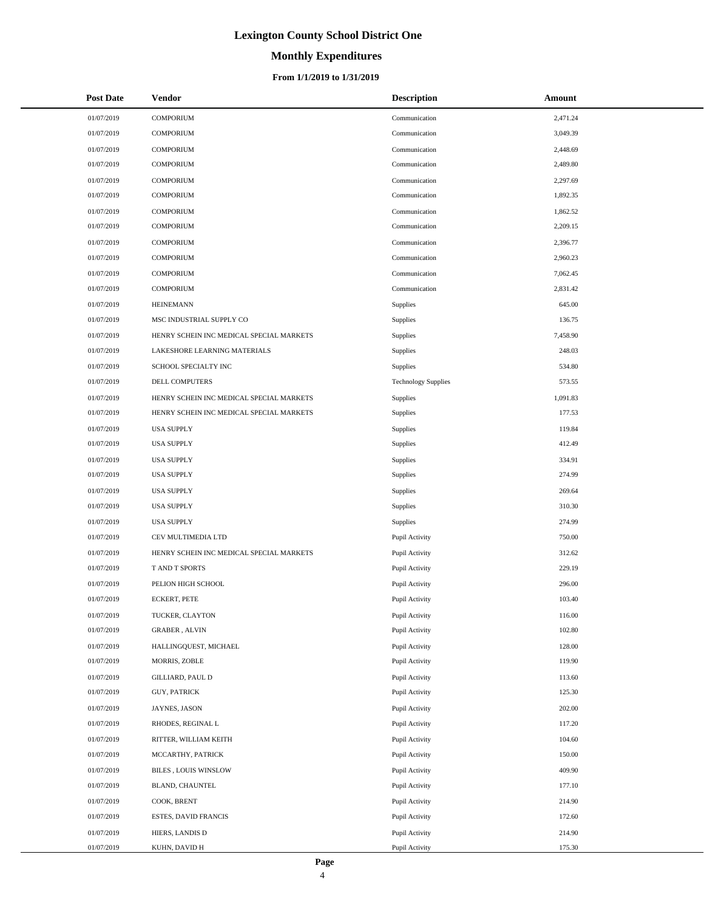# Lexington County School District One

## Monthly Expenditures

### From 1/1/2019 to 1/31/2019

| Post Date | Vendor | Description | Amount |
|---|---|---|---|
| 01/07/2019 | COMPORIUM | Communication | 2,471.24 |
| 01/07/2019 | COMPORIUM | Communication | 3,049.39 |
| 01/07/2019 | COMPORIUM | Communication | 2,448.69 |
| 01/07/2019 | COMPORIUM | Communication | 2,489.80 |
| 01/07/2019 | COMPORIUM | Communication | 2,297.69 |
| 01/07/2019 | COMPORIUM | Communication | 1,892.35 |
| 01/07/2019 | COMPORIUM | Communication | 1,862.52 |
| 01/07/2019 | COMPORIUM | Communication | 2,209.15 |
| 01/07/2019 | COMPORIUM | Communication | 2,396.77 |
| 01/07/2019 | COMPORIUM | Communication | 2,960.23 |
| 01/07/2019 | COMPORIUM | Communication | 7,062.45 |
| 01/07/2019 | COMPORIUM | Communication | 2,831.42 |
| 01/07/2019 | HEINEMANN | Supplies | 645.00 |
| 01/07/2019 | MSC INDUSTRIAL SUPPLY CO | Supplies | 136.75 |
| 01/07/2019 | HENRY SCHEIN INC MEDICAL SPECIAL MARKETS | Supplies | 7,458.90 |
| 01/07/2019 | LAKESHORE LEARNING MATERIALS | Supplies | 248.03 |
| 01/07/2019 | SCHOOL SPECIALTY INC | Supplies | 534.80 |
| 01/07/2019 | DELL COMPUTERS | Technology Supplies | 573.55 |
| 01/07/2019 | HENRY SCHEIN INC MEDICAL SPECIAL MARKETS | Supplies | 1,091.83 |
| 01/07/2019 | HENRY SCHEIN INC MEDICAL SPECIAL MARKETS | Supplies | 177.53 |
| 01/07/2019 | USA SUPPLY | Supplies | 119.84 |
| 01/07/2019 | USA SUPPLY | Supplies | 412.49 |
| 01/07/2019 | USA SUPPLY | Supplies | 334.91 |
| 01/07/2019 | USA SUPPLY | Supplies | 274.99 |
| 01/07/2019 | USA SUPPLY | Supplies | 269.64 |
| 01/07/2019 | USA SUPPLY | Supplies | 310.30 |
| 01/07/2019 | USA SUPPLY | Supplies | 274.99 |
| 01/07/2019 | CEV MULTIMEDIA LTD | Pupil Activity | 750.00 |
| 01/07/2019 | HENRY SCHEIN INC MEDICAL SPECIAL MARKETS | Pupil Activity | 312.62 |
| 01/07/2019 | T AND T SPORTS | Pupil Activity | 229.19 |
| 01/07/2019 | PELION HIGH SCHOOL | Pupil Activity | 296.00 |
| 01/07/2019 | ECKERT, PETE | Pupil Activity | 103.40 |
| 01/07/2019 | TUCKER, CLAYTON | Pupil Activity | 116.00 |
| 01/07/2019 | GRABER , ALVIN | Pupil Activity | 102.80 |
| 01/07/2019 | HALLINGQUEST, MICHAEL | Pupil Activity | 128.00 |
| 01/07/2019 | MORRIS, ZOBLE | Pupil Activity | 119.90 |
| 01/07/2019 | GILLIARD, PAUL D | Pupil Activity | 113.60 |
| 01/07/2019 | GUY, PATRICK | Pupil Activity | 125.30 |
| 01/07/2019 | JAYNES, JASON | Pupil Activity | 202.00 |
| 01/07/2019 | RHODES, REGINAL L | Pupil Activity | 117.20 |
| 01/07/2019 | RITTER, WILLIAM KEITH | Pupil Activity | 104.60 |
| 01/07/2019 | MCCARTHY, PATRICK | Pupil Activity | 150.00 |
| 01/07/2019 | BILES , LOUIS WINSLOW | Pupil Activity | 409.90 |
| 01/07/2019 | BLAND, CHAUNTEL | Pupil Activity | 177.10 |
| 01/07/2019 | COOK, BRENT | Pupil Activity | 214.90 |
| 01/07/2019 | ESTES, DAVID FRANCIS | Pupil Activity | 172.60 |
| 01/07/2019 | HIERS, LANDIS D | Pupil Activity | 214.90 |
| 01/07/2019 | KUHN, DAVID H | Pupil Activity | 175.30 |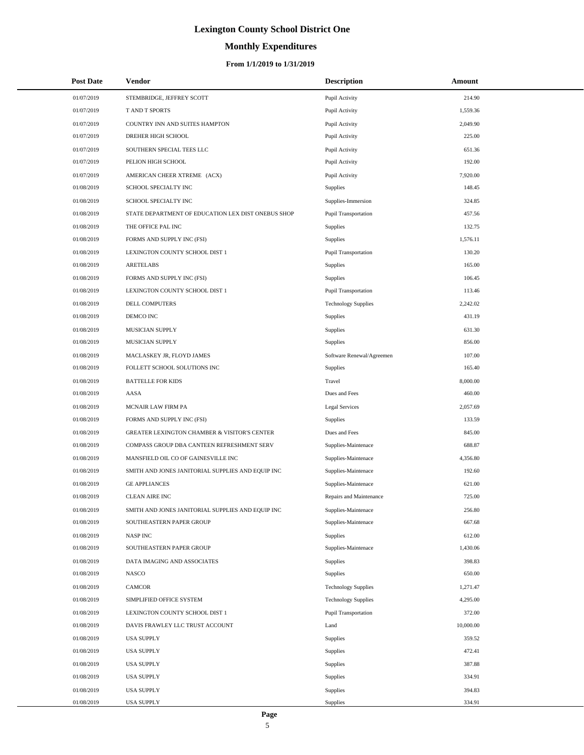# Lexington County School District One

## Monthly Expenditures

### From 1/1/2019 to 1/31/2019

| Post Date | Vendor | Description | Amount |
|---|---|---|---|
| 01/07/2019 | STEMBRIDGE, JEFFREY SCOTT | Pupil Activity | 214.90 |
| 01/07/2019 | T AND T SPORTS | Pupil Activity | 1,559.36 |
| 01/07/2019 | COUNTRY INN AND SUITES HAMPTON | Pupil Activity | 2,049.90 |
| 01/07/2019 | DREHER HIGH SCHOOL | Pupil Activity | 225.00 |
| 01/07/2019 | SOUTHERN SPECIAL TEES LLC | Pupil Activity | 651.36 |
| 01/07/2019 | PELION HIGH SCHOOL | Pupil Activity | 192.00 |
| 01/07/2019 | AMERICAN CHEER XTREME (ACX) | Pupil Activity | 7,920.00 |
| 01/08/2019 | SCHOOL SPECIALTY INC | Supplies | 148.45 |
| 01/08/2019 | SCHOOL SPECIALTY INC | Supplies-Immersion | 324.85 |
| 01/08/2019 | STATE DEPARTMENT OF EDUCATION LEX DIST ONEBUS SHOP | Pupil Transportation | 457.56 |
| 01/08/2019 | THE OFFICE PAL INC | Supplies | 132.75 |
| 01/08/2019 | FORMS AND SUPPLY INC (FSI) | Supplies | 1,576.11 |
| 01/08/2019 | LEXINGTON COUNTY SCHOOL DIST 1 | Pupil Transportation | 130.20 |
| 01/08/2019 | ARETELABS | Supplies | 165.00 |
| 01/08/2019 | FORMS AND SUPPLY INC (FSI) | Supplies | 106.45 |
| 01/08/2019 | LEXINGTON COUNTY SCHOOL DIST 1 | Pupil Transportation | 113.46 |
| 01/08/2019 | DELL COMPUTERS | Technology Supplies | 2,242.02 |
| 01/08/2019 | DEMCO INC | Supplies | 431.19 |
| 01/08/2019 | MUSICIAN SUPPLY | Supplies | 631.30 |
| 01/08/2019 | MUSICIAN SUPPLY | Supplies | 856.00 |
| 01/08/2019 | MACLASKEY JR, FLOYD JAMES | Software Renewal/Agreemen | 107.00 |
| 01/08/2019 | FOLLETT SCHOOL SOLUTIONS INC | Supplies | 165.40 |
| 01/08/2019 | BATTELLE FOR KIDS | Travel | 8,000.00 |
| 01/08/2019 | AASA | Dues and Fees | 460.00 |
| 01/08/2019 | MCNAIR LAW FIRM PA | Legal Services | 2,057.69 |
| 01/08/2019 | FORMS AND SUPPLY INC (FSI) | Supplies | 133.59 |
| 01/08/2019 | GREATER LEXINGTON CHAMBER & VISITOR'S CENTER | Dues and Fees | 845.00 |
| 01/08/2019 | COMPASS GROUP DBA CANTEEN REFRESHMENT SERV | Supplies-Maintenace | 688.87 |
| 01/08/2019 | MANSFIELD OIL CO OF GAINESVILLE INC | Supplies-Maintenace | 4,356.80 |
| 01/08/2019 | SMITH AND JONES JANITORIAL SUPPLIES AND EQUIP INC | Supplies-Maintenace | 192.60 |
| 01/08/2019 | GE APPLIANCES | Supplies-Maintenace | 621.00 |
| 01/08/2019 | CLEAN AIRE INC | Repairs and Maintenance | 725.00 |
| 01/08/2019 | SMITH AND JONES JANITORIAL SUPPLIES AND EQUIP INC | Supplies-Maintenace | 256.80 |
| 01/08/2019 | SOUTHEASTERN PAPER GROUP | Supplies-Maintenace | 667.68 |
| 01/08/2019 | NASP INC | Supplies | 612.00 |
| 01/08/2019 | SOUTHEASTERN PAPER GROUP | Supplies-Maintenace | 1,430.06 |
| 01/08/2019 | DATA IMAGING AND ASSOCIATES | Supplies | 398.83 |
| 01/08/2019 | NASCO | Supplies | 650.00 |
| 01/08/2019 | CAMCOR | Technology Supplies | 1,271.47 |
| 01/08/2019 | SIMPLIFIED OFFICE SYSTEM | Technology Supplies | 4,295.00 |
| 01/08/2019 | LEXINGTON COUNTY SCHOOL DIST 1 | Pupil Transportation | 372.00 |
| 01/08/2019 | DAVIS FRAWLEY LLC TRUST ACCOUNT | Land | 10,000.00 |
| 01/08/2019 | USA SUPPLY | Supplies | 359.52 |
| 01/08/2019 | USA SUPPLY | Supplies | 472.41 |
| 01/08/2019 | USA SUPPLY | Supplies | 387.88 |
| 01/08/2019 | USA SUPPLY | Supplies | 334.91 |
| 01/08/2019 | USA SUPPLY | Supplies | 394.83 |
| 01/08/2019 | USA SUPPLY | Supplies | 334.91 |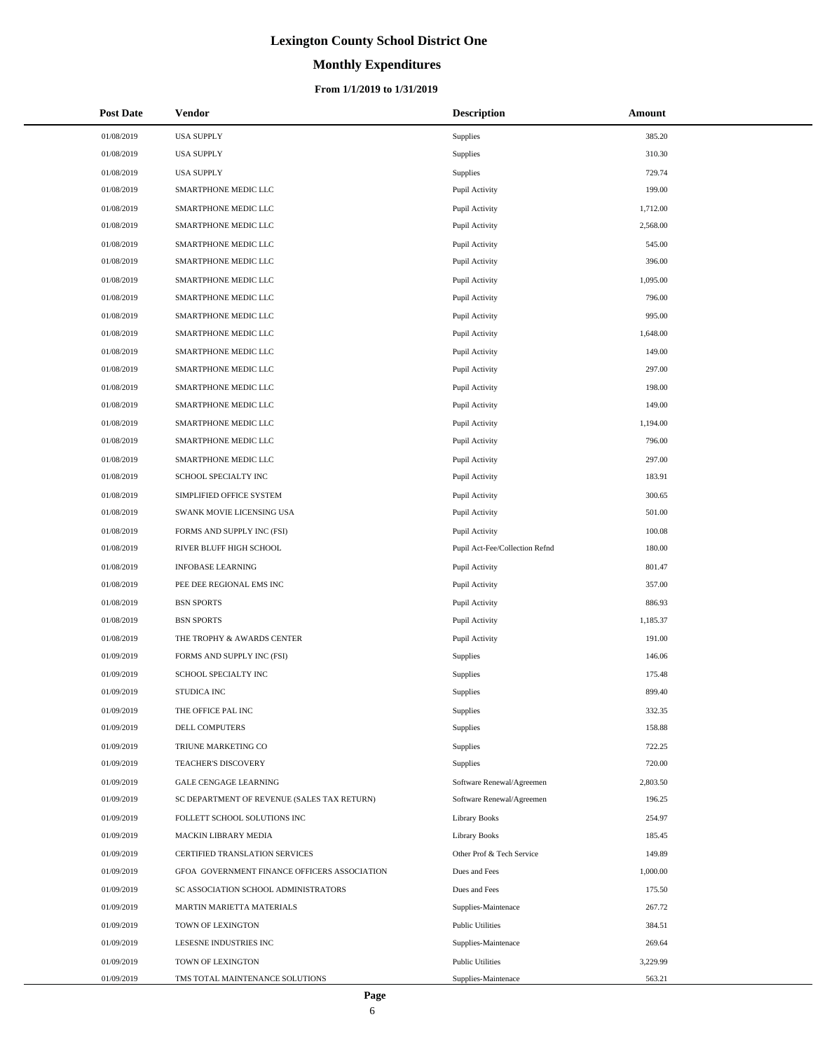# Lexington County School District One

## Monthly Expenditures

### From 1/1/2019 to 1/31/2019

| Post Date | Vendor | Description | Amount |
|---|---|---|---|
| 01/08/2019 | USA SUPPLY | Supplies | 385.20 |
| 01/08/2019 | USA SUPPLY | Supplies | 310.30 |
| 01/08/2019 | USA SUPPLY | Supplies | 729.74 |
| 01/08/2019 | SMARTPHONE MEDIC LLC | Pupil Activity | 199.00 |
| 01/08/2019 | SMARTPHONE MEDIC LLC | Pupil Activity | 1,712.00 |
| 01/08/2019 | SMARTPHONE MEDIC LLC | Pupil Activity | 2,568.00 |
| 01/08/2019 | SMARTPHONE MEDIC LLC | Pupil Activity | 545.00 |
| 01/08/2019 | SMARTPHONE MEDIC LLC | Pupil Activity | 396.00 |
| 01/08/2019 | SMARTPHONE MEDIC LLC | Pupil Activity | 1,095.00 |
| 01/08/2019 | SMARTPHONE MEDIC LLC | Pupil Activity | 796.00 |
| 01/08/2019 | SMARTPHONE MEDIC LLC | Pupil Activity | 995.00 |
| 01/08/2019 | SMARTPHONE MEDIC LLC | Pupil Activity | 1,648.00 |
| 01/08/2019 | SMARTPHONE MEDIC LLC | Pupil Activity | 149.00 |
| 01/08/2019 | SMARTPHONE MEDIC LLC | Pupil Activity | 297.00 |
| 01/08/2019 | SMARTPHONE MEDIC LLC | Pupil Activity | 198.00 |
| 01/08/2019 | SMARTPHONE MEDIC LLC | Pupil Activity | 149.00 |
| 01/08/2019 | SMARTPHONE MEDIC LLC | Pupil Activity | 1,194.00 |
| 01/08/2019 | SMARTPHONE MEDIC LLC | Pupil Activity | 796.00 |
| 01/08/2019 | SMARTPHONE MEDIC LLC | Pupil Activity | 297.00 |
| 01/08/2019 | SCHOOL SPECIALTY INC | Pupil Activity | 183.91 |
| 01/08/2019 | SIMPLIFIED OFFICE SYSTEM | Pupil Activity | 300.65 |
| 01/08/2019 | SWANK MOVIE LICENSING USA | Pupil Activity | 501.00 |
| 01/08/2019 | FORMS AND SUPPLY INC (FSI) | Pupil Activity | 100.08 |
| 01/08/2019 | RIVER BLUFF HIGH SCHOOL | Pupil Act-Fee/Collection Refnd | 180.00 |
| 01/08/2019 | INFOBASE LEARNING | Pupil Activity | 801.47 |
| 01/08/2019 | PEE DEE REGIONAL EMS INC | Pupil Activity | 357.00 |
| 01/08/2019 | BSN SPORTS | Pupil Activity | 886.93 |
| 01/08/2019 | BSN SPORTS | Pupil Activity | 1,185.37 |
| 01/08/2019 | THE TROPHY & AWARDS CENTER | Pupil Activity | 191.00 |
| 01/09/2019 | FORMS AND SUPPLY INC (FSI) | Supplies | 146.06 |
| 01/09/2019 | SCHOOL SPECIALTY INC | Supplies | 175.48 |
| 01/09/2019 | STUDICA INC | Supplies | 899.40 |
| 01/09/2019 | THE OFFICE PAL INC | Supplies | 332.35 |
| 01/09/2019 | DELL COMPUTERS | Supplies | 158.88 |
| 01/09/2019 | TRIUNE MARKETING CO | Supplies | 722.25 |
| 01/09/2019 | TEACHER'S DISCOVERY | Supplies | 720.00 |
| 01/09/2019 | GALE CENGAGE LEARNING | Software Renewal/Agreemen | 2,803.50 |
| 01/09/2019 | SC DEPARTMENT OF REVENUE (SALES TAX RETURN) | Software Renewal/Agreemen | 196.25 |
| 01/09/2019 | FOLLETT SCHOOL SOLUTIONS INC | Library Books | 254.97 |
| 01/09/2019 | MACKIN LIBRARY MEDIA | Library Books | 185.45 |
| 01/09/2019 | CERTIFIED TRANSLATION SERVICES | Other Prof & Tech Service | 149.89 |
| 01/09/2019 | GFOA GOVERNMENT FINANCE OFFICERS ASSOCIATION | Dues and Fees | 1,000.00 |
| 01/09/2019 | SC ASSOCIATION SCHOOL ADMINISTRATORS | Dues and Fees | 175.50 |
| 01/09/2019 | MARTIN MARIETTA MATERIALS | Supplies-Maintenace | 267.72 |
| 01/09/2019 | TOWN OF LEXINGTON | Public Utilities | 384.51 |
| 01/09/2019 | LESESNE INDUSTRIES INC | Supplies-Maintenace | 269.64 |
| 01/09/2019 | TOWN OF LEXINGTON | Public Utilities | 3,229.99 |
| 01/09/2019 | TMS TOTAL MAINTENANCE SOLUTIONS | Supplies-Maintenace | 563.21 |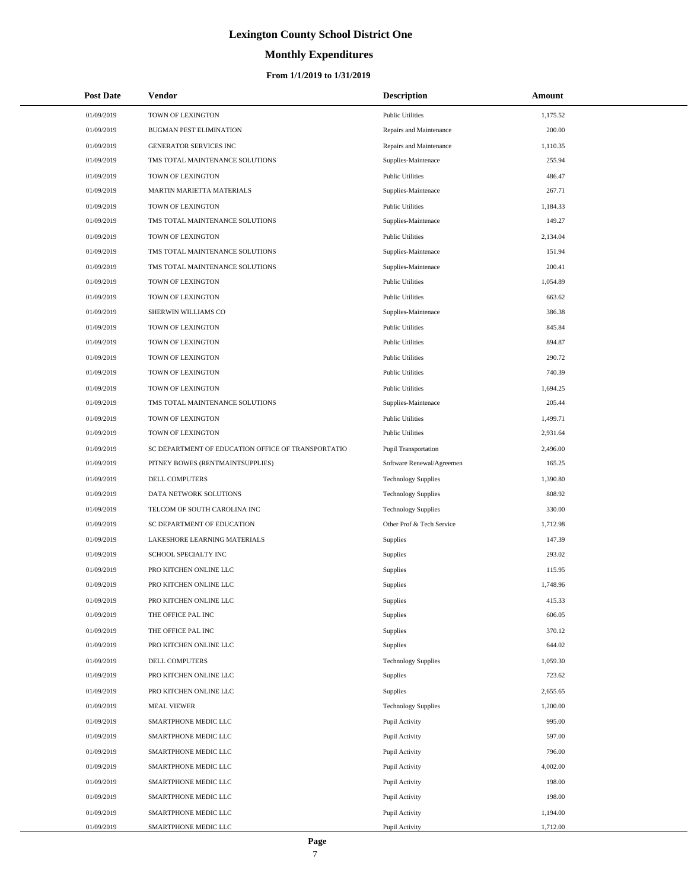# Lexington County School District One

## Monthly Expenditures

### From 1/1/2019 to 1/31/2019

| Post Date | Vendor | Description | Amount |
|---|---|---|---|
| 01/09/2019 | TOWN OF LEXINGTON | Public Utilities | 1,175.52 |
| 01/09/2019 | BUGMAN PEST ELIMINATION | Repairs and Maintenance | 200.00 |
| 01/09/2019 | GENERATOR SERVICES INC | Repairs and Maintenance | 1,110.35 |
| 01/09/2019 | TMS TOTAL MAINTENANCE SOLUTIONS | Supplies-Maintenace | 255.94 |
| 01/09/2019 | TOWN OF LEXINGTON | Public Utilities | 486.47 |
| 01/09/2019 | MARTIN MARIETTA MATERIALS | Supplies-Maintenace | 267.71 |
| 01/09/2019 | TOWN OF LEXINGTON | Public Utilities | 1,184.33 |
| 01/09/2019 | TMS TOTAL MAINTENANCE SOLUTIONS | Supplies-Maintenace | 149.27 |
| 01/09/2019 | TOWN OF LEXINGTON | Public Utilities | 2,134.04 |
| 01/09/2019 | TMS TOTAL MAINTENANCE SOLUTIONS | Supplies-Maintenace | 151.94 |
| 01/09/2019 | TMS TOTAL MAINTENANCE SOLUTIONS | Supplies-Maintenace | 200.41 |
| 01/09/2019 | TOWN OF LEXINGTON | Public Utilities | 1,054.89 |
| 01/09/2019 | TOWN OF LEXINGTON | Public Utilities | 663.62 |
| 01/09/2019 | SHERWIN WILLIAMS CO | Supplies-Maintenace | 386.38 |
| 01/09/2019 | TOWN OF LEXINGTON | Public Utilities | 845.84 |
| 01/09/2019 | TOWN OF LEXINGTON | Public Utilities | 894.87 |
| 01/09/2019 | TOWN OF LEXINGTON | Public Utilities | 290.72 |
| 01/09/2019 | TOWN OF LEXINGTON | Public Utilities | 740.39 |
| 01/09/2019 | TOWN OF LEXINGTON | Public Utilities | 1,694.25 |
| 01/09/2019 | TMS TOTAL MAINTENANCE SOLUTIONS | Supplies-Maintenace | 205.44 |
| 01/09/2019 | TOWN OF LEXINGTON | Public Utilities | 1,499.71 |
| 01/09/2019 | TOWN OF LEXINGTON | Public Utilities | 2,931.64 |
| 01/09/2019 | SC DEPARTMENT OF EDUCATION OFFICE OF TRANSPORTATIO | Pupil Transportation | 2,496.00 |
| 01/09/2019 | PITNEY BOWES (RENTMAINTSUPPLIES) | Software Renewal/Agreemen | 165.25 |
| 01/09/2019 | DELL COMPUTERS | Technology Supplies | 1,390.80 |
| 01/09/2019 | DATA NETWORK SOLUTIONS | Technology Supplies | 808.92 |
| 01/09/2019 | TELCOM OF SOUTH CAROLINA INC | Technology Supplies | 330.00 |
| 01/09/2019 | SC DEPARTMENT OF EDUCATION | Other Prof & Tech Service | 1,712.98 |
| 01/09/2019 | LAKESHORE LEARNING MATERIALS | Supplies | 147.39 |
| 01/09/2019 | SCHOOL SPECIALTY INC | Supplies | 293.02 |
| 01/09/2019 | PRO KITCHEN ONLINE LLC | Supplies | 115.95 |
| 01/09/2019 | PRO KITCHEN ONLINE LLC | Supplies | 1,748.96 |
| 01/09/2019 | PRO KITCHEN ONLINE LLC | Supplies | 415.33 |
| 01/09/2019 | THE OFFICE PAL INC | Supplies | 606.05 |
| 01/09/2019 | THE OFFICE PAL INC | Supplies | 370.12 |
| 01/09/2019 | PRO KITCHEN ONLINE LLC | Supplies | 644.02 |
| 01/09/2019 | DELL COMPUTERS | Technology Supplies | 1,059.30 |
| 01/09/2019 | PRO KITCHEN ONLINE LLC | Supplies | 723.62 |
| 01/09/2019 | PRO KITCHEN ONLINE LLC | Supplies | 2,655.65 |
| 01/09/2019 | MEAL VIEWER | Technology Supplies | 1,200.00 |
| 01/09/2019 | SMARTPHONE MEDIC LLC | Pupil Activity | 995.00 |
| 01/09/2019 | SMARTPHONE MEDIC LLC | Pupil Activity | 597.00 |
| 01/09/2019 | SMARTPHONE MEDIC LLC | Pupil Activity | 796.00 |
| 01/09/2019 | SMARTPHONE MEDIC LLC | Pupil Activity | 4,002.00 |
| 01/09/2019 | SMARTPHONE MEDIC LLC | Pupil Activity | 198.00 |
| 01/09/2019 | SMARTPHONE MEDIC LLC | Pupil Activity | 198.00 |
| 01/09/2019 | SMARTPHONE MEDIC LLC | Pupil Activity | 1,194.00 |
| 01/09/2019 | SMARTPHONE MEDIC LLC | Pupil Activity | 1,712.00 |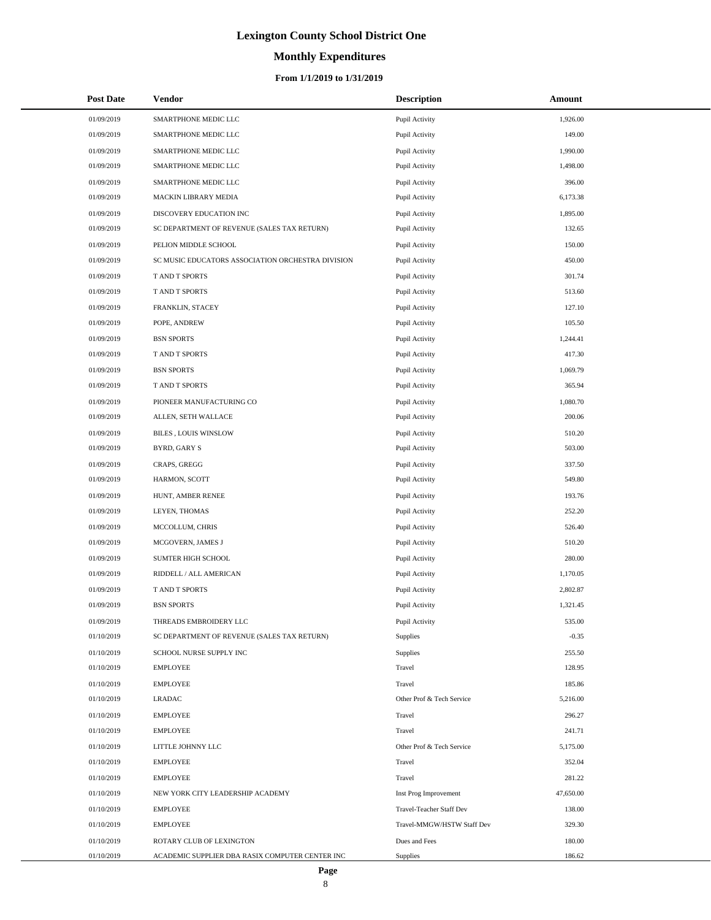# Lexington County School District One

## Monthly Expenditures

### From 1/1/2019 to 1/31/2019

| Post Date | Vendor | Description | Amount |
|---|---|---|---|
| 01/09/2019 | SMARTPHONE MEDIC LLC | Pupil Activity | 1,926.00 |
| 01/09/2019 | SMARTPHONE MEDIC LLC | Pupil Activity | 149.00 |
| 01/09/2019 | SMARTPHONE MEDIC LLC | Pupil Activity | 1,990.00 |
| 01/09/2019 | SMARTPHONE MEDIC LLC | Pupil Activity | 1,498.00 |
| 01/09/2019 | SMARTPHONE MEDIC LLC | Pupil Activity | 396.00 |
| 01/09/2019 | MACKIN LIBRARY MEDIA | Pupil Activity | 6,173.38 |
| 01/09/2019 | DISCOVERY EDUCATION INC | Pupil Activity | 1,895.00 |
| 01/09/2019 | SC DEPARTMENT OF REVENUE (SALES TAX RETURN) | Pupil Activity | 132.65 |
| 01/09/2019 | PELION MIDDLE SCHOOL | Pupil Activity | 150.00 |
| 01/09/2019 | SC MUSIC EDUCATORS ASSOCIATION ORCHESTRA DIVISION | Pupil Activity | 450.00 |
| 01/09/2019 | T AND T SPORTS | Pupil Activity | 301.74 |
| 01/09/2019 | T AND T SPORTS | Pupil Activity | 513.60 |
| 01/09/2019 | FRANKLIN, STACEY | Pupil Activity | 127.10 |
| 01/09/2019 | POPE, ANDREW | Pupil Activity | 105.50 |
| 01/09/2019 | BSN SPORTS | Pupil Activity | 1,244.41 |
| 01/09/2019 | T AND T SPORTS | Pupil Activity | 417.30 |
| 01/09/2019 | BSN SPORTS | Pupil Activity | 1,069.79 |
| 01/09/2019 | T AND T SPORTS | Pupil Activity | 365.94 |
| 01/09/2019 | PIONEER MANUFACTURING CO | Pupil Activity | 1,080.70 |
| 01/09/2019 | ALLEN, SETH WALLACE | Pupil Activity | 200.06 |
| 01/09/2019 | BILES , LOUIS WINSLOW | Pupil Activity | 510.20 |
| 01/09/2019 | BYRD, GARY S | Pupil Activity | 503.00 |
| 01/09/2019 | CRAPS, GREGG | Pupil Activity | 337.50 |
| 01/09/2019 | HARMON, SCOTT | Pupil Activity | 549.80 |
| 01/09/2019 | HUNT, AMBER RENEE | Pupil Activity | 193.76 |
| 01/09/2019 | LEYEN, THOMAS | Pupil Activity | 252.20 |
| 01/09/2019 | MCCOLLUM, CHRIS | Pupil Activity | 526.40 |
| 01/09/2019 | MCGOVERN, JAMES J | Pupil Activity | 510.20 |
| 01/09/2019 | SUMTER HIGH SCHOOL | Pupil Activity | 280.00 |
| 01/09/2019 | RIDDELL / ALL AMERICAN | Pupil Activity | 1,170.05 |
| 01/09/2019 | T AND T SPORTS | Pupil Activity | 2,802.87 |
| 01/09/2019 | BSN SPORTS | Pupil Activity | 1,321.45 |
| 01/09/2019 | THREADS EMBROIDERY LLC | Pupil Activity | 535.00 |
| 01/10/2019 | SC DEPARTMENT OF REVENUE (SALES TAX RETURN) | Supplies | -0.35 |
| 01/10/2019 | SCHOOL NURSE SUPPLY INC | Supplies | 255.50 |
| 01/10/2019 | EMPLOYEE | Travel | 128.95 |
| 01/10/2019 | EMPLOYEE | Travel | 185.86 |
| 01/10/2019 | LRADAC | Other Prof & Tech Service | 5,216.00 |
| 01/10/2019 | EMPLOYEE | Travel | 296.27 |
| 01/10/2019 | EMPLOYEE | Travel | 241.71 |
| 01/10/2019 | LITTLE JOHNNY LLC | Other Prof & Tech Service | 5,175.00 |
| 01/10/2019 | EMPLOYEE | Travel | 352.04 |
| 01/10/2019 | EMPLOYEE | Travel | 281.22 |
| 01/10/2019 | NEW YORK CITY LEADERSHIP ACADEMY | Inst Prog Improvement | 47,650.00 |
| 01/10/2019 | EMPLOYEE | Travel-Teacher Staff Dev | 138.00 |
| 01/10/2019 | EMPLOYEE | Travel-MMGW/HSTW Staff Dev | 329.30 |
| 01/10/2019 | ROTARY CLUB OF LEXINGTON | Dues and Fees | 180.00 |
| 01/10/2019 | ACADEMIC SUPPLIER DBA RASIX COMPUTER CENTER INC | Supplies | 186.62 |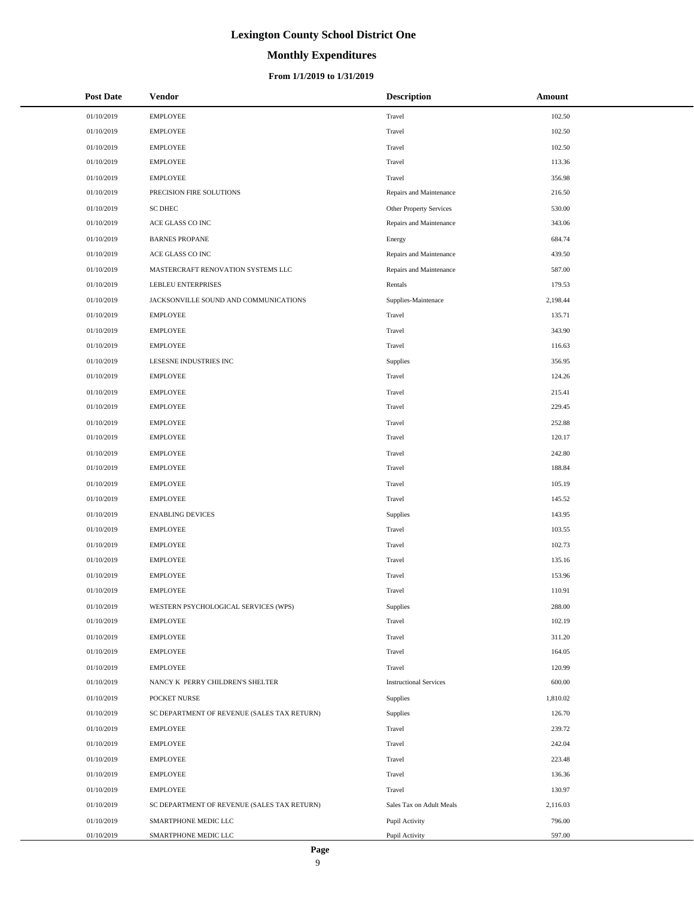# Lexington County School District One

## Monthly Expenditures

### From 1/1/2019 to 1/31/2019

| Post Date | Vendor | Description | Amount |
|---|---|---|---|
| 01/10/2019 | EMPLOYEE | Travel | 102.50 |
| 01/10/2019 | EMPLOYEE | Travel | 102.50 |
| 01/10/2019 | EMPLOYEE | Travel | 102.50 |
| 01/10/2019 | EMPLOYEE | Travel | 113.36 |
| 01/10/2019 | EMPLOYEE | Travel | 356.98 |
| 01/10/2019 | PRECISION FIRE SOLUTIONS | Repairs and Maintenance | 216.50 |
| 01/10/2019 | SC DHEC | Other Property Services | 530.00 |
| 01/10/2019 | ACE GLASS CO INC | Repairs and Maintenance | 343.06 |
| 01/10/2019 | BARNES PROPANE | Energy | 684.74 |
| 01/10/2019 | ACE GLASS CO INC | Repairs and Maintenance | 439.50 |
| 01/10/2019 | MASTERCRAFT RENOVATION SYSTEMS LLC | Repairs and Maintenance | 587.00 |
| 01/10/2019 | LEBLEU ENTERPRISES | Rentals | 179.53 |
| 01/10/2019 | JACKSONVILLE SOUND AND COMMUNICATIONS | Supplies-Maintenace | 2,198.44 |
| 01/10/2019 | EMPLOYEE | Travel | 135.71 |
| 01/10/2019 | EMPLOYEE | Travel | 343.90 |
| 01/10/2019 | EMPLOYEE | Travel | 116.63 |
| 01/10/2019 | LESESNE INDUSTRIES INC | Supplies | 356.95 |
| 01/10/2019 | EMPLOYEE | Travel | 124.26 |
| 01/10/2019 | EMPLOYEE | Travel | 215.41 |
| 01/10/2019 | EMPLOYEE | Travel | 229.45 |
| 01/10/2019 | EMPLOYEE | Travel | 252.88 |
| 01/10/2019 | EMPLOYEE | Travel | 120.17 |
| 01/10/2019 | EMPLOYEE | Travel | 242.80 |
| 01/10/2019 | EMPLOYEE | Travel | 188.84 |
| 01/10/2019 | EMPLOYEE | Travel | 105.19 |
| 01/10/2019 | EMPLOYEE | Travel | 145.52 |
| 01/10/2019 | ENABLING DEVICES | Supplies | 143.95 |
| 01/10/2019 | EMPLOYEE | Travel | 103.55 |
| 01/10/2019 | EMPLOYEE | Travel | 102.73 |
| 01/10/2019 | EMPLOYEE | Travel | 135.16 |
| 01/10/2019 | EMPLOYEE | Travel | 153.96 |
| 01/10/2019 | EMPLOYEE | Travel | 110.91 |
| 01/10/2019 | WESTERN PSYCHOLOGICAL SERVICES (WPS) | Supplies | 288.00 |
| 01/10/2019 | EMPLOYEE | Travel | 102.19 |
| 01/10/2019 | EMPLOYEE | Travel | 311.20 |
| 01/10/2019 | EMPLOYEE | Travel | 164.05 |
| 01/10/2019 | EMPLOYEE | Travel | 120.99 |
| 01/10/2019 | NANCY K PERRY CHILDREN'S SHELTER | Instructional Services | 600.00 |
| 01/10/2019 | POCKET NURSE | Supplies | 1,810.02 |
| 01/10/2019 | SC DEPARTMENT OF REVENUE (SALES TAX RETURN) | Supplies | 126.70 |
| 01/10/2019 | EMPLOYEE | Travel | 239.72 |
| 01/10/2019 | EMPLOYEE | Travel | 242.04 |
| 01/10/2019 | EMPLOYEE | Travel | 223.48 |
| 01/10/2019 | EMPLOYEE | Travel | 136.36 |
| 01/10/2019 | EMPLOYEE | Travel | 130.97 |
| 01/10/2019 | SC DEPARTMENT OF REVENUE (SALES TAX RETURN) | Sales Tax on Adult Meals | 2,116.03 |
| 01/10/2019 | SMARTPHONE MEDIC LLC | Pupil Activity | 796.00 |
| 01/10/2019 | SMARTPHONE MEDIC LLC | Pupil Activity | 597.00 |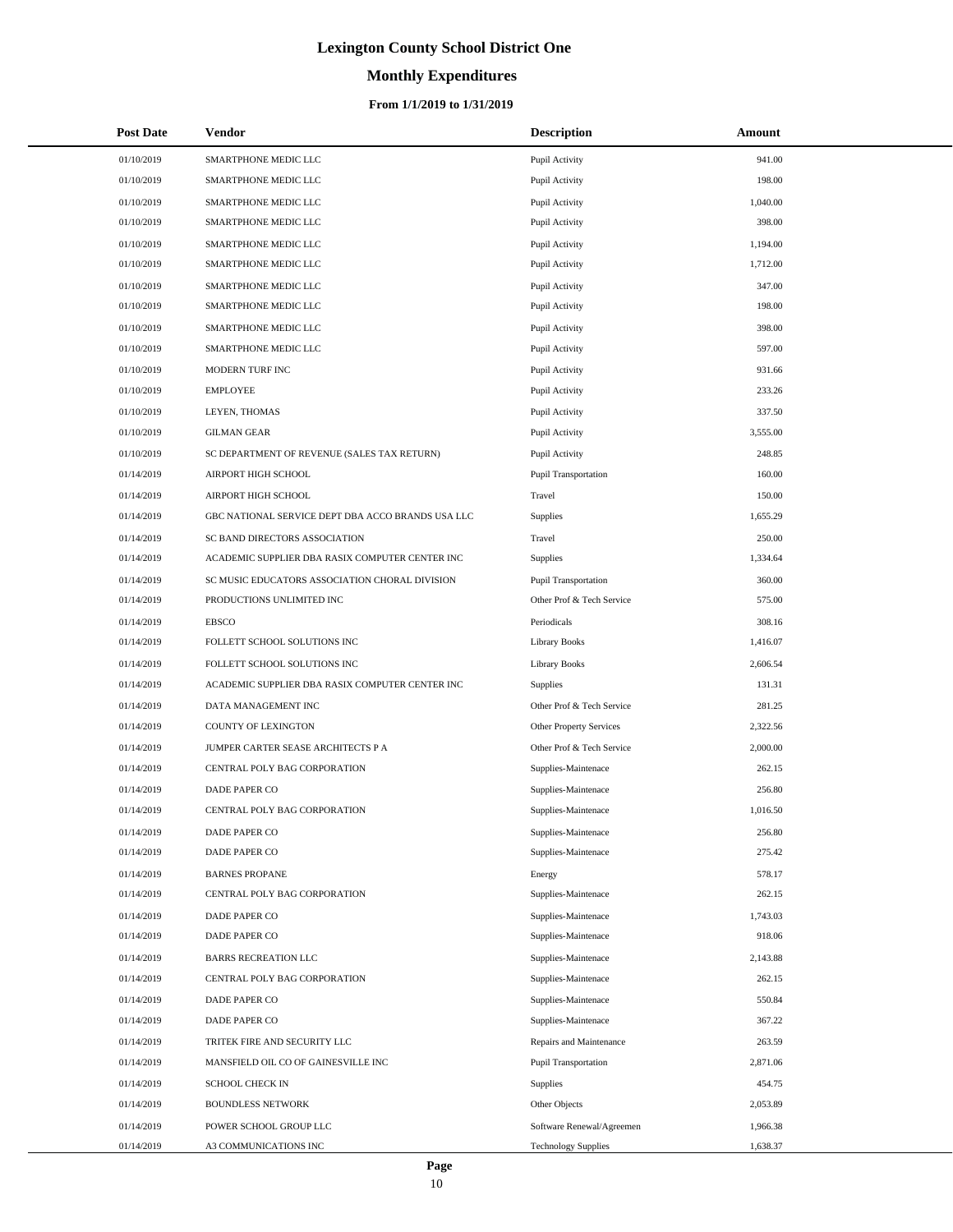# Lexington County School District One

## Monthly Expenditures

### From 1/1/2019 to 1/31/2019

| Post Date | Vendor | Description | Amount |
|---|---|---|---|
| 01/10/2019 | SMARTPHONE MEDIC LLC | Pupil Activity | 941.00 |
| 01/10/2019 | SMARTPHONE MEDIC LLC | Pupil Activity | 198.00 |
| 01/10/2019 | SMARTPHONE MEDIC LLC | Pupil Activity | 1,040.00 |
| 01/10/2019 | SMARTPHONE MEDIC LLC | Pupil Activity | 398.00 |
| 01/10/2019 | SMARTPHONE MEDIC LLC | Pupil Activity | 1,194.00 |
| 01/10/2019 | SMARTPHONE MEDIC LLC | Pupil Activity | 1,712.00 |
| 01/10/2019 | SMARTPHONE MEDIC LLC | Pupil Activity | 347.00 |
| 01/10/2019 | SMARTPHONE MEDIC LLC | Pupil Activity | 198.00 |
| 01/10/2019 | SMARTPHONE MEDIC LLC | Pupil Activity | 398.00 |
| 01/10/2019 | SMARTPHONE MEDIC LLC | Pupil Activity | 597.00 |
| 01/10/2019 | MODERN TURF INC | Pupil Activity | 931.66 |
| 01/10/2019 | EMPLOYEE | Pupil Activity | 233.26 |
| 01/10/2019 | LEYEN, THOMAS | Pupil Activity | 337.50 |
| 01/10/2019 | GILMAN GEAR | Pupil Activity | 3,555.00 |
| 01/10/2019 | SC DEPARTMENT OF REVENUE (SALES TAX RETURN) | Pupil Activity | 248.85 |
| 01/14/2019 | AIRPORT HIGH SCHOOL | Pupil Transportation | 160.00 |
| 01/14/2019 | AIRPORT HIGH SCHOOL | Travel | 150.00 |
| 01/14/2019 | GBC NATIONAL SERVICE DEPT DBA ACCO BRANDS USA LLC | Supplies | 1,655.29 |
| 01/14/2019 | SC BAND DIRECTORS ASSOCIATION | Travel | 250.00 |
| 01/14/2019 | ACADEMIC SUPPLIER DBA RASIX COMPUTER CENTER INC | Supplies | 1,334.64 |
| 01/14/2019 | SC MUSIC EDUCATORS ASSOCIATION CHORAL DIVISION | Pupil Transportation | 360.00 |
| 01/14/2019 | PRODUCTIONS UNLIMITED INC | Other Prof & Tech Service | 575.00 |
| 01/14/2019 | EBSCO | Periodicals | 308.16 |
| 01/14/2019 | FOLLETT SCHOOL SOLUTIONS INC | Library Books | 1,416.07 |
| 01/14/2019 | FOLLETT SCHOOL SOLUTIONS INC | Library Books | 2,606.54 |
| 01/14/2019 | ACADEMIC SUPPLIER DBA RASIX COMPUTER CENTER INC | Supplies | 131.31 |
| 01/14/2019 | DATA MANAGEMENT INC | Other Prof & Tech Service | 281.25 |
| 01/14/2019 | COUNTY OF LEXINGTON | Other Property Services | 2,322.56 |
| 01/14/2019 | JUMPER CARTER SEASE ARCHITECTS P A | Other Prof & Tech Service | 2,000.00 |
| 01/14/2019 | CENTRAL POLY BAG CORPORATION | Supplies-Maintenace | 262.15 |
| 01/14/2019 | DADE PAPER CO | Supplies-Maintenace | 256.80 |
| 01/14/2019 | CENTRAL POLY BAG CORPORATION | Supplies-Maintenace | 1,016.50 |
| 01/14/2019 | DADE PAPER CO | Supplies-Maintenace | 256.80 |
| 01/14/2019 | DADE PAPER CO | Supplies-Maintenace | 275.42 |
| 01/14/2019 | BARNES PROPANE | Energy | 578.17 |
| 01/14/2019 | CENTRAL POLY BAG CORPORATION | Supplies-Maintenace | 262.15 |
| 01/14/2019 | DADE PAPER CO | Supplies-Maintenace | 1,743.03 |
| 01/14/2019 | DADE PAPER CO | Supplies-Maintenace | 918.06 |
| 01/14/2019 | BARRS RECREATION LLC | Supplies-Maintenace | 2,143.88 |
| 01/14/2019 | CENTRAL POLY BAG CORPORATION | Supplies-Maintenace | 262.15 |
| 01/14/2019 | DADE PAPER CO | Supplies-Maintenace | 550.84 |
| 01/14/2019 | DADE PAPER CO | Supplies-Maintenace | 367.22 |
| 01/14/2019 | TRITEK FIRE AND SECURITY LLC | Repairs and Maintenance | 263.59 |
| 01/14/2019 | MANSFIELD OIL CO OF GAINESVILLE INC | Pupil Transportation | 2,871.06 |
| 01/14/2019 | SCHOOL CHECK IN | Supplies | 454.75 |
| 01/14/2019 | BOUNDLESS NETWORK | Other Objects | 2,053.89 |
| 01/14/2019 | POWER SCHOOL GROUP LLC | Software Renewal/Agreemen | 1,966.38 |
| 01/14/2019 | A3 COMMUNICATIONS INC | Technology Supplies | 1,638.37 |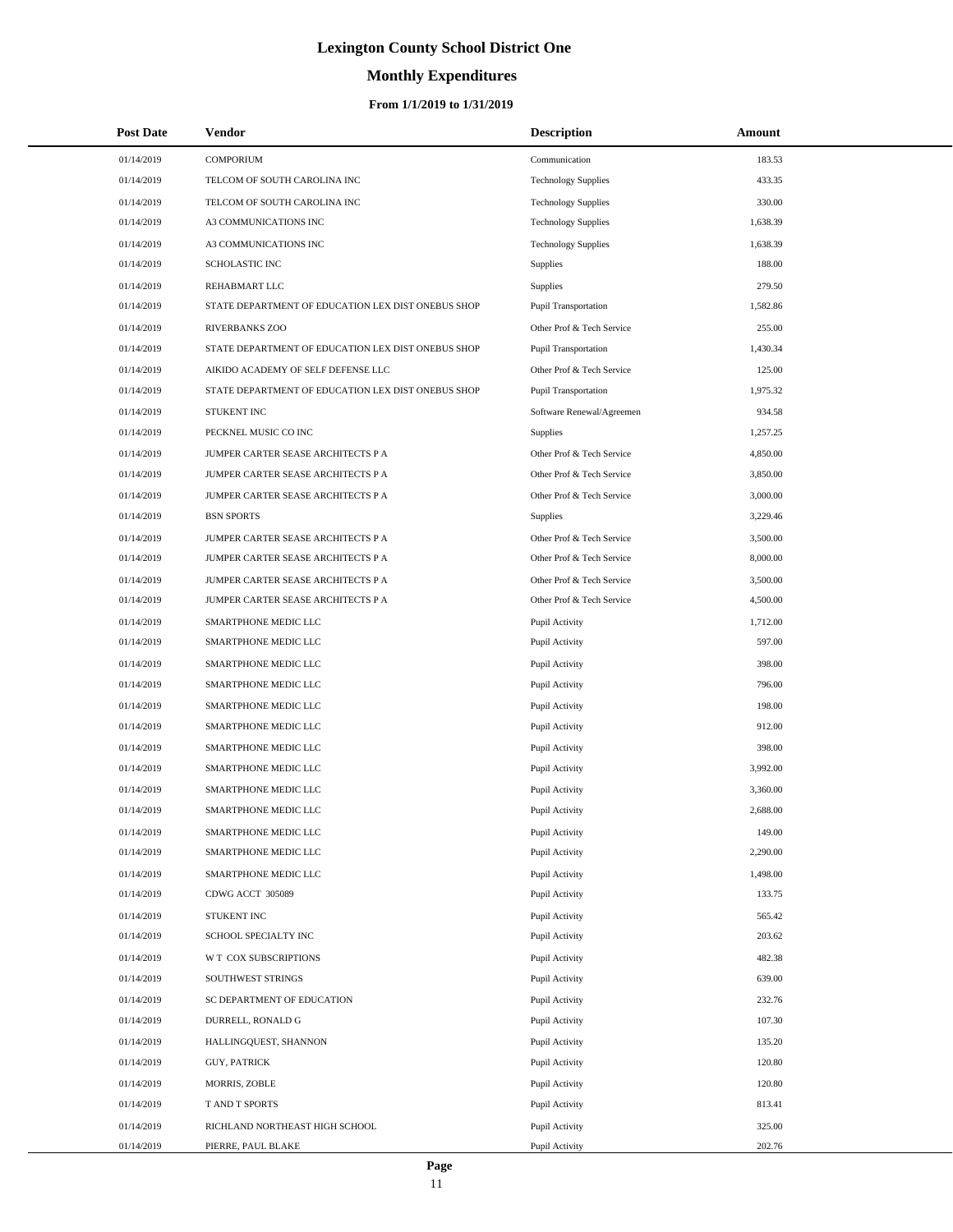# Lexington County School District One

## Monthly Expenditures

### From 1/1/2019 to 1/31/2019

| Post Date | Vendor | Description | Amount |
|---|---|---|---|
| 01/14/2019 | COMPORIUM | Communication | 183.53 |
| 01/14/2019 | TELCOM OF SOUTH CAROLINA INC | Technology Supplies | 433.35 |
| 01/14/2019 | TELCOM OF SOUTH CAROLINA INC | Technology Supplies | 330.00 |
| 01/14/2019 | A3 COMMUNICATIONS INC | Technology Supplies | 1,638.39 |
| 01/14/2019 | A3 COMMUNICATIONS INC | Technology Supplies | 1,638.39 |
| 01/14/2019 | SCHOLASTIC INC | Supplies | 188.00 |
| 01/14/2019 | REHABMART LLC | Supplies | 279.50 |
| 01/14/2019 | STATE DEPARTMENT OF EDUCATION LEX DIST ONEBUS SHOP | Pupil Transportation | 1,582.86 |
| 01/14/2019 | RIVERBANKS ZOO | Other Prof & Tech Service | 255.00 |
| 01/14/2019 | STATE DEPARTMENT OF EDUCATION LEX DIST ONEBUS SHOP | Pupil Transportation | 1,430.34 |
| 01/14/2019 | AIKIDO ACADEMY OF SELF DEFENSE LLC | Other Prof & Tech Service | 125.00 |
| 01/14/2019 | STATE DEPARTMENT OF EDUCATION LEX DIST ONEBUS SHOP | Pupil Transportation | 1,975.32 |
| 01/14/2019 | STUKENT INC | Software Renewal/Agreemen | 934.58 |
| 01/14/2019 | PECKNEL MUSIC CO INC | Supplies | 1,257.25 |
| 01/14/2019 | JUMPER CARTER SEASE ARCHITECTS P A | Other Prof & Tech Service | 4,850.00 |
| 01/14/2019 | JUMPER CARTER SEASE ARCHITECTS P A | Other Prof & Tech Service | 3,850.00 |
| 01/14/2019 | JUMPER CARTER SEASE ARCHITECTS P A | Other Prof & Tech Service | 3,000.00 |
| 01/14/2019 | BSN SPORTS | Supplies | 3,229.46 |
| 01/14/2019 | JUMPER CARTER SEASE ARCHITECTS P A | Other Prof & Tech Service | 3,500.00 |
| 01/14/2019 | JUMPER CARTER SEASE ARCHITECTS P A | Other Prof & Tech Service | 8,000.00 |
| 01/14/2019 | JUMPER CARTER SEASE ARCHITECTS P A | Other Prof & Tech Service | 3,500.00 |
| 01/14/2019 | JUMPER CARTER SEASE ARCHITECTS P A | Other Prof & Tech Service | 4,500.00 |
| 01/14/2019 | SMARTPHONE MEDIC LLC | Pupil Activity | 1,712.00 |
| 01/14/2019 | SMARTPHONE MEDIC LLC | Pupil Activity | 597.00 |
| 01/14/2019 | SMARTPHONE MEDIC LLC | Pupil Activity | 398.00 |
| 01/14/2019 | SMARTPHONE MEDIC LLC | Pupil Activity | 796.00 |
| 01/14/2019 | SMARTPHONE MEDIC LLC | Pupil Activity | 198.00 |
| 01/14/2019 | SMARTPHONE MEDIC LLC | Pupil Activity | 912.00 |
| 01/14/2019 | SMARTPHONE MEDIC LLC | Pupil Activity | 398.00 |
| 01/14/2019 | SMARTPHONE MEDIC LLC | Pupil Activity | 3,992.00 |
| 01/14/2019 | SMARTPHONE MEDIC LLC | Pupil Activity | 3,360.00 |
| 01/14/2019 | SMARTPHONE MEDIC LLC | Pupil Activity | 2,688.00 |
| 01/14/2019 | SMARTPHONE MEDIC LLC | Pupil Activity | 149.00 |
| 01/14/2019 | SMARTPHONE MEDIC LLC | Pupil Activity | 2,290.00 |
| 01/14/2019 | SMARTPHONE MEDIC LLC | Pupil Activity | 1,498.00 |
| 01/14/2019 | CDWG ACCT 305089 | Pupil Activity | 133.75 |
| 01/14/2019 | STUKENT INC | Pupil Activity | 565.42 |
| 01/14/2019 | SCHOOL SPECIALTY INC | Pupil Activity | 203.62 |
| 01/14/2019 | W T COX SUBSCRIPTIONS | Pupil Activity | 482.38 |
| 01/14/2019 | SOUTHWEST STRINGS | Pupil Activity | 639.00 |
| 01/14/2019 | SC DEPARTMENT OF EDUCATION | Pupil Activity | 232.76 |
| 01/14/2019 | DURRELL, RONALD G | Pupil Activity | 107.30 |
| 01/14/2019 | HALLINGQUEST, SHANNON | Pupil Activity | 135.20 |
| 01/14/2019 | GUY, PATRICK | Pupil Activity | 120.80 |
| 01/14/2019 | MORRIS, ZOBLE | Pupil Activity | 120.80 |
| 01/14/2019 | T AND T SPORTS | Pupil Activity | 813.41 |
| 01/14/2019 | RICHLAND NORTHEAST HIGH SCHOOL | Pupil Activity | 325.00 |
| 01/14/2019 | PIERRE, PAUL BLAKE | Pupil Activity | 202.76 |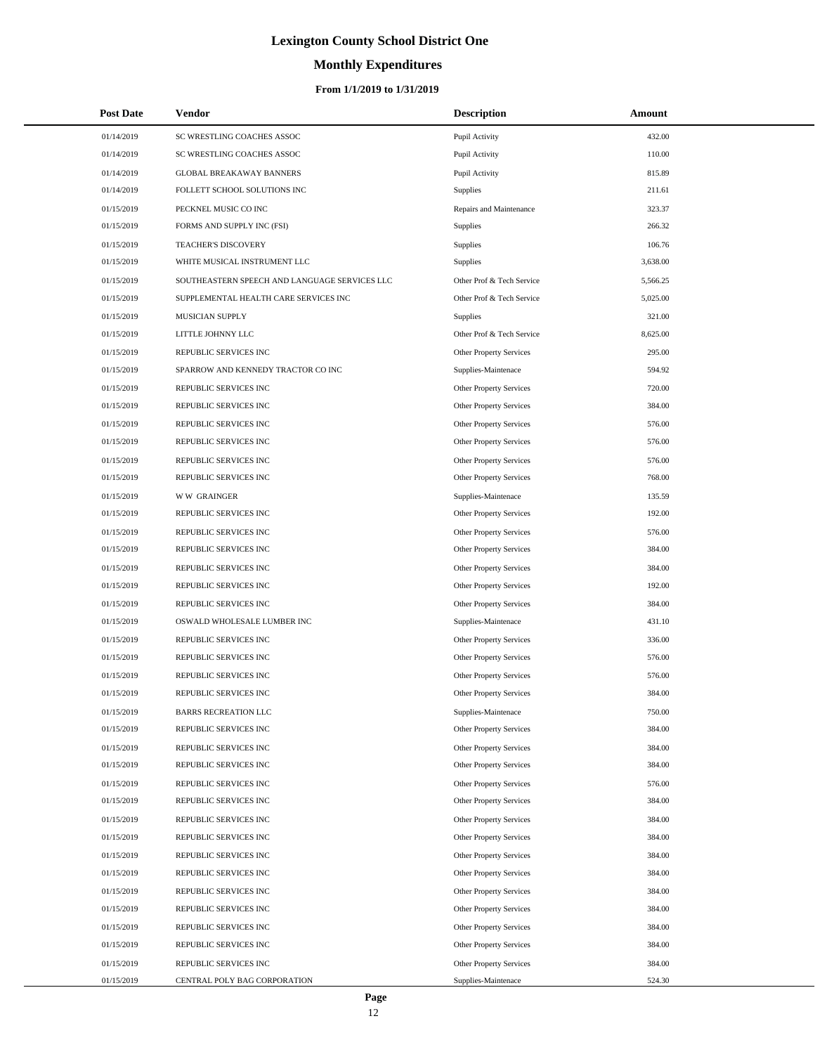# Lexington County School District One

## Monthly Expenditures

### From 1/1/2019 to 1/31/2019

| Post Date | Vendor | Description | Amount |
|---|---|---|---|
| 01/14/2019 | SC WRESTLING COACHES ASSOC | Pupil Activity | 432.00 |
| 01/14/2019 | SC WRESTLING COACHES ASSOC | Pupil Activity | 110.00 |
| 01/14/2019 | GLOBAL BREAKAWAY BANNERS | Pupil Activity | 815.89 |
| 01/14/2019 | FOLLETT SCHOOL SOLUTIONS INC | Supplies | 211.61 |
| 01/15/2019 | PECKNEL MUSIC CO INC | Repairs and Maintenance | 323.37 |
| 01/15/2019 | FORMS AND SUPPLY INC (FSI) | Supplies | 266.32 |
| 01/15/2019 | TEACHER'S DISCOVERY | Supplies | 106.76 |
| 01/15/2019 | WHITE MUSICAL INSTRUMENT LLC | Supplies | 3,638.00 |
| 01/15/2019 | SOUTHEASTERN SPEECH AND LANGUAGE SERVICES LLC | Other Prof & Tech Service | 5,566.25 |
| 01/15/2019 | SUPPLEMENTAL HEALTH CARE SERVICES INC | Other Prof & Tech Service | 5,025.00 |
| 01/15/2019 | MUSICIAN SUPPLY | Supplies | 321.00 |
| 01/15/2019 | LITTLE JOHNNY LLC | Other Prof & Tech Service | 8,625.00 |
| 01/15/2019 | REPUBLIC SERVICES INC | Other Property Services | 295.00 |
| 01/15/2019 | SPARROW AND KENNEDY TRACTOR CO INC | Supplies-Maintenace | 594.92 |
| 01/15/2019 | REPUBLIC SERVICES INC | Other Property Services | 720.00 |
| 01/15/2019 | REPUBLIC SERVICES INC | Other Property Services | 384.00 |
| 01/15/2019 | REPUBLIC SERVICES INC | Other Property Services | 576.00 |
| 01/15/2019 | REPUBLIC SERVICES INC | Other Property Services | 576.00 |
| 01/15/2019 | REPUBLIC SERVICES INC | Other Property Services | 576.00 |
| 01/15/2019 | REPUBLIC SERVICES INC | Other Property Services | 768.00 |
| 01/15/2019 | W W GRAINGER | Supplies-Maintenace | 135.59 |
| 01/15/2019 | REPUBLIC SERVICES INC | Other Property Services | 192.00 |
| 01/15/2019 | REPUBLIC SERVICES INC | Other Property Services | 576.00 |
| 01/15/2019 | REPUBLIC SERVICES INC | Other Property Services | 384.00 |
| 01/15/2019 | REPUBLIC SERVICES INC | Other Property Services | 384.00 |
| 01/15/2019 | REPUBLIC SERVICES INC | Other Property Services | 192.00 |
| 01/15/2019 | REPUBLIC SERVICES INC | Other Property Services | 384.00 |
| 01/15/2019 | OSWALD WHOLESALE LUMBER INC | Supplies-Maintenace | 431.10 |
| 01/15/2019 | REPUBLIC SERVICES INC | Other Property Services | 336.00 |
| 01/15/2019 | REPUBLIC SERVICES INC | Other Property Services | 576.00 |
| 01/15/2019 | REPUBLIC SERVICES INC | Other Property Services | 576.00 |
| 01/15/2019 | REPUBLIC SERVICES INC | Other Property Services | 384.00 |
| 01/15/2019 | BARRS RECREATION LLC | Supplies-Maintenace | 750.00 |
| 01/15/2019 | REPUBLIC SERVICES INC | Other Property Services | 384.00 |
| 01/15/2019 | REPUBLIC SERVICES INC | Other Property Services | 384.00 |
| 01/15/2019 | REPUBLIC SERVICES INC | Other Property Services | 384.00 |
| 01/15/2019 | REPUBLIC SERVICES INC | Other Property Services | 576.00 |
| 01/15/2019 | REPUBLIC SERVICES INC | Other Property Services | 384.00 |
| 01/15/2019 | REPUBLIC SERVICES INC | Other Property Services | 384.00 |
| 01/15/2019 | REPUBLIC SERVICES INC | Other Property Services | 384.00 |
| 01/15/2019 | REPUBLIC SERVICES INC | Other Property Services | 384.00 |
| 01/15/2019 | REPUBLIC SERVICES INC | Other Property Services | 384.00 |
| 01/15/2019 | REPUBLIC SERVICES INC | Other Property Services | 384.00 |
| 01/15/2019 | REPUBLIC SERVICES INC | Other Property Services | 384.00 |
| 01/15/2019 | REPUBLIC SERVICES INC | Other Property Services | 384.00 |
| 01/15/2019 | REPUBLIC SERVICES INC | Other Property Services | 384.00 |
| 01/15/2019 | REPUBLIC SERVICES INC | Other Property Services | 384.00 |
| 01/15/2019 | CENTRAL POLY BAG CORPORATION | Supplies-Maintenace | 524.30 |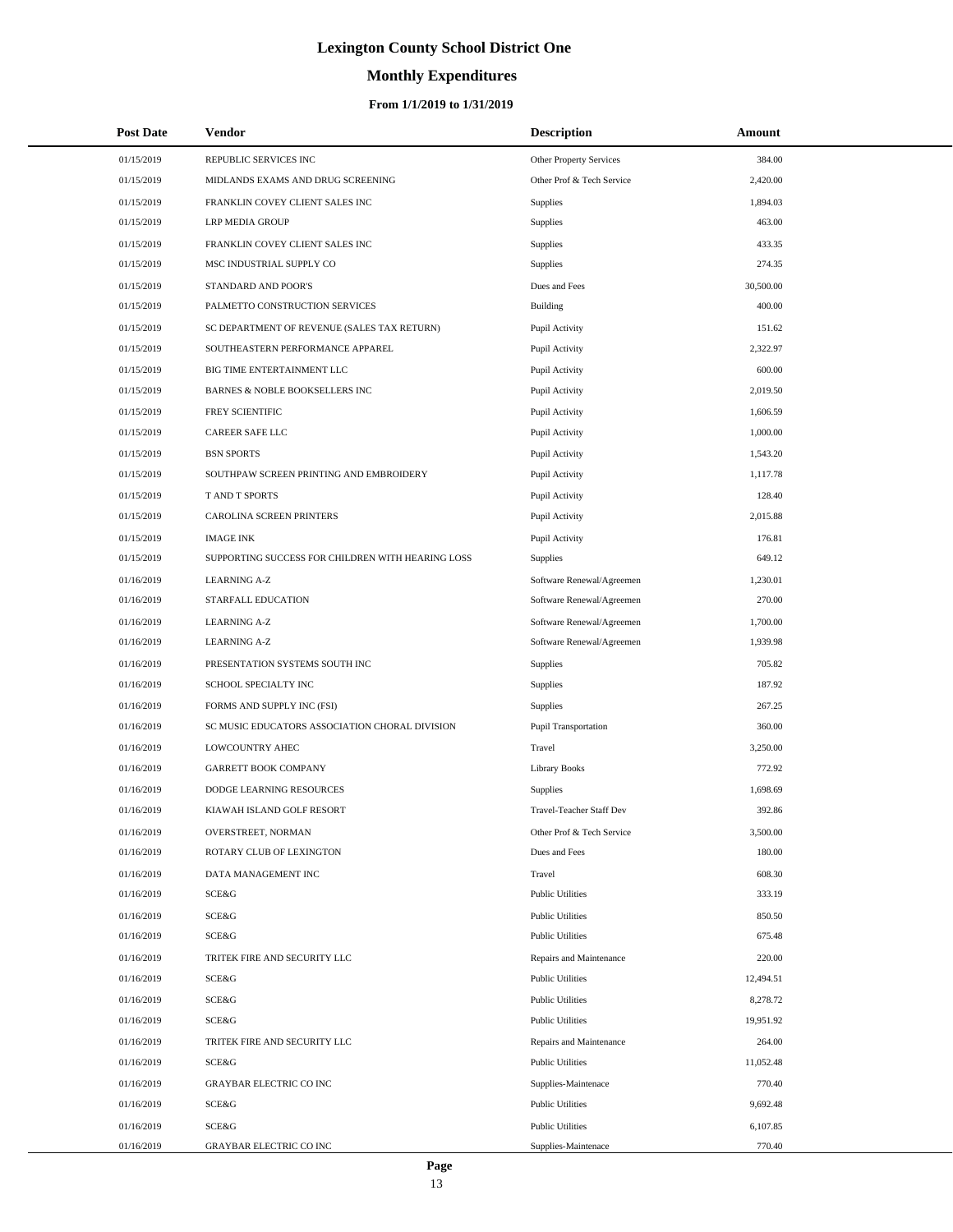# Lexington County School District One

## Monthly Expenditures

### From 1/1/2019 to 1/31/2019

| Post Date | Vendor | Description | Amount |
|---|---|---|---|
| 01/15/2019 | REPUBLIC SERVICES INC | Other Property Services | 384.00 |
| 01/15/2019 | MIDLANDS EXAMS AND DRUG SCREENING | Other Prof & Tech Service | 2,420.00 |
| 01/15/2019 | FRANKLIN COVEY CLIENT SALES INC | Supplies | 1,894.03 |
| 01/15/2019 | LRP MEDIA GROUP | Supplies | 463.00 |
| 01/15/2019 | FRANKLIN COVEY CLIENT SALES INC | Supplies | 433.35 |
| 01/15/2019 | MSC INDUSTRIAL SUPPLY CO | Supplies | 274.35 |
| 01/15/2019 | STANDARD AND POOR'S | Dues and Fees | 30,500.00 |
| 01/15/2019 | PALMETTO CONSTRUCTION SERVICES | Building | 400.00 |
| 01/15/2019 | SC DEPARTMENT OF REVENUE (SALES TAX RETURN) | Pupil Activity | 151.62 |
| 01/15/2019 | SOUTHEASTERN PERFORMANCE APPAREL | Pupil Activity | 2,322.97 |
| 01/15/2019 | BIG TIME ENTERTAINMENT LLC | Pupil Activity | 600.00 |
| 01/15/2019 | BARNES & NOBLE BOOKSELLERS INC | Pupil Activity | 2,019.50 |
| 01/15/2019 | FREY SCIENTIFIC | Pupil Activity | 1,606.59 |
| 01/15/2019 | CAREER SAFE LLC | Pupil Activity | 1,000.00 |
| 01/15/2019 | BSN SPORTS | Pupil Activity | 1,543.20 |
| 01/15/2019 | SOUTHPAW SCREEN PRINTING AND EMBROIDERY | Pupil Activity | 1,117.78 |
| 01/15/2019 | T AND T SPORTS | Pupil Activity | 128.40 |
| 01/15/2019 | CAROLINA SCREEN PRINTERS | Pupil Activity | 2,015.88 |
| 01/15/2019 | IMAGE INK | Pupil Activity | 176.81 |
| 01/15/2019 | SUPPORTING SUCCESS FOR CHILDREN WITH HEARING LOSS | Supplies | 649.12 |
| 01/16/2019 | LEARNING A-Z | Software Renewal/Agreemen | 1,230.01 |
| 01/16/2019 | STARFALL EDUCATION | Software Renewal/Agreemen | 270.00 |
| 01/16/2019 | LEARNING A-Z | Software Renewal/Agreemen | 1,700.00 |
| 01/16/2019 | LEARNING A-Z | Software Renewal/Agreemen | 1,939.98 |
| 01/16/2019 | PRESENTATION SYSTEMS SOUTH INC | Supplies | 705.82 |
| 01/16/2019 | SCHOOL SPECIALTY INC | Supplies | 187.92 |
| 01/16/2019 | FORMS AND SUPPLY INC (FSI) | Supplies | 267.25 |
| 01/16/2019 | SC MUSIC EDUCATORS ASSOCIATION CHORAL DIVISION | Pupil Transportation | 360.00 |
| 01/16/2019 | LOWCOUNTRY AHEC | Travel | 3,250.00 |
| 01/16/2019 | GARRETT BOOK COMPANY | Library Books | 772.92 |
| 01/16/2019 | DODGE LEARNING RESOURCES | Supplies | 1,698.69 |
| 01/16/2019 | KIAWAH ISLAND GOLF RESORT | Travel-Teacher Staff Dev | 392.86 |
| 01/16/2019 | OVERSTREET, NORMAN | Other Prof & Tech Service | 3,500.00 |
| 01/16/2019 | ROTARY CLUB OF LEXINGTON | Dues and Fees | 180.00 |
| 01/16/2019 | DATA MANAGEMENT INC | Travel | 608.30 |
| 01/16/2019 | SCE&G | Public Utilities | 333.19 |
| 01/16/2019 | SCE&G | Public Utilities | 850.50 |
| 01/16/2019 | SCE&G | Public Utilities | 675.48 |
| 01/16/2019 | TRITEK FIRE AND SECURITY LLC | Repairs and Maintenance | 220.00 |
| 01/16/2019 | SCE&G | Public Utilities | 12,494.51 |
| 01/16/2019 | SCE&G | Public Utilities | 8,278.72 |
| 01/16/2019 | SCE&G | Public Utilities | 19,951.92 |
| 01/16/2019 | TRITEK FIRE AND SECURITY LLC | Repairs and Maintenance | 264.00 |
| 01/16/2019 | SCE&G | Public Utilities | 11,052.48 |
| 01/16/2019 | GRAYBAR ELECTRIC CO INC | Supplies-Maintenace | 770.40 |
| 01/16/2019 | SCE&G | Public Utilities | 9,692.48 |
| 01/16/2019 | SCE&G | Public Utilities | 6,107.85 |
| 01/16/2019 | GRAYBAR ELECTRIC CO INC | Supplies-Maintenace | 770.40 |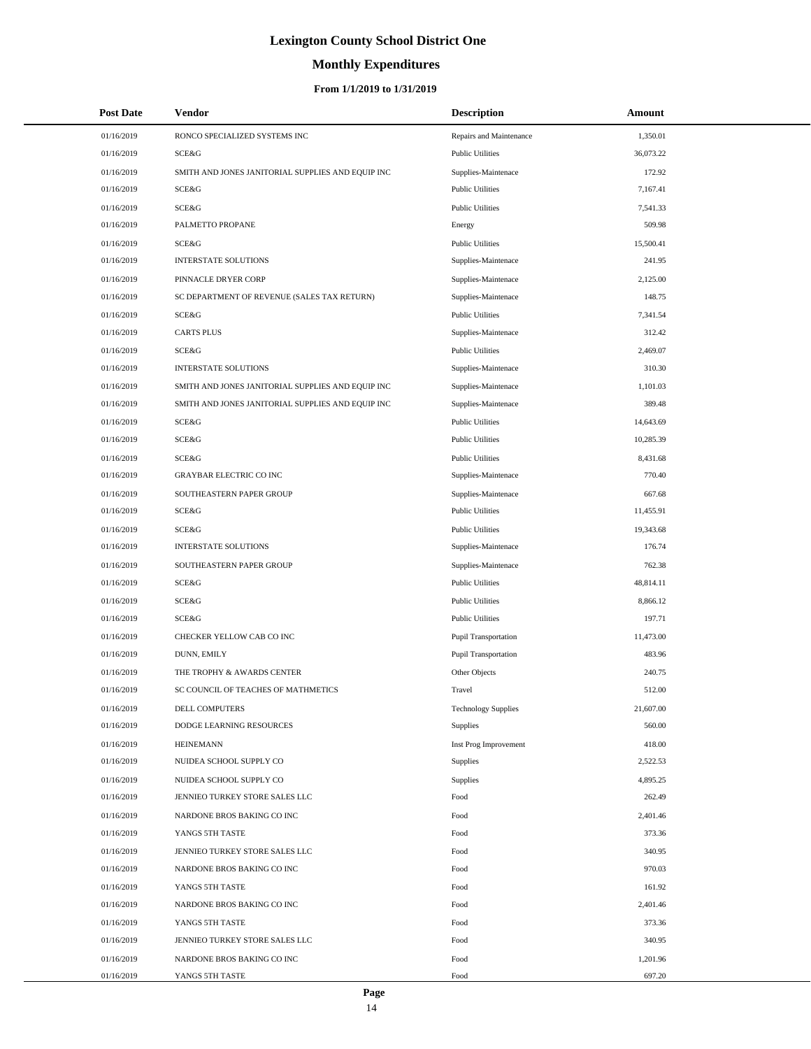# Lexington County School District One

## Monthly Expenditures

### From 1/1/2019 to 1/31/2019

| Post Date | Vendor | Description | Amount |
|---|---|---|---|
| 01/16/2019 | RONCO SPECIALIZED SYSTEMS INC | Repairs and Maintenance | 1,350.01 |
| 01/16/2019 | SCE&G | Public Utilities | 36,073.22 |
| 01/16/2019 | SMITH AND JONES JANITORIAL SUPPLIES AND EQUIP INC | Supplies-Maintenace | 172.92 |
| 01/16/2019 | SCE&G | Public Utilities | 7,167.41 |
| 01/16/2019 | SCE&G | Public Utilities | 7,541.33 |
| 01/16/2019 | PALMETTO PROPANE | Energy | 509.98 |
| 01/16/2019 | SCE&G | Public Utilities | 15,500.41 |
| 01/16/2019 | INTERSTATE SOLUTIONS | Supplies-Maintenace | 241.95 |
| 01/16/2019 | PINNACLE DRYER CORP | Supplies-Maintenace | 2,125.00 |
| 01/16/2019 | SC DEPARTMENT OF REVENUE (SALES TAX RETURN) | Supplies-Maintenace | 148.75 |
| 01/16/2019 | SCE&G | Public Utilities | 7,341.54 |
| 01/16/2019 | CARTS PLUS | Supplies-Maintenace | 312.42 |
| 01/16/2019 | SCE&G | Public Utilities | 2,469.07 |
| 01/16/2019 | INTERSTATE SOLUTIONS | Supplies-Maintenace | 310.30 |
| 01/16/2019 | SMITH AND JONES JANITORIAL SUPPLIES AND EQUIP INC | Supplies-Maintenace | 1,101.03 |
| 01/16/2019 | SMITH AND JONES JANITORIAL SUPPLIES AND EQUIP INC | Supplies-Maintenace | 389.48 |
| 01/16/2019 | SCE&G | Public Utilities | 14,643.69 |
| 01/16/2019 | SCE&G | Public Utilities | 10,285.39 |
| 01/16/2019 | SCE&G | Public Utilities | 8,431.68 |
| 01/16/2019 | GRAYBAR ELECTRIC CO INC | Supplies-Maintenace | 770.40 |
| 01/16/2019 | SOUTHEASTERN PAPER GROUP | Supplies-Maintenace | 667.68 |
| 01/16/2019 | SCE&G | Public Utilities | 11,455.91 |
| 01/16/2019 | SCE&G | Public Utilities | 19,343.68 |
| 01/16/2019 | INTERSTATE SOLUTIONS | Supplies-Maintenace | 176.74 |
| 01/16/2019 | SOUTHEASTERN PAPER GROUP | Supplies-Maintenace | 762.38 |
| 01/16/2019 | SCE&G | Public Utilities | 48,814.11 |
| 01/16/2019 | SCE&G | Public Utilities | 8,866.12 |
| 01/16/2019 | SCE&G | Public Utilities | 197.71 |
| 01/16/2019 | CHECKER YELLOW CAB CO INC | Pupil Transportation | 11,473.00 |
| 01/16/2019 | DUNN, EMILY | Pupil Transportation | 483.96 |
| 01/16/2019 | THE TROPHY & AWARDS CENTER | Other Objects | 240.75 |
| 01/16/2019 | SC COUNCIL OF TEACHES OF MATHMETICS | Travel | 512.00 |
| 01/16/2019 | DELL COMPUTERS | Technology Supplies | 21,607.00 |
| 01/16/2019 | DODGE LEARNING RESOURCES | Supplies | 560.00 |
| 01/16/2019 | HEINEMANN | Inst Prog Improvement | 418.00 |
| 01/16/2019 | NUIDEA SCHOOL SUPPLY CO | Supplies | 2,522.53 |
| 01/16/2019 | NUIDEA SCHOOL SUPPLY CO | Supplies | 4,895.25 |
| 01/16/2019 | JENNIEO TURKEY STORE SALES LLC | Food | 262.49 |
| 01/16/2019 | NARDONE BROS BAKING CO INC | Food | 2,401.46 |
| 01/16/2019 | YANGS 5TH TASTE | Food | 373.36 |
| 01/16/2019 | JENNIEO TURKEY STORE SALES LLC | Food | 340.95 |
| 01/16/2019 | NARDONE BROS BAKING CO INC | Food | 970.03 |
| 01/16/2019 | YANGS 5TH TASTE | Food | 161.92 |
| 01/16/2019 | NARDONE BROS BAKING CO INC | Food | 2,401.46 |
| 01/16/2019 | YANGS 5TH TASTE | Food | 373.36 |
| 01/16/2019 | JENNIEO TURKEY STORE SALES LLC | Food | 340.95 |
| 01/16/2019 | NARDONE BROS BAKING CO INC | Food | 1,201.96 |
| 01/16/2019 | YANGS 5TH TASTE | Food | 697.20 |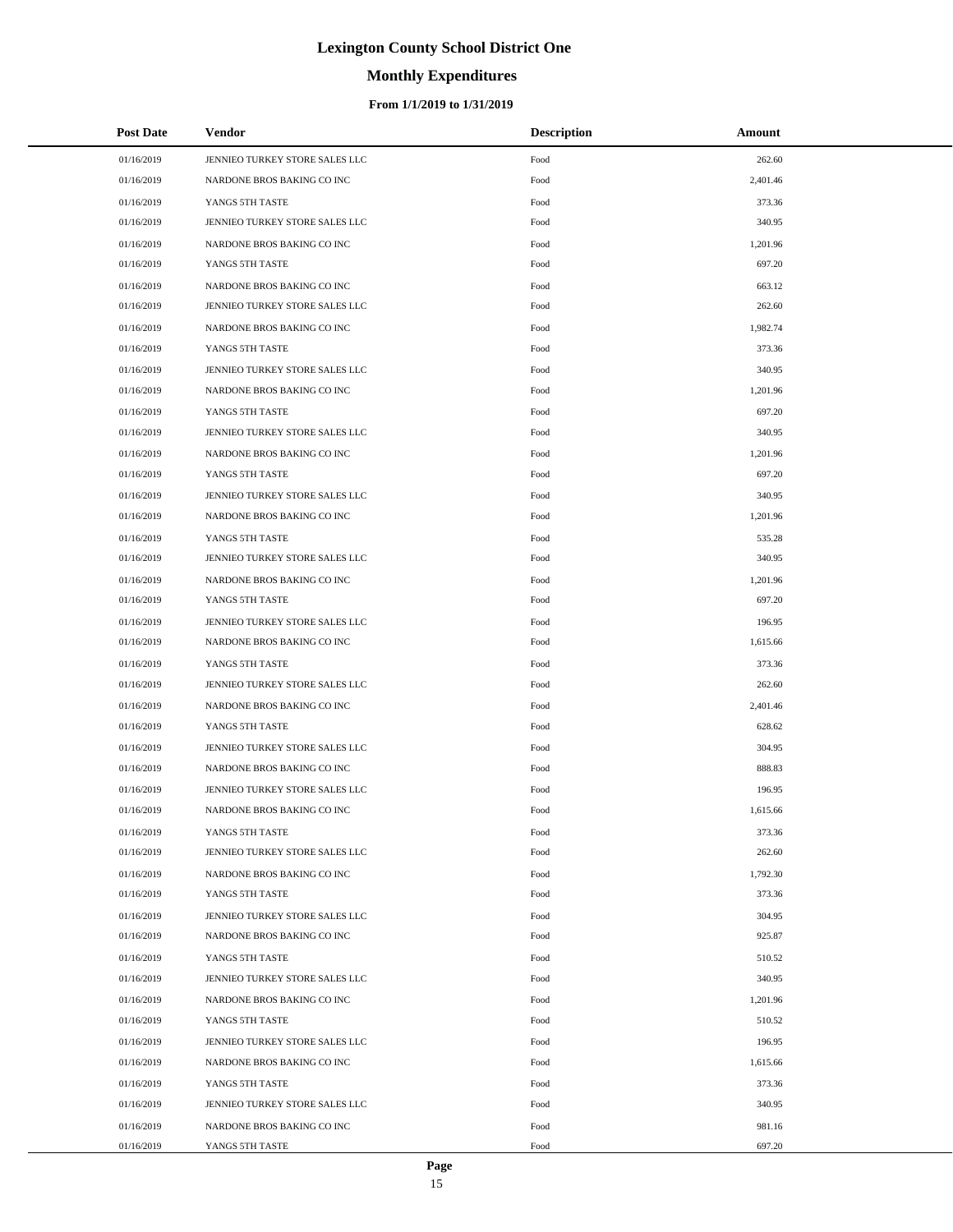# Lexington County School District One

## Monthly Expenditures

### From 1/1/2019 to 1/31/2019

| Post Date | Vendor | Description | Amount |
|---|---|---|---|
| 01/16/2019 | JENNIEO TURKEY STORE SALES LLC | Food | 262.60 |
| 01/16/2019 | NARDONE BROS BAKING CO INC | Food | 2,401.46 |
| 01/16/2019 | YANGS 5TH TASTE | Food | 373.36 |
| 01/16/2019 | JENNIEO TURKEY STORE SALES LLC | Food | 340.95 |
| 01/16/2019 | NARDONE BROS BAKING CO INC | Food | 1,201.96 |
| 01/16/2019 | YANGS 5TH TASTE | Food | 697.20 |
| 01/16/2019 | NARDONE BROS BAKING CO INC | Food | 663.12 |
| 01/16/2019 | JENNIEO TURKEY STORE SALES LLC | Food | 262.60 |
| 01/16/2019 | NARDONE BROS BAKING CO INC | Food | 1,982.74 |
| 01/16/2019 | YANGS 5TH TASTE | Food | 373.36 |
| 01/16/2019 | JENNIEO TURKEY STORE SALES LLC | Food | 340.95 |
| 01/16/2019 | NARDONE BROS BAKING CO INC | Food | 1,201.96 |
| 01/16/2019 | YANGS 5TH TASTE | Food | 697.20 |
| 01/16/2019 | JENNIEO TURKEY STORE SALES LLC | Food | 340.95 |
| 01/16/2019 | NARDONE BROS BAKING CO INC | Food | 1,201.96 |
| 01/16/2019 | YANGS 5TH TASTE | Food | 697.20 |
| 01/16/2019 | JENNIEO TURKEY STORE SALES LLC | Food | 340.95 |
| 01/16/2019 | NARDONE BROS BAKING CO INC | Food | 1,201.96 |
| 01/16/2019 | YANGS 5TH TASTE | Food | 535.28 |
| 01/16/2019 | JENNIEO TURKEY STORE SALES LLC | Food | 340.95 |
| 01/16/2019 | NARDONE BROS BAKING CO INC | Food | 1,201.96 |
| 01/16/2019 | YANGS 5TH TASTE | Food | 697.20 |
| 01/16/2019 | JENNIEO TURKEY STORE SALES LLC | Food | 196.95 |
| 01/16/2019 | NARDONE BROS BAKING CO INC | Food | 1,615.66 |
| 01/16/2019 | YANGS 5TH TASTE | Food | 373.36 |
| 01/16/2019 | JENNIEO TURKEY STORE SALES LLC | Food | 262.60 |
| 01/16/2019 | NARDONE BROS BAKING CO INC | Food | 2,401.46 |
| 01/16/2019 | YANGS 5TH TASTE | Food | 628.62 |
| 01/16/2019 | JENNIEO TURKEY STORE SALES LLC | Food | 304.95 |
| 01/16/2019 | NARDONE BROS BAKING CO INC | Food | 888.83 |
| 01/16/2019 | JENNIEO TURKEY STORE SALES LLC | Food | 196.95 |
| 01/16/2019 | NARDONE BROS BAKING CO INC | Food | 1,615.66 |
| 01/16/2019 | YANGS 5TH TASTE | Food | 373.36 |
| 01/16/2019 | JENNIEO TURKEY STORE SALES LLC | Food | 262.60 |
| 01/16/2019 | NARDONE BROS BAKING CO INC | Food | 1,792.30 |
| 01/16/2019 | YANGS 5TH TASTE | Food | 373.36 |
| 01/16/2019 | JENNIEO TURKEY STORE SALES LLC | Food | 304.95 |
| 01/16/2019 | NARDONE BROS BAKING CO INC | Food | 925.87 |
| 01/16/2019 | YANGS 5TH TASTE | Food | 510.52 |
| 01/16/2019 | JENNIEO TURKEY STORE SALES LLC | Food | 340.95 |
| 01/16/2019 | NARDONE BROS BAKING CO INC | Food | 1,201.96 |
| 01/16/2019 | YANGS 5TH TASTE | Food | 510.52 |
| 01/16/2019 | JENNIEO TURKEY STORE SALES LLC | Food | 196.95 |
| 01/16/2019 | NARDONE BROS BAKING CO INC | Food | 1,615.66 |
| 01/16/2019 | YANGS 5TH TASTE | Food | 373.36 |
| 01/16/2019 | JENNIEO TURKEY STORE SALES LLC | Food | 340.95 |
| 01/16/2019 | NARDONE BROS BAKING CO INC | Food | 981.16 |
| 01/16/2019 | YANGS 5TH TASTE | Food | 697.20 |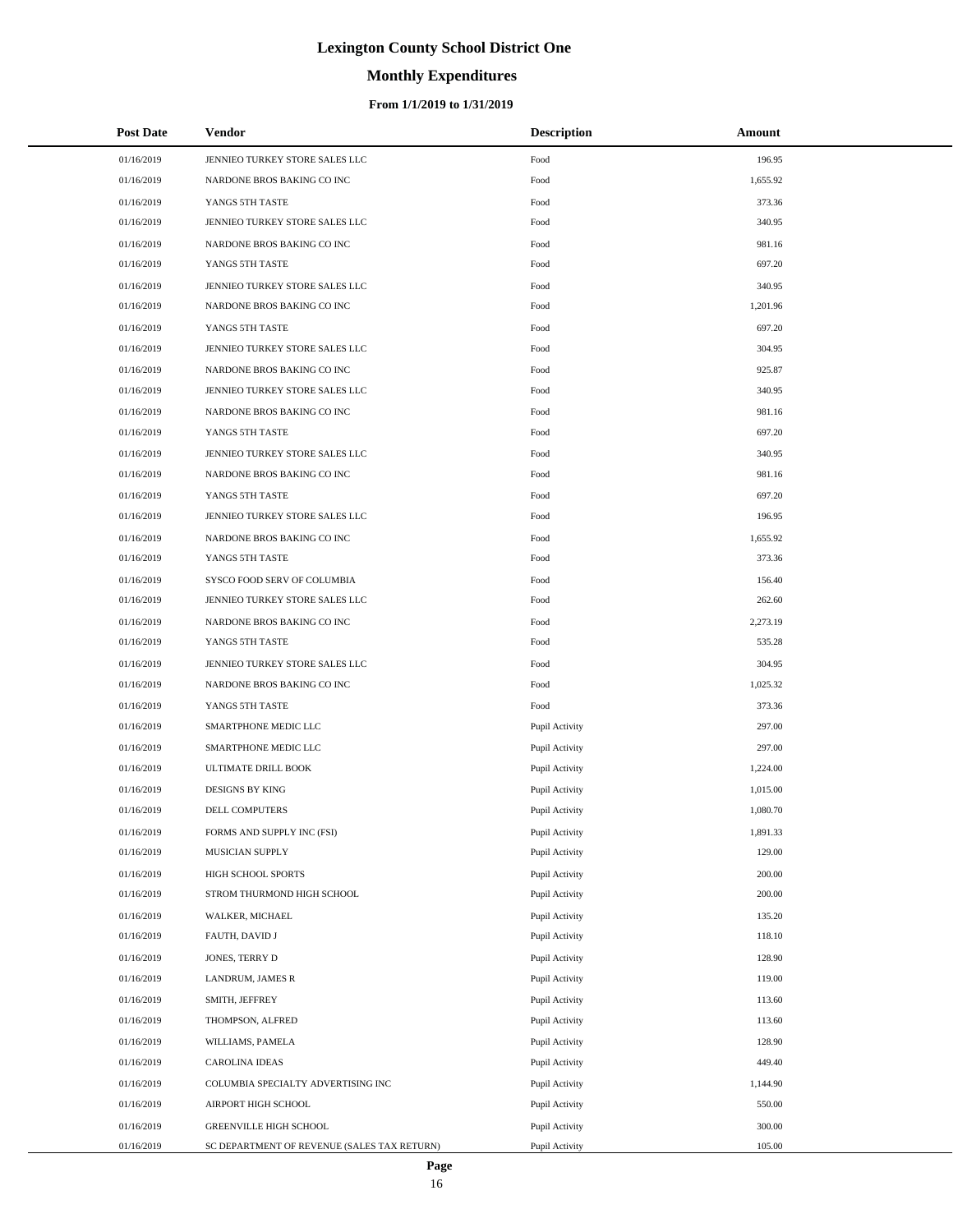# Lexington County School District One

## Monthly Expenditures

### From 1/1/2019 to 1/31/2019

| Post Date | Vendor | Description | Amount |
|---|---|---|---|
| 01/16/2019 | JENNIEO TURKEY STORE SALES LLC | Food | 196.95 |
| 01/16/2019 | NARDONE BROS BAKING CO INC | Food | 1,655.92 |
| 01/16/2019 | YANGS 5TH TASTE | Food | 373.36 |
| 01/16/2019 | JENNIEO TURKEY STORE SALES LLC | Food | 340.95 |
| 01/16/2019 | NARDONE BROS BAKING CO INC | Food | 981.16 |
| 01/16/2019 | YANGS 5TH TASTE | Food | 697.20 |
| 01/16/2019 | JENNIEO TURKEY STORE SALES LLC | Food | 340.95 |
| 01/16/2019 | NARDONE BROS BAKING CO INC | Food | 1,201.96 |
| 01/16/2019 | YANGS 5TH TASTE | Food | 697.20 |
| 01/16/2019 | JENNIEO TURKEY STORE SALES LLC | Food | 304.95 |
| 01/16/2019 | NARDONE BROS BAKING CO INC | Food | 925.87 |
| 01/16/2019 | JENNIEO TURKEY STORE SALES LLC | Food | 340.95 |
| 01/16/2019 | NARDONE BROS BAKING CO INC | Food | 981.16 |
| 01/16/2019 | YANGS 5TH TASTE | Food | 697.20 |
| 01/16/2019 | JENNIEO TURKEY STORE SALES LLC | Food | 340.95 |
| 01/16/2019 | NARDONE BROS BAKING CO INC | Food | 981.16 |
| 01/16/2019 | YANGS 5TH TASTE | Food | 697.20 |
| 01/16/2019 | JENNIEO TURKEY STORE SALES LLC | Food | 196.95 |
| 01/16/2019 | NARDONE BROS BAKING CO INC | Food | 1,655.92 |
| 01/16/2019 | YANGS 5TH TASTE | Food | 373.36 |
| 01/16/2019 | SYSCO FOOD SERV OF COLUMBIA | Food | 156.40 |
| 01/16/2019 | JENNIEO TURKEY STORE SALES LLC | Food | 262.60 |
| 01/16/2019 | NARDONE BROS BAKING CO INC | Food | 2,273.19 |
| 01/16/2019 | YANGS 5TH TASTE | Food | 535.28 |
| 01/16/2019 | JENNIEO TURKEY STORE SALES LLC | Food | 304.95 |
| 01/16/2019 | NARDONE BROS BAKING CO INC | Food | 1,025.32 |
| 01/16/2019 | YANGS 5TH TASTE | Food | 373.36 |
| 01/16/2019 | SMARTPHONE MEDIC LLC | Pupil Activity | 297.00 |
| 01/16/2019 | SMARTPHONE MEDIC LLC | Pupil Activity | 297.00 |
| 01/16/2019 | ULTIMATE DRILL BOOK | Pupil Activity | 1,224.00 |
| 01/16/2019 | DESIGNS BY KING | Pupil Activity | 1,015.00 |
| 01/16/2019 | DELL COMPUTERS | Pupil Activity | 1,080.70 |
| 01/16/2019 | FORMS AND SUPPLY INC (FSI) | Pupil Activity | 1,891.33 |
| 01/16/2019 | MUSICIAN SUPPLY | Pupil Activity | 129.00 |
| 01/16/2019 | HIGH SCHOOL SPORTS | Pupil Activity | 200.00 |
| 01/16/2019 | STROM THURMOND HIGH SCHOOL | Pupil Activity | 200.00 |
| 01/16/2019 | WALKER, MICHAEL | Pupil Activity | 135.20 |
| 01/16/2019 | FAUTH, DAVID J | Pupil Activity | 118.10 |
| 01/16/2019 | JONES, TERRY D | Pupil Activity | 128.90 |
| 01/16/2019 | LANDRUM, JAMES R | Pupil Activity | 119.00 |
| 01/16/2019 | SMITH, JEFFREY | Pupil Activity | 113.60 |
| 01/16/2019 | THOMPSON, ALFRED | Pupil Activity | 113.60 |
| 01/16/2019 | WILLIAMS, PAMELA | Pupil Activity | 128.90 |
| 01/16/2019 | CAROLINA IDEAS | Pupil Activity | 449.40 |
| 01/16/2019 | COLUMBIA SPECIALTY ADVERTISING INC | Pupil Activity | 1,144.90 |
| 01/16/2019 | AIRPORT HIGH SCHOOL | Pupil Activity | 550.00 |
| 01/16/2019 | GREENVILLE HIGH SCHOOL | Pupil Activity | 300.00 |
| 01/16/2019 | SC DEPARTMENT OF REVENUE (SALES TAX RETURN) | Pupil Activity | 105.00 |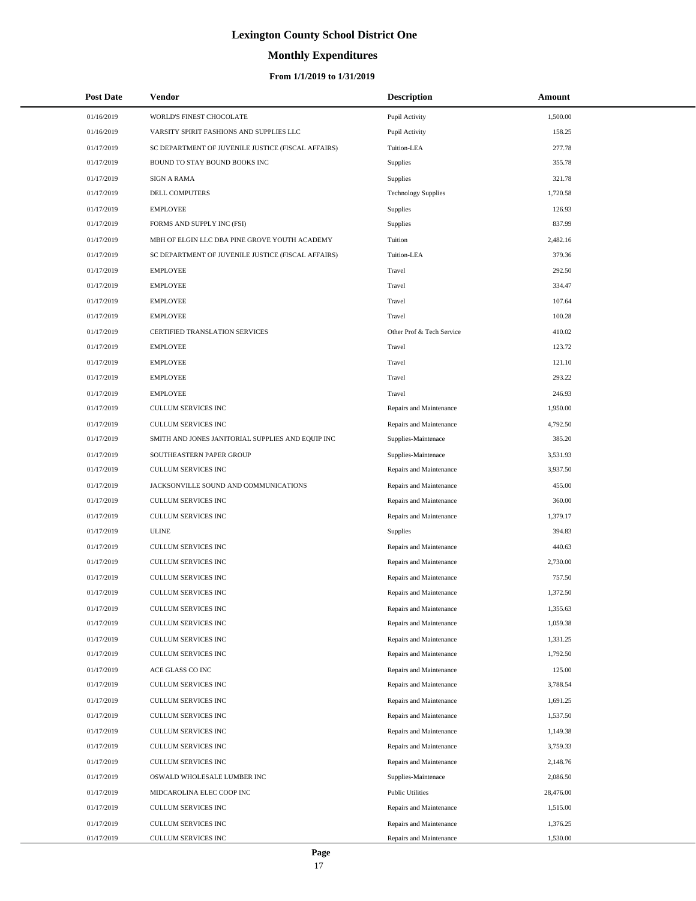# Lexington County School District One

## Monthly Expenditures

### From 1/1/2019 to 1/31/2019

| Post Date | Vendor | Description | Amount |
|---|---|---|---|
| 01/16/2019 | WORLD'S FINEST CHOCOLATE | Pupil Activity | 1,500.00 |
| 01/16/2019 | VARSITY SPIRIT FASHIONS AND SUPPLIES LLC | Pupil Activity | 158.25 |
| 01/17/2019 | SC DEPARTMENT OF JUVENILE JUSTICE (FISCAL AFFAIRS) | Tuition-LEA | 277.78 |
| 01/17/2019 | BOUND TO STAY BOUND BOOKS INC | Supplies | 355.78 |
| 01/17/2019 | SIGN A RAMA | Supplies | 321.78 |
| 01/17/2019 | DELL COMPUTERS | Technology Supplies | 1,720.58 |
| 01/17/2019 | EMPLOYEE | Supplies | 126.93 |
| 01/17/2019 | FORMS AND SUPPLY INC (FSI) | Supplies | 837.99 |
| 01/17/2019 | MBH OF ELGIN LLC DBA PINE GROVE YOUTH ACADEMY | Tuition | 2,482.16 |
| 01/17/2019 | SC DEPARTMENT OF JUVENILE JUSTICE (FISCAL AFFAIRS) | Tuition-LEA | 379.36 |
| 01/17/2019 | EMPLOYEE | Travel | 292.50 |
| 01/17/2019 | EMPLOYEE | Travel | 334.47 |
| 01/17/2019 | EMPLOYEE | Travel | 107.64 |
| 01/17/2019 | EMPLOYEE | Travel | 100.28 |
| 01/17/2019 | CERTIFIED TRANSLATION SERVICES | Other Prof & Tech Service | 410.02 |
| 01/17/2019 | EMPLOYEE | Travel | 123.72 |
| 01/17/2019 | EMPLOYEE | Travel | 121.10 |
| 01/17/2019 | EMPLOYEE | Travel | 293.22 |
| 01/17/2019 | EMPLOYEE | Travel | 246.93 |
| 01/17/2019 | CULLUM SERVICES INC | Repairs and Maintenance | 1,950.00 |
| 01/17/2019 | CULLUM SERVICES INC | Repairs and Maintenance | 4,792.50 |
| 01/17/2019 | SMITH AND JONES JANITORIAL SUPPLIES AND EQUIP INC | Supplies-Maintenace | 385.20 |
| 01/17/2019 | SOUTHEASTERN PAPER GROUP | Supplies-Maintenace | 3,531.93 |
| 01/17/2019 | CULLUM SERVICES INC | Repairs and Maintenance | 3,937.50 |
| 01/17/2019 | JACKSONVILLE SOUND AND COMMUNICATIONS | Repairs and Maintenance | 455.00 |
| 01/17/2019 | CULLUM SERVICES INC | Repairs and Maintenance | 360.00 |
| 01/17/2019 | CULLUM SERVICES INC | Repairs and Maintenance | 1,379.17 |
| 01/17/2019 | ULINE | Supplies | 394.83 |
| 01/17/2019 | CULLUM SERVICES INC | Repairs and Maintenance | 440.63 |
| 01/17/2019 | CULLUM SERVICES INC | Repairs and Maintenance | 2,730.00 |
| 01/17/2019 | CULLUM SERVICES INC | Repairs and Maintenance | 757.50 |
| 01/17/2019 | CULLUM SERVICES INC | Repairs and Maintenance | 1,372.50 |
| 01/17/2019 | CULLUM SERVICES INC | Repairs and Maintenance | 1,355.63 |
| 01/17/2019 | CULLUM SERVICES INC | Repairs and Maintenance | 1,059.38 |
| 01/17/2019 | CULLUM SERVICES INC | Repairs and Maintenance | 1,331.25 |
| 01/17/2019 | CULLUM SERVICES INC | Repairs and Maintenance | 1,792.50 |
| 01/17/2019 | ACE GLASS CO INC | Repairs and Maintenance | 125.00 |
| 01/17/2019 | CULLUM SERVICES INC | Repairs and Maintenance | 3,788.54 |
| 01/17/2019 | CULLUM SERVICES INC | Repairs and Maintenance | 1,691.25 |
| 01/17/2019 | CULLUM SERVICES INC | Repairs and Maintenance | 1,537.50 |
| 01/17/2019 | CULLUM SERVICES INC | Repairs and Maintenance | 1,149.38 |
| 01/17/2019 | CULLUM SERVICES INC | Repairs and Maintenance | 3,759.33 |
| 01/17/2019 | CULLUM SERVICES INC | Repairs and Maintenance | 2,148.76 |
| 01/17/2019 | OSWALD WHOLESALE LUMBER INC | Supplies-Maintenace | 2,086.50 |
| 01/17/2019 | MIDCAROLINA ELEC COOP INC | Public Utilities | 28,476.00 |
| 01/17/2019 | CULLUM SERVICES INC | Repairs and Maintenance | 1,515.00 |
| 01/17/2019 | CULLUM SERVICES INC | Repairs and Maintenance | 1,376.25 |
| 01/17/2019 | CULLUM SERVICES INC | Repairs and Maintenance | 1,530.00 |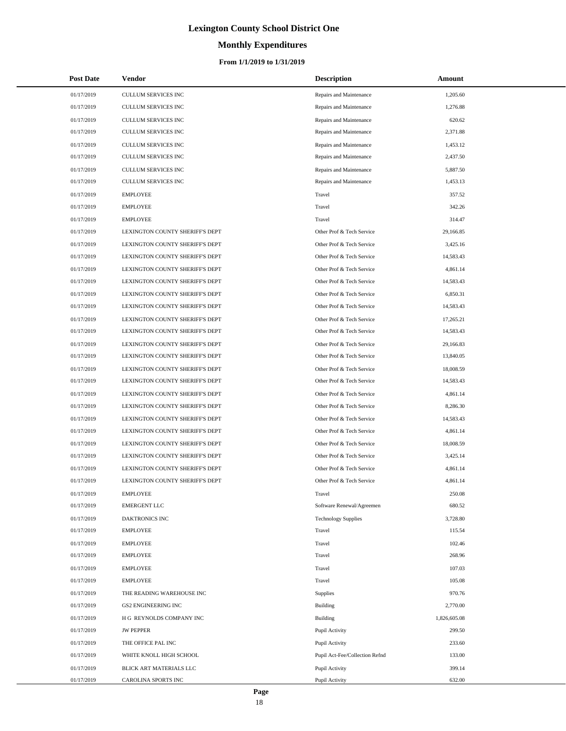# Lexington County School District One

## Monthly Expenditures

### From 1/1/2019 to 1/31/2019

| Post Date | Vendor | Description | Amount |
|---|---|---|---|
| 01/17/2019 | CULLUM SERVICES INC | Repairs and Maintenance | 1,205.60 |
| 01/17/2019 | CULLUM SERVICES INC | Repairs and Maintenance | 1,276.88 |
| 01/17/2019 | CULLUM SERVICES INC | Repairs and Maintenance | 620.62 |
| 01/17/2019 | CULLUM SERVICES INC | Repairs and Maintenance | 2,371.88 |
| 01/17/2019 | CULLUM SERVICES INC | Repairs and Maintenance | 1,453.12 |
| 01/17/2019 | CULLUM SERVICES INC | Repairs and Maintenance | 2,437.50 |
| 01/17/2019 | CULLUM SERVICES INC | Repairs and Maintenance | 5,887.50 |
| 01/17/2019 | CULLUM SERVICES INC | Repairs and Maintenance | 1,453.13 |
| 01/17/2019 | EMPLOYEE | Travel | 357.52 |
| 01/17/2019 | EMPLOYEE | Travel | 342.26 |
| 01/17/2019 | EMPLOYEE | Travel | 314.47 |
| 01/17/2019 | LEXINGTON COUNTY SHERIFF'S DEPT | Other Prof & Tech Service | 29,166.85 |
| 01/17/2019 | LEXINGTON COUNTY SHERIFF'S DEPT | Other Prof & Tech Service | 3,425.16 |
| 01/17/2019 | LEXINGTON COUNTY SHERIFF'S DEPT | Other Prof & Tech Service | 14,583.43 |
| 01/17/2019 | LEXINGTON COUNTY SHERIFF'S DEPT | Other Prof & Tech Service | 4,861.14 |
| 01/17/2019 | LEXINGTON COUNTY SHERIFF'S DEPT | Other Prof & Tech Service | 14,583.43 |
| 01/17/2019 | LEXINGTON COUNTY SHERIFF'S DEPT | Other Prof & Tech Service | 6,850.31 |
| 01/17/2019 | LEXINGTON COUNTY SHERIFF'S DEPT | Other Prof & Tech Service | 14,583.43 |
| 01/17/2019 | LEXINGTON COUNTY SHERIFF'S DEPT | Other Prof & Tech Service | 17,265.21 |
| 01/17/2019 | LEXINGTON COUNTY SHERIFF'S DEPT | Other Prof & Tech Service | 14,583.43 |
| 01/17/2019 | LEXINGTON COUNTY SHERIFF'S DEPT | Other Prof & Tech Service | 29,166.83 |
| 01/17/2019 | LEXINGTON COUNTY SHERIFF'S DEPT | Other Prof & Tech Service | 13,840.05 |
| 01/17/2019 | LEXINGTON COUNTY SHERIFF'S DEPT | Other Prof & Tech Service | 18,008.59 |
| 01/17/2019 | LEXINGTON COUNTY SHERIFF'S DEPT | Other Prof & Tech Service | 14,583.43 |
| 01/17/2019 | LEXINGTON COUNTY SHERIFF'S DEPT | Other Prof & Tech Service | 4,861.14 |
| 01/17/2019 | LEXINGTON COUNTY SHERIFF'S DEPT | Other Prof & Tech Service | 8,286.30 |
| 01/17/2019 | LEXINGTON COUNTY SHERIFF'S DEPT | Other Prof & Tech Service | 14,583.43 |
| 01/17/2019 | LEXINGTON COUNTY SHERIFF'S DEPT | Other Prof & Tech Service | 4,861.14 |
| 01/17/2019 | LEXINGTON COUNTY SHERIFF'S DEPT | Other Prof & Tech Service | 18,008.59 |
| 01/17/2019 | LEXINGTON COUNTY SHERIFF'S DEPT | Other Prof & Tech Service | 3,425.14 |
| 01/17/2019 | LEXINGTON COUNTY SHERIFF'S DEPT | Other Prof & Tech Service | 4,861.14 |
| 01/17/2019 | LEXINGTON COUNTY SHERIFF'S DEPT | Other Prof & Tech Service | 4,861.14 |
| 01/17/2019 | EMPLOYEE | Travel | 250.08 |
| 01/17/2019 | EMERGENT LLC | Software Renewal/Agreemen | 680.52 |
| 01/17/2019 | DAKTRONICS INC | Technology Supplies | 3,728.80 |
| 01/17/2019 | EMPLOYEE | Travel | 115.54 |
| 01/17/2019 | EMPLOYEE | Travel | 102.46 |
| 01/17/2019 | EMPLOYEE | Travel | 268.96 |
| 01/17/2019 | EMPLOYEE | Travel | 107.03 |
| 01/17/2019 | EMPLOYEE | Travel | 105.08 |
| 01/17/2019 | THE READING WAREHOUSE INC | Supplies | 970.76 |
| 01/17/2019 | GS2 ENGINEERING INC | Building | 2,770.00 |
| 01/17/2019 | H G REYNOLDS COMPANY INC | Building | 1,826,605.08 |
| 01/17/2019 | JW PEPPER | Pupil Activity | 299.50 |
| 01/17/2019 | THE OFFICE PAL INC | Pupil Activity | 233.60 |
| 01/17/2019 | WHITE KNOLL HIGH SCHOOL | Pupil Act-Fee/Collection Refnd | 133.00 |
| 01/17/2019 | BLICK ART MATERIALS LLC | Pupil Activity | 399.14 |
| 01/17/2019 | CAROLINA SPORTS INC | Pupil Activity | 632.00 |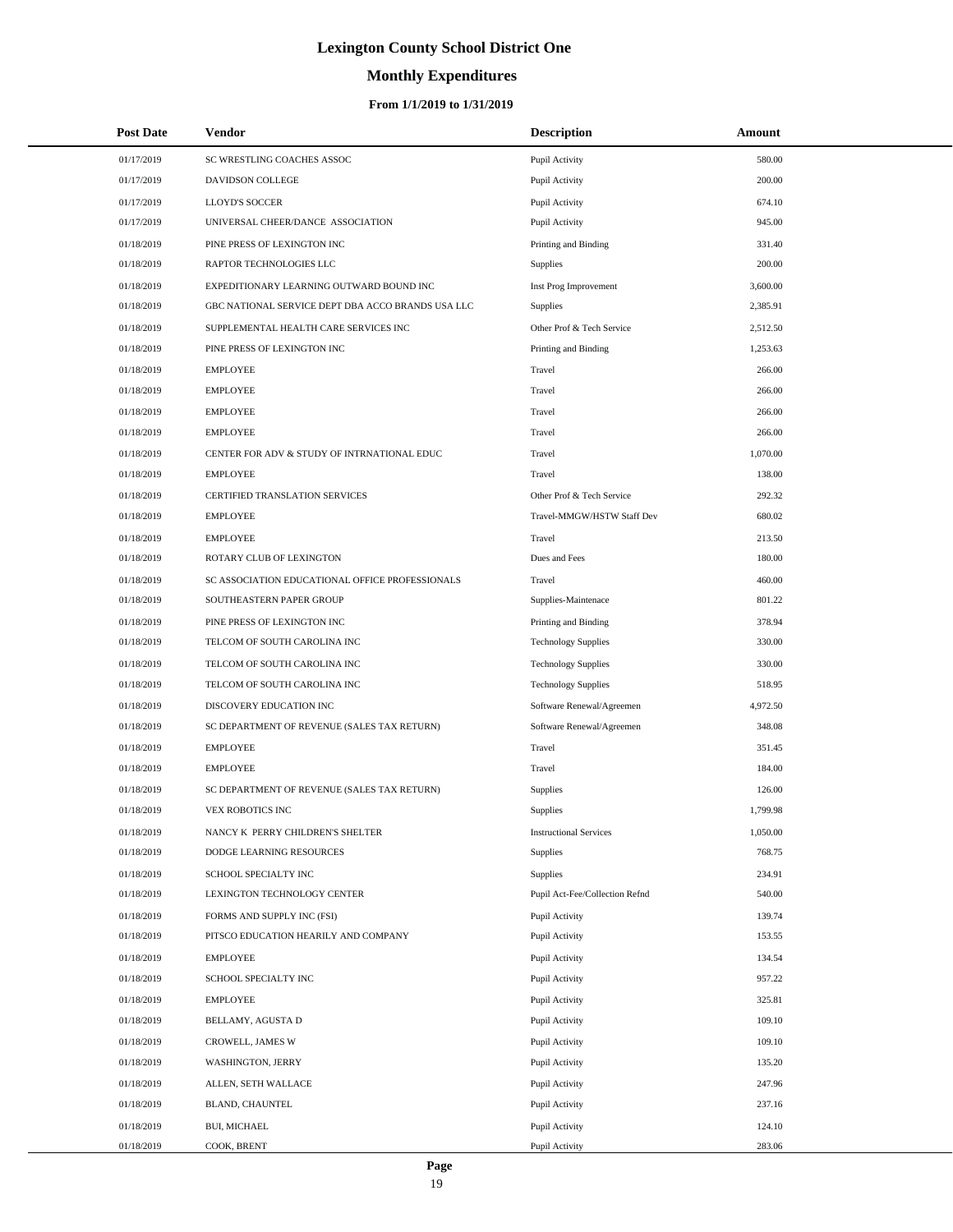# Lexington County School District One

## Monthly Expenditures

### From 1/1/2019 to 1/31/2019

| Post Date | Vendor | Description | Amount |
|---|---|---|---|
| 01/17/2019 | SC WRESTLING COACHES ASSOC | Pupil Activity | 580.00 |
| 01/17/2019 | DAVIDSON COLLEGE | Pupil Activity | 200.00 |
| 01/17/2019 | LLOYD'S SOCCER | Pupil Activity | 674.10 |
| 01/17/2019 | UNIVERSAL CHEER/DANCE ASSOCIATION | Pupil Activity | 945.00 |
| 01/18/2019 | PINE PRESS OF LEXINGTON INC | Printing and Binding | 331.40 |
| 01/18/2019 | RAPTOR TECHNOLOGIES LLC | Supplies | 200.00 |
| 01/18/2019 | EXPEDITIONARY LEARNING OUTWARD BOUND INC | Inst Prog Improvement | 3,600.00 |
| 01/18/2019 | GBC NATIONAL SERVICE DEPT DBA ACCO BRANDS USA LLC | Supplies | 2,385.91 |
| 01/18/2019 | SUPPLEMENTAL HEALTH CARE SERVICES INC | Other Prof & Tech Service | 2,512.50 |
| 01/18/2019 | PINE PRESS OF LEXINGTON INC | Printing and Binding | 1,253.63 |
| 01/18/2019 | EMPLOYEE | Travel | 266.00 |
| 01/18/2019 | EMPLOYEE | Travel | 266.00 |
| 01/18/2019 | EMPLOYEE | Travel | 266.00 |
| 01/18/2019 | EMPLOYEE | Travel | 266.00 |
| 01/18/2019 | CENTER FOR ADV & STUDY OF INTRNATIONAL EDUC | Travel | 1,070.00 |
| 01/18/2019 | EMPLOYEE | Travel | 138.00 |
| 01/18/2019 | CERTIFIED TRANSLATION SERVICES | Other Prof & Tech Service | 292.32 |
| 01/18/2019 | EMPLOYEE | Travel-MMGW/HSTW Staff Dev | 680.02 |
| 01/18/2019 | EMPLOYEE | Travel | 213.50 |
| 01/18/2019 | ROTARY CLUB OF LEXINGTON | Dues and Fees | 180.00 |
| 01/18/2019 | SC ASSOCIATION EDUCATIONAL OFFICE PROFESSIONALS | Travel | 460.00 |
| 01/18/2019 | SOUTHEASTERN PAPER GROUP | Supplies-Maintenace | 801.22 |
| 01/18/2019 | PINE PRESS OF LEXINGTON INC | Printing and Binding | 378.94 |
| 01/18/2019 | TELCOM OF SOUTH CAROLINA INC | Technology Supplies | 330.00 |
| 01/18/2019 | TELCOM OF SOUTH CAROLINA INC | Technology Supplies | 330.00 |
| 01/18/2019 | TELCOM OF SOUTH CAROLINA INC | Technology Supplies | 518.95 |
| 01/18/2019 | DISCOVERY EDUCATION INC | Software Renewal/Agreemen | 4,972.50 |
| 01/18/2019 | SC DEPARTMENT OF REVENUE (SALES TAX RETURN) | Software Renewal/Agreemen | 348.08 |
| 01/18/2019 | EMPLOYEE | Travel | 351.45 |
| 01/18/2019 | EMPLOYEE | Travel | 184.00 |
| 01/18/2019 | SC DEPARTMENT OF REVENUE (SALES TAX RETURN) | Supplies | 126.00 |
| 01/18/2019 | VEX ROBOTICS INC | Supplies | 1,799.98 |
| 01/18/2019 | NANCY K PERRY CHILDREN'S SHELTER | Instructional Services | 1,050.00 |
| 01/18/2019 | DODGE LEARNING RESOURCES | Supplies | 768.75 |
| 01/18/2019 | SCHOOL SPECIALTY INC | Supplies | 234.91 |
| 01/18/2019 | LEXINGTON TECHNOLOGY CENTER | Pupil Act-Fee/Collection Refnd | 540.00 |
| 01/18/2019 | FORMS AND SUPPLY INC (FSI) | Pupil Activity | 139.74 |
| 01/18/2019 | PITSCO EDUCATION HEARILY AND COMPANY | Pupil Activity | 153.55 |
| 01/18/2019 | EMPLOYEE | Pupil Activity | 134.54 |
| 01/18/2019 | SCHOOL SPECIALTY INC | Pupil Activity | 957.22 |
| 01/18/2019 | EMPLOYEE | Pupil Activity | 325.81 |
| 01/18/2019 | BELLAMY, AGUSTA D | Pupil Activity | 109.10 |
| 01/18/2019 | CROWELL, JAMES W | Pupil Activity | 109.10 |
| 01/18/2019 | WASHINGTON, JERRY | Pupil Activity | 135.20 |
| 01/18/2019 | ALLEN, SETH WALLACE | Pupil Activity | 247.96 |
| 01/18/2019 | BLAND, CHAUNTEL | Pupil Activity | 237.16 |
| 01/18/2019 | BUI, MICHAEL | Pupil Activity | 124.10 |
| 01/18/2019 | COOK, BRENT | Pupil Activity | 283.06 |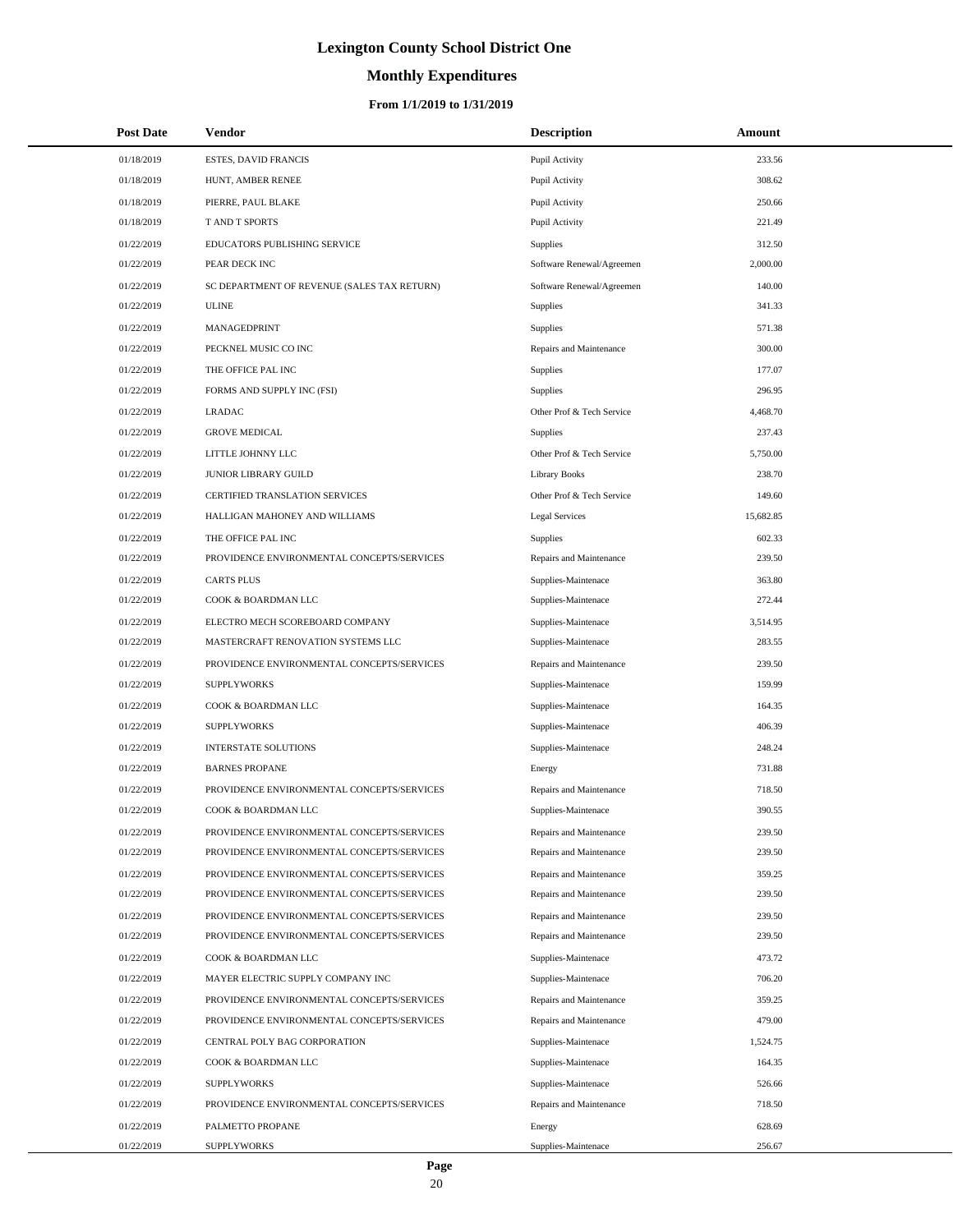# Lexington County School District One

## Monthly Expenditures

### From 1/1/2019 to 1/31/2019

| Post Date | Vendor | Description | Amount |
|---|---|---|---|
| 01/18/2019 | ESTES, DAVID FRANCIS | Pupil Activity | 233.56 |
| 01/18/2019 | HUNT, AMBER RENEE | Pupil Activity | 308.62 |
| 01/18/2019 | PIERRE, PAUL BLAKE | Pupil Activity | 250.66 |
| 01/18/2019 | T AND T SPORTS | Pupil Activity | 221.49 |
| 01/22/2019 | EDUCATORS PUBLISHING SERVICE | Supplies | 312.50 |
| 01/22/2019 | PEAR DECK INC | Software Renewal/Agreemen | 2,000.00 |
| 01/22/2019 | SC DEPARTMENT OF REVENUE (SALES TAX RETURN) | Software Renewal/Agreemen | 140.00 |
| 01/22/2019 | ULINE | Supplies | 341.33 |
| 01/22/2019 | MANAGEDPRINT | Supplies | 571.38 |
| 01/22/2019 | PECKNEL MUSIC CO INC | Repairs and Maintenance | 300.00 |
| 01/22/2019 | THE OFFICE PAL INC | Supplies | 177.07 |
| 01/22/2019 | FORMS AND SUPPLY INC (FSI) | Supplies | 296.95 |
| 01/22/2019 | LRADAC | Other Prof & Tech Service | 4,468.70 |
| 01/22/2019 | GROVE MEDICAL | Supplies | 237.43 |
| 01/22/2019 | LITTLE JOHNNY LLC | Other Prof & Tech Service | 5,750.00 |
| 01/22/2019 | JUNIOR LIBRARY GUILD | Library Books | 238.70 |
| 01/22/2019 | CERTIFIED TRANSLATION SERVICES | Other Prof & Tech Service | 149.60 |
| 01/22/2019 | HALLIGAN MAHONEY AND WILLIAMS | Legal Services | 15,682.85 |
| 01/22/2019 | THE OFFICE PAL INC | Supplies | 602.33 |
| 01/22/2019 | PROVIDENCE ENVIRONMENTAL CONCEPTS/SERVICES | Repairs and Maintenance | 239.50 |
| 01/22/2019 | CARTS PLUS | Supplies-Maintenace | 363.80 |
| 01/22/2019 | COOK & BOARDMAN LLC | Supplies-Maintenace | 272.44 |
| 01/22/2019 | ELECTRO MECH SCOREBOARD COMPANY | Supplies-Maintenace | 3,514.95 |
| 01/22/2019 | MASTERCRAFT RENOVATION SYSTEMS LLC | Supplies-Maintenace | 283.55 |
| 01/22/2019 | PROVIDENCE ENVIRONMENTAL CONCEPTS/SERVICES | Repairs and Maintenance | 239.50 |
| 01/22/2019 | SUPPLYWORKS | Supplies-Maintenace | 159.99 |
| 01/22/2019 | COOK & BOARDMAN LLC | Supplies-Maintenace | 164.35 |
| 01/22/2019 | SUPPLYWORKS | Supplies-Maintenace | 406.39 |
| 01/22/2019 | INTERSTATE SOLUTIONS | Supplies-Maintenace | 248.24 |
| 01/22/2019 | BARNES PROPANE | Energy | 731.88 |
| 01/22/2019 | PROVIDENCE ENVIRONMENTAL CONCEPTS/SERVICES | Repairs and Maintenance | 718.50 |
| 01/22/2019 | COOK & BOARDMAN LLC | Supplies-Maintenace | 390.55 |
| 01/22/2019 | PROVIDENCE ENVIRONMENTAL CONCEPTS/SERVICES | Repairs and Maintenance | 239.50 |
| 01/22/2019 | PROVIDENCE ENVIRONMENTAL CONCEPTS/SERVICES | Repairs and Maintenance | 239.50 |
| 01/22/2019 | PROVIDENCE ENVIRONMENTAL CONCEPTS/SERVICES | Repairs and Maintenance | 359.25 |
| 01/22/2019 | PROVIDENCE ENVIRONMENTAL CONCEPTS/SERVICES | Repairs and Maintenance | 239.50 |
| 01/22/2019 | PROVIDENCE ENVIRONMENTAL CONCEPTS/SERVICES | Repairs and Maintenance | 239.50 |
| 01/22/2019 | PROVIDENCE ENVIRONMENTAL CONCEPTS/SERVICES | Repairs and Maintenance | 239.50 |
| 01/22/2019 | COOK & BOARDMAN LLC | Supplies-Maintenace | 473.72 |
| 01/22/2019 | MAYER ELECTRIC SUPPLY COMPANY INC | Supplies-Maintenace | 706.20 |
| 01/22/2019 | PROVIDENCE ENVIRONMENTAL CONCEPTS/SERVICES | Repairs and Maintenance | 359.25 |
| 01/22/2019 | PROVIDENCE ENVIRONMENTAL CONCEPTS/SERVICES | Repairs and Maintenance | 479.00 |
| 01/22/2019 | CENTRAL POLY BAG CORPORATION | Supplies-Maintenace | 1,524.75 |
| 01/22/2019 | COOK & BOARDMAN LLC | Supplies-Maintenace | 164.35 |
| 01/22/2019 | SUPPLYWORKS | Supplies-Maintenace | 526.66 |
| 01/22/2019 | PROVIDENCE ENVIRONMENTAL CONCEPTS/SERVICES | Repairs and Maintenance | 718.50 |
| 01/22/2019 | PALMETTO PROPANE | Energy | 628.69 |
| 01/22/2019 | SUPPLYWORKS | Supplies-Maintenace | 256.67 |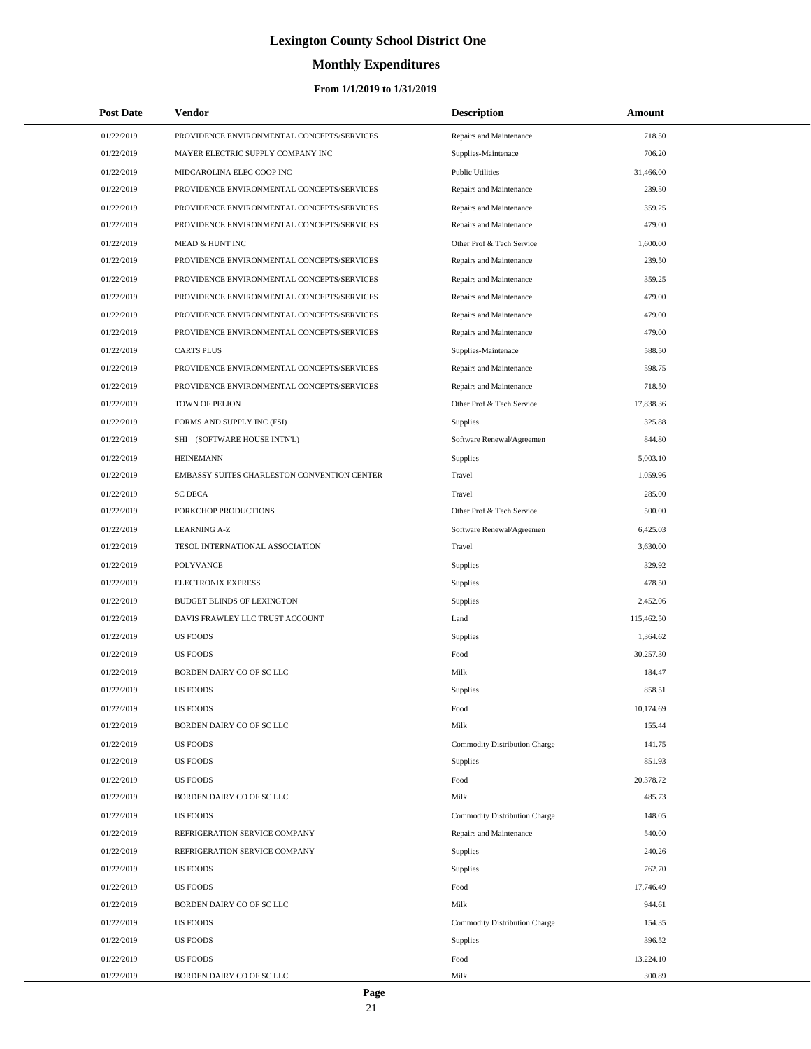# Lexington County School District One

## Monthly Expenditures

### From 1/1/2019 to 1/31/2019

| Post Date | Vendor | Description | Amount |
|---|---|---|---|
| 01/22/2019 | PROVIDENCE ENVIRONMENTAL CONCEPTS/SERVICES | Repairs and Maintenance | 718.50 |
| 01/22/2019 | MAYER ELECTRIC SUPPLY COMPANY INC | Supplies-Maintenace | 706.20 |
| 01/22/2019 | MIDCAROLINA ELEC COOP INC | Public Utilities | 31,466.00 |
| 01/22/2019 | PROVIDENCE ENVIRONMENTAL CONCEPTS/SERVICES | Repairs and Maintenance | 239.50 |
| 01/22/2019 | PROVIDENCE ENVIRONMENTAL CONCEPTS/SERVICES | Repairs and Maintenance | 359.25 |
| 01/22/2019 | PROVIDENCE ENVIRONMENTAL CONCEPTS/SERVICES | Repairs and Maintenance | 479.00 |
| 01/22/2019 | MEAD & HUNT INC | Other Prof & Tech Service | 1,600.00 |
| 01/22/2019 | PROVIDENCE ENVIRONMENTAL CONCEPTS/SERVICES | Repairs and Maintenance | 239.50 |
| 01/22/2019 | PROVIDENCE ENVIRONMENTAL CONCEPTS/SERVICES | Repairs and Maintenance | 359.25 |
| 01/22/2019 | PROVIDENCE ENVIRONMENTAL CONCEPTS/SERVICES | Repairs and Maintenance | 479.00 |
| 01/22/2019 | PROVIDENCE ENVIRONMENTAL CONCEPTS/SERVICES | Repairs and Maintenance | 479.00 |
| 01/22/2019 | PROVIDENCE ENVIRONMENTAL CONCEPTS/SERVICES | Repairs and Maintenance | 479.00 |
| 01/22/2019 | CARTS PLUS | Supplies-Maintenace | 588.50 |
| 01/22/2019 | PROVIDENCE ENVIRONMENTAL CONCEPTS/SERVICES | Repairs and Maintenance | 598.75 |
| 01/22/2019 | PROVIDENCE ENVIRONMENTAL CONCEPTS/SERVICES | Repairs and Maintenance | 718.50 |
| 01/22/2019 | TOWN OF PELION | Other Prof & Tech Service | 17,838.36 |
| 01/22/2019 | FORMS AND SUPPLY INC (FSI) | Supplies | 325.88 |
| 01/22/2019 | SHI (SOFTWARE HOUSE INTN'L) | Software Renewal/Agreemen | 844.80 |
| 01/22/2019 | HEINEMANN | Supplies | 5,003.10 |
| 01/22/2019 | EMBASSY SUITES CHARLESTON CONVENTION CENTER | Travel | 1,059.96 |
| 01/22/2019 | SC DECA | Travel | 285.00 |
| 01/22/2019 | PORKCHOP PRODUCTIONS | Other Prof & Tech Service | 500.00 |
| 01/22/2019 | LEARNING A-Z | Software Renewal/Agreemen | 6,425.03 |
| 01/22/2019 | TESOL INTERNATIONAL ASSOCIATION | Travel | 3,630.00 |
| 01/22/2019 | POLYVANCE | Supplies | 329.92 |
| 01/22/2019 | ELECTRONIX EXPRESS | Supplies | 478.50 |
| 01/22/2019 | BUDGET BLINDS OF LEXINGTON | Supplies | 2,452.06 |
| 01/22/2019 | DAVIS FRAWLEY LLC TRUST ACCOUNT | Land | 115,462.50 |
| 01/22/2019 | US FOODS | Supplies | 1,364.62 |
| 01/22/2019 | US FOODS | Food | 30,257.30 |
| 01/22/2019 | BORDEN DAIRY CO OF SC LLC | Milk | 184.47 |
| 01/22/2019 | US FOODS | Supplies | 858.51 |
| 01/22/2019 | US FOODS | Food | 10,174.69 |
| 01/22/2019 | BORDEN DAIRY CO OF SC LLC | Milk | 155.44 |
| 01/22/2019 | US FOODS | Commodity Distribution Charge | 141.75 |
| 01/22/2019 | US FOODS | Supplies | 851.93 |
| 01/22/2019 | US FOODS | Food | 20,378.72 |
| 01/22/2019 | BORDEN DAIRY CO OF SC LLC | Milk | 485.73 |
| 01/22/2019 | US FOODS | Commodity Distribution Charge | 148.05 |
| 01/22/2019 | REFRIGERATION SERVICE COMPANY | Repairs and Maintenance | 540.00 |
| 01/22/2019 | REFRIGERATION SERVICE COMPANY | Supplies | 240.26 |
| 01/22/2019 | US FOODS | Supplies | 762.70 |
| 01/22/2019 | US FOODS | Food | 17,746.49 |
| 01/22/2019 | BORDEN DAIRY CO OF SC LLC | Milk | 944.61 |
| 01/22/2019 | US FOODS | Commodity Distribution Charge | 154.35 |
| 01/22/2019 | US FOODS | Supplies | 396.52 |
| 01/22/2019 | US FOODS | Food | 13,224.10 |
| 01/22/2019 | BORDEN DAIRY CO OF SC LLC | Milk | 300.89 |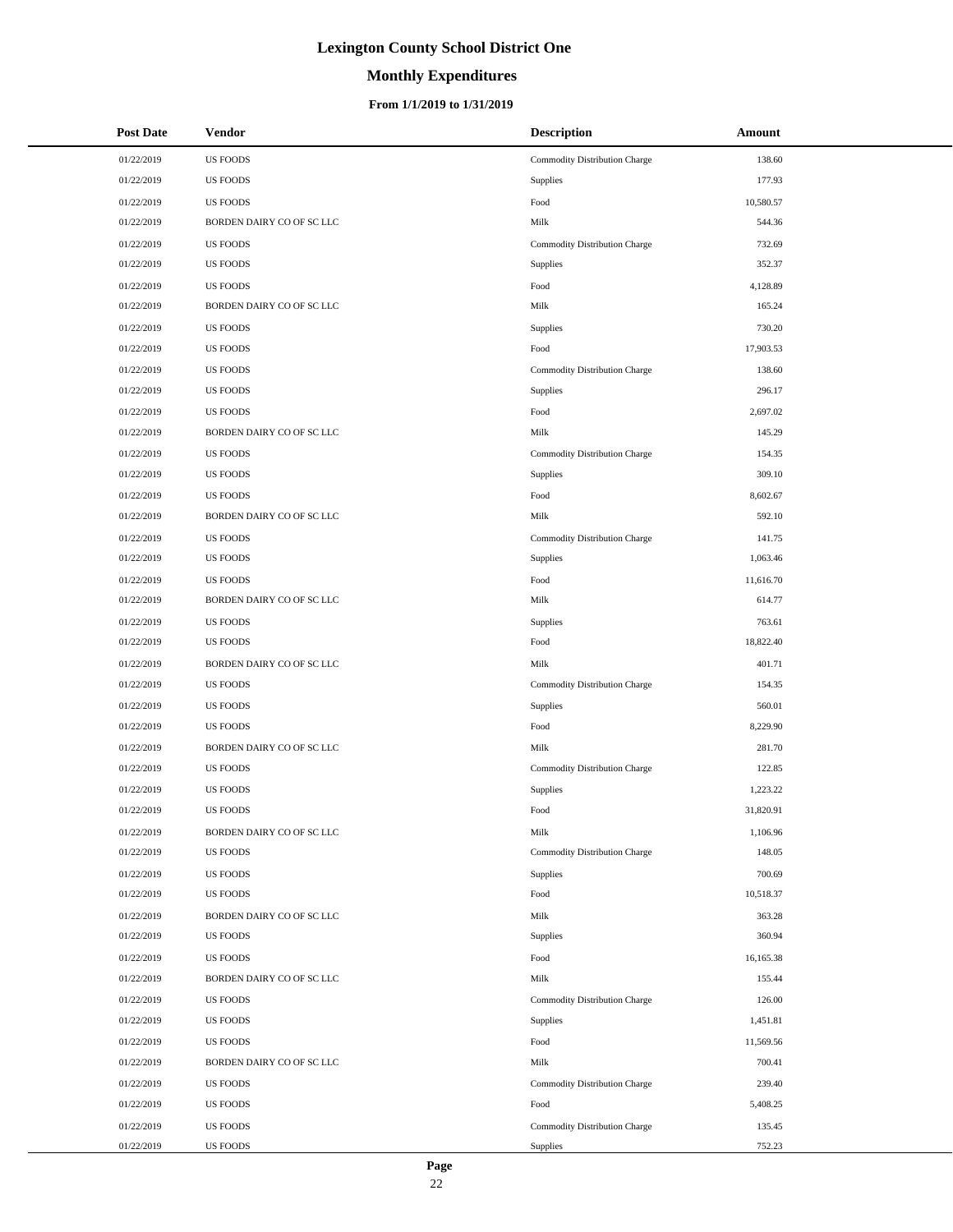# Lexington County School District One

## Monthly Expenditures

### From 1/1/2019 to 1/31/2019

| Post Date | Vendor | Description | Amount |
|---|---|---|---|
| 01/22/2019 | US FOODS | Commodity Distribution Charge | 138.60 |
| 01/22/2019 | US FOODS | Supplies | 177.93 |
| 01/22/2019 | US FOODS | Food | 10,580.57 |
| 01/22/2019 | BORDEN DAIRY CO OF SC LLC | Milk | 544.36 |
| 01/22/2019 | US FOODS | Commodity Distribution Charge | 732.69 |
| 01/22/2019 | US FOODS | Supplies | 352.37 |
| 01/22/2019 | US FOODS | Food | 4,128.89 |
| 01/22/2019 | BORDEN DAIRY CO OF SC LLC | Milk | 165.24 |
| 01/22/2019 | US FOODS | Supplies | 730.20 |
| 01/22/2019 | US FOODS | Food | 17,903.53 |
| 01/22/2019 | US FOODS | Commodity Distribution Charge | 138.60 |
| 01/22/2019 | US FOODS | Supplies | 296.17 |
| 01/22/2019 | US FOODS | Food | 2,697.02 |
| 01/22/2019 | BORDEN DAIRY CO OF SC LLC | Milk | 145.29 |
| 01/22/2019 | US FOODS | Commodity Distribution Charge | 154.35 |
| 01/22/2019 | US FOODS | Supplies | 309.10 |
| 01/22/2019 | US FOODS | Food | 8,602.67 |
| 01/22/2019 | BORDEN DAIRY CO OF SC LLC | Milk | 592.10 |
| 01/22/2019 | US FOODS | Commodity Distribution Charge | 141.75 |
| 01/22/2019 | US FOODS | Supplies | 1,063.46 |
| 01/22/2019 | US FOODS | Food | 11,616.70 |
| 01/22/2019 | BORDEN DAIRY CO OF SC LLC | Milk | 614.77 |
| 01/22/2019 | US FOODS | Supplies | 763.61 |
| 01/22/2019 | US FOODS | Food | 18,822.40 |
| 01/22/2019 | BORDEN DAIRY CO OF SC LLC | Milk | 401.71 |
| 01/22/2019 | US FOODS | Commodity Distribution Charge | 154.35 |
| 01/22/2019 | US FOODS | Supplies | 560.01 |
| 01/22/2019 | US FOODS | Food | 8,229.90 |
| 01/22/2019 | BORDEN DAIRY CO OF SC LLC | Milk | 281.70 |
| 01/22/2019 | US FOODS | Commodity Distribution Charge | 122.85 |
| 01/22/2019 | US FOODS | Supplies | 1,223.22 |
| 01/22/2019 | US FOODS | Food | 31,820.91 |
| 01/22/2019 | BORDEN DAIRY CO OF SC LLC | Milk | 1,106.96 |
| 01/22/2019 | US FOODS | Commodity Distribution Charge | 148.05 |
| 01/22/2019 | US FOODS | Supplies | 700.69 |
| 01/22/2019 | US FOODS | Food | 10,518.37 |
| 01/22/2019 | BORDEN DAIRY CO OF SC LLC | Milk | 363.28 |
| 01/22/2019 | US FOODS | Supplies | 360.94 |
| 01/22/2019 | US FOODS | Food | 16,165.38 |
| 01/22/2019 | BORDEN DAIRY CO OF SC LLC | Milk | 155.44 |
| 01/22/2019 | US FOODS | Commodity Distribution Charge | 126.00 |
| 01/22/2019 | US FOODS | Supplies | 1,451.81 |
| 01/22/2019 | US FOODS | Food | 11,569.56 |
| 01/22/2019 | BORDEN DAIRY CO OF SC LLC | Milk | 700.41 |
| 01/22/2019 | US FOODS | Commodity Distribution Charge | 239.40 |
| 01/22/2019 | US FOODS | Food | 5,408.25 |
| 01/22/2019 | US FOODS | Commodity Distribution Charge | 135.45 |
| 01/22/2019 | US FOODS | Supplies | 752.23 |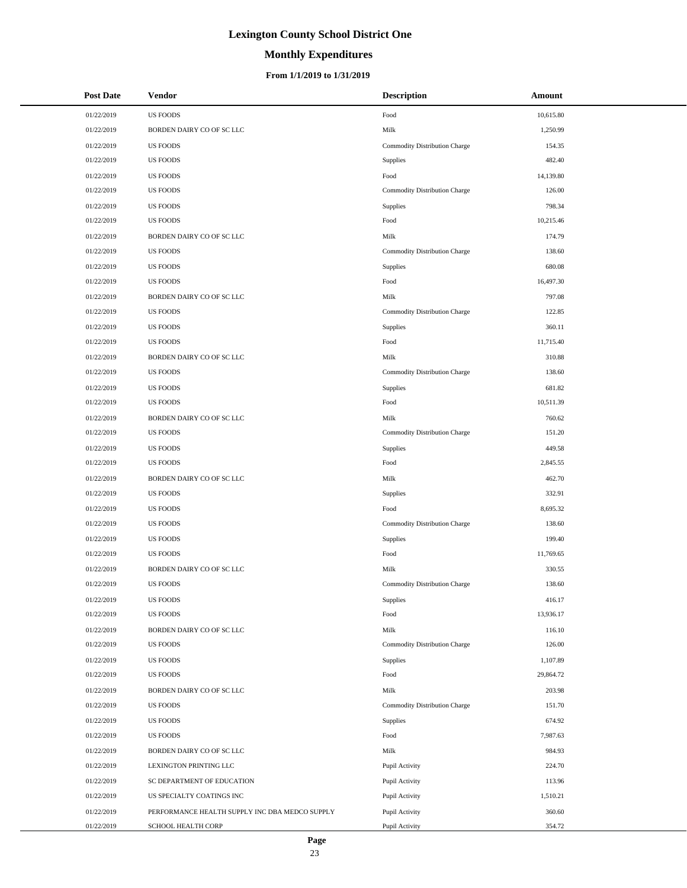# Lexington County School District One

## Monthly Expenditures

### From 1/1/2019 to 1/31/2019

| Post Date | Vendor | Description | Amount |
|---|---|---|---|
| 01/22/2019 | US FOODS | Food | 10,615.80 |
| 01/22/2019 | BORDEN DAIRY CO OF SC LLC | Milk | 1,250.99 |
| 01/22/2019 | US FOODS | Commodity Distribution Charge | 154.35 |
| 01/22/2019 | US FOODS | Supplies | 482.40 |
| 01/22/2019 | US FOODS | Food | 14,139.80 |
| 01/22/2019 | US FOODS | Commodity Distribution Charge | 126.00 |
| 01/22/2019 | US FOODS | Supplies | 798.34 |
| 01/22/2019 | US FOODS | Food | 10,215.46 |
| 01/22/2019 | BORDEN DAIRY CO OF SC LLC | Milk | 174.79 |
| 01/22/2019 | US FOODS | Commodity Distribution Charge | 138.60 |
| 01/22/2019 | US FOODS | Supplies | 680.08 |
| 01/22/2019 | US FOODS | Food | 16,497.30 |
| 01/22/2019 | BORDEN DAIRY CO OF SC LLC | Milk | 797.08 |
| 01/22/2019 | US FOODS | Commodity Distribution Charge | 122.85 |
| 01/22/2019 | US FOODS | Supplies | 360.11 |
| 01/22/2019 | US FOODS | Food | 11,715.40 |
| 01/22/2019 | BORDEN DAIRY CO OF SC LLC | Milk | 310.88 |
| 01/22/2019 | US FOODS | Commodity Distribution Charge | 138.60 |
| 01/22/2019 | US FOODS | Supplies | 681.82 |
| 01/22/2019 | US FOODS | Food | 10,511.39 |
| 01/22/2019 | BORDEN DAIRY CO OF SC LLC | Milk | 760.62 |
| 01/22/2019 | US FOODS | Commodity Distribution Charge | 151.20 |
| 01/22/2019 | US FOODS | Supplies | 449.58 |
| 01/22/2019 | US FOODS | Food | 2,845.55 |
| 01/22/2019 | BORDEN DAIRY CO OF SC LLC | Milk | 462.70 |
| 01/22/2019 | US FOODS | Supplies | 332.91 |
| 01/22/2019 | US FOODS | Food | 8,695.32 |
| 01/22/2019 | US FOODS | Commodity Distribution Charge | 138.60 |
| 01/22/2019 | US FOODS | Supplies | 199.40 |
| 01/22/2019 | US FOODS | Food | 11,769.65 |
| 01/22/2019 | BORDEN DAIRY CO OF SC LLC | Milk | 330.55 |
| 01/22/2019 | US FOODS | Commodity Distribution Charge | 138.60 |
| 01/22/2019 | US FOODS | Supplies | 416.17 |
| 01/22/2019 | US FOODS | Food | 13,936.17 |
| 01/22/2019 | BORDEN DAIRY CO OF SC LLC | Milk | 116.10 |
| 01/22/2019 | US FOODS | Commodity Distribution Charge | 126.00 |
| 01/22/2019 | US FOODS | Supplies | 1,107.89 |
| 01/22/2019 | US FOODS | Food | 29,864.72 |
| 01/22/2019 | BORDEN DAIRY CO OF SC LLC | Milk | 203.98 |
| 01/22/2019 | US FOODS | Commodity Distribution Charge | 151.70 |
| 01/22/2019 | US FOODS | Supplies | 674.92 |
| 01/22/2019 | US FOODS | Food | 7,987.63 |
| 01/22/2019 | BORDEN DAIRY CO OF SC LLC | Milk | 984.93 |
| 01/22/2019 | LEXINGTON PRINTING LLC | Pupil Activity | 224.70 |
| 01/22/2019 | SC DEPARTMENT OF EDUCATION | Pupil Activity | 113.96 |
| 01/22/2019 | US SPECIALTY COATINGS INC | Pupil Activity | 1,510.21 |
| 01/22/2019 | PERFORMANCE HEALTH SUPPLY INC DBA MEDCO SUPPLY | Pupil Activity | 360.60 |
| 01/22/2019 | SCHOOL HEALTH CORP | Pupil Activity | 354.72 |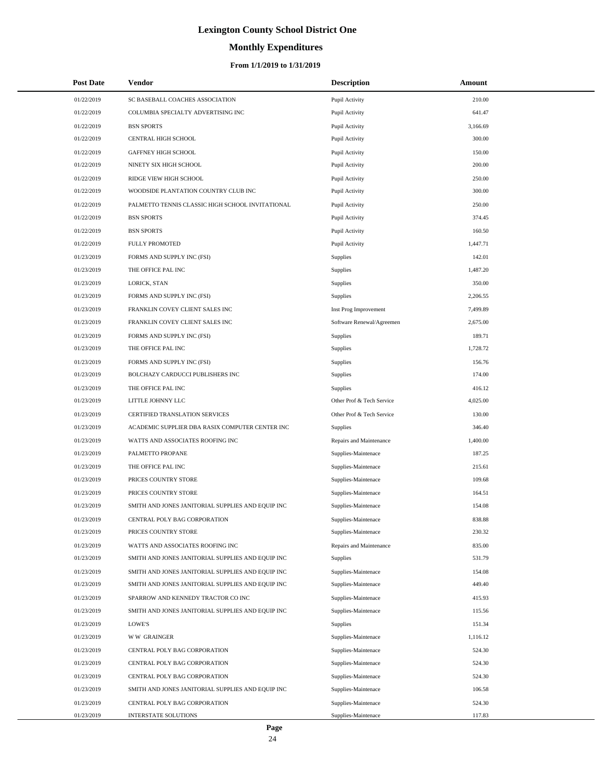# Lexington County School District One

## Monthly Expenditures

### From 1/1/2019 to 1/31/2019

| Post Date | Vendor | Description | Amount |
|---|---|---|---|
| 01/22/2019 | SC BASEBALL COACHES ASSOCIATION | Pupil Activity | 210.00 |
| 01/22/2019 | COLUMBIA SPECIALTY ADVERTISING INC | Pupil Activity | 641.47 |
| 01/22/2019 | BSN SPORTS | Pupil Activity | 3,166.69 |
| 01/22/2019 | CENTRAL HIGH SCHOOL | Pupil Activity | 300.00 |
| 01/22/2019 | GAFFNEY HIGH SCHOOL | Pupil Activity | 150.00 |
| 01/22/2019 | NINETY SIX HIGH SCHOOL | Pupil Activity | 200.00 |
| 01/22/2019 | RIDGE VIEW HIGH SCHOOL | Pupil Activity | 250.00 |
| 01/22/2019 | WOODSIDE PLANTATION COUNTRY CLUB INC | Pupil Activity | 300.00 |
| 01/22/2019 | PALMETTO TENNIS CLASSIC HIGH SCHOOL INVITATIONAL | Pupil Activity | 250.00 |
| 01/22/2019 | BSN SPORTS | Pupil Activity | 374.45 |
| 01/22/2019 | BSN SPORTS | Pupil Activity | 160.50 |
| 01/22/2019 | FULLY PROMOTED | Pupil Activity | 1,447.71 |
| 01/23/2019 | FORMS AND SUPPLY INC (FSI) | Supplies | 142.01 |
| 01/23/2019 | THE OFFICE PAL INC | Supplies | 1,487.20 |
| 01/23/2019 | LORICK, STAN | Supplies | 350.00 |
| 01/23/2019 | FORMS AND SUPPLY INC (FSI) | Supplies | 2,206.55 |
| 01/23/2019 | FRANKLIN COVEY CLIENT SALES INC | Inst Prog Improvement | 7,499.89 |
| 01/23/2019 | FRANKLIN COVEY CLIENT SALES INC | Software Renewal/Agreemen | 2,675.00 |
| 01/23/2019 | FORMS AND SUPPLY INC (FSI) | Supplies | 189.71 |
| 01/23/2019 | THE OFFICE PAL INC | Supplies | 1,728.72 |
| 01/23/2019 | FORMS AND SUPPLY INC (FSI) | Supplies | 156.76 |
| 01/23/2019 | BOLCHAZY CARDUCCI PUBLISHERS INC | Supplies | 174.00 |
| 01/23/2019 | THE OFFICE PAL INC | Supplies | 416.12 |
| 01/23/2019 | LITTLE JOHNNY LLC | Other Prof & Tech Service | 4,025.00 |
| 01/23/2019 | CERTIFIED TRANSLATION SERVICES | Other Prof & Tech Service | 130.00 |
| 01/23/2019 | ACADEMIC SUPPLIER DBA RASIX COMPUTER CENTER INC | Supplies | 346.40 |
| 01/23/2019 | WATTS AND ASSOCIATES ROOFING INC | Repairs and Maintenance | 1,400.00 |
| 01/23/2019 | PALMETTO PROPANE | Supplies-Maintenace | 187.25 |
| 01/23/2019 | THE OFFICE PAL INC | Supplies-Maintenace | 215.61 |
| 01/23/2019 | PRICES COUNTRY STORE | Supplies-Maintenace | 109.68 |
| 01/23/2019 | PRICES COUNTRY STORE | Supplies-Maintenace | 164.51 |
| 01/23/2019 | SMITH AND JONES JANITORIAL SUPPLIES AND EQUIP INC | Supplies-Maintenace | 154.08 |
| 01/23/2019 | CENTRAL POLY BAG CORPORATION | Supplies-Maintenace | 838.88 |
| 01/23/2019 | PRICES COUNTRY STORE | Supplies-Maintenace | 230.32 |
| 01/23/2019 | WATTS AND ASSOCIATES ROOFING INC | Repairs and Maintenance | 835.00 |
| 01/23/2019 | SMITH AND JONES JANITORIAL SUPPLIES AND EQUIP INC | Supplies | 531.79 |
| 01/23/2019 | SMITH AND JONES JANITORIAL SUPPLIES AND EQUIP INC | Supplies-Maintenace | 154.08 |
| 01/23/2019 | SMITH AND JONES JANITORIAL SUPPLIES AND EQUIP INC | Supplies-Maintenace | 449.40 |
| 01/23/2019 | SPARROW AND KENNEDY TRACTOR CO INC | Supplies-Maintenace | 415.93 |
| 01/23/2019 | SMITH AND JONES JANITORIAL SUPPLIES AND EQUIP INC | Supplies-Maintenace | 115.56 |
| 01/23/2019 | LOWE'S | Supplies | 151.34 |
| 01/23/2019 | W W GRAINGER | Supplies-Maintenace | 1,116.12 |
| 01/23/2019 | CENTRAL POLY BAG CORPORATION | Supplies-Maintenace | 524.30 |
| 01/23/2019 | CENTRAL POLY BAG CORPORATION | Supplies-Maintenace | 524.30 |
| 01/23/2019 | CENTRAL POLY BAG CORPORATION | Supplies-Maintenace | 524.30 |
| 01/23/2019 | SMITH AND JONES JANITORIAL SUPPLIES AND EQUIP INC | Supplies-Maintenace | 106.58 |
| 01/23/2019 | CENTRAL POLY BAG CORPORATION | Supplies-Maintenace | 524.30 |
| 01/23/2019 | INTERSTATE SOLUTIONS | Supplies-Maintenace | 117.83 |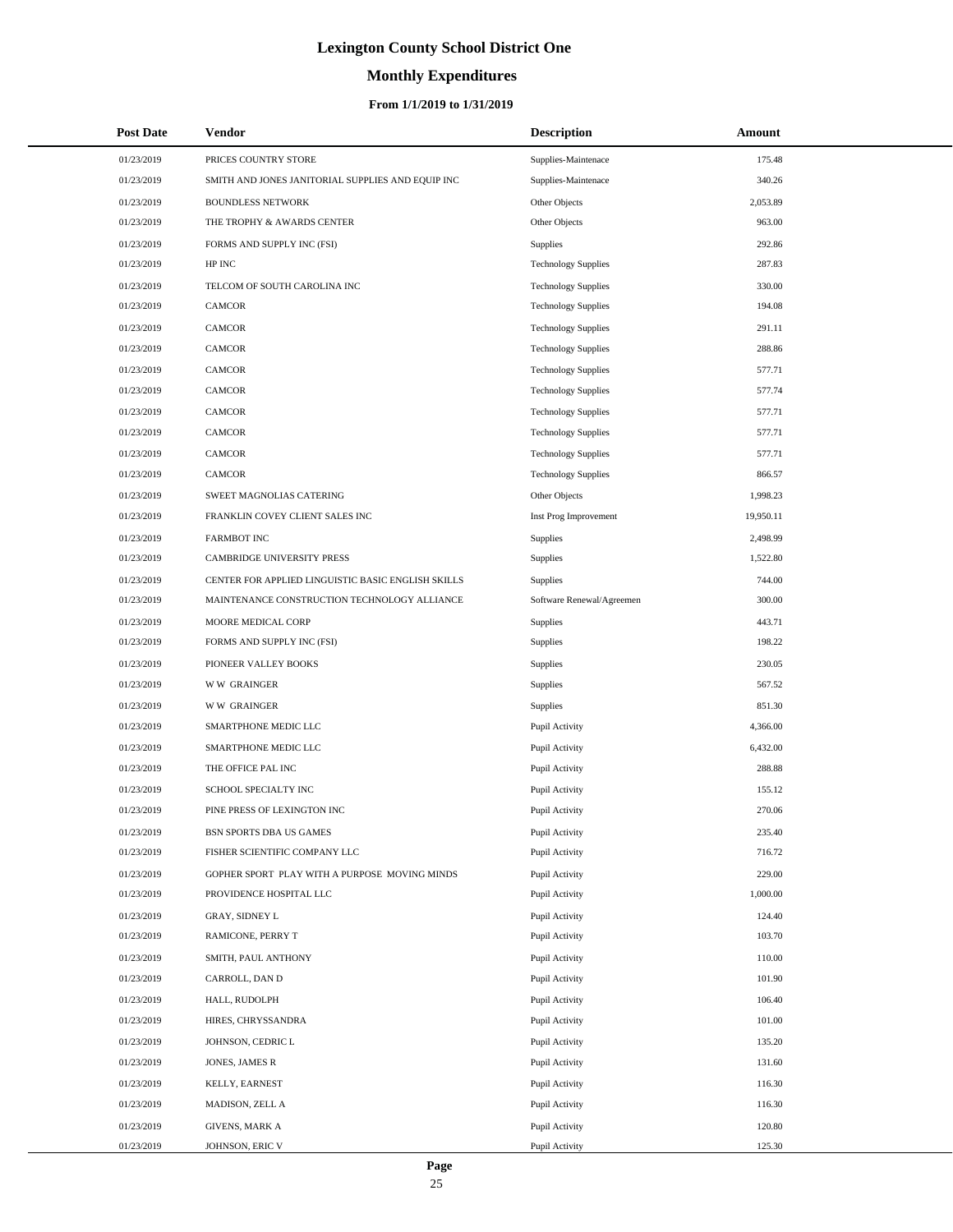# Lexington County School District One

## Monthly Expenditures

### From 1/1/2019 to 1/31/2019

| Post Date | Vendor | Description | Amount |
|---|---|---|---|
| 01/23/2019 | PRICES COUNTRY STORE | Supplies-Maintenace | 175.48 |
| 01/23/2019 | SMITH AND JONES JANITORIAL SUPPLIES AND EQUIP INC | Supplies-Maintenace | 340.26 |
| 01/23/2019 | BOUNDLESS NETWORK | Other Objects | 2,053.89 |
| 01/23/2019 | THE TROPHY & AWARDS CENTER | Other Objects | 963.00 |
| 01/23/2019 | FORMS AND SUPPLY INC (FSI) | Supplies | 292.86 |
| 01/23/2019 | HP INC | Technology Supplies | 287.83 |
| 01/23/2019 | TELCOM OF SOUTH CAROLINA INC | Technology Supplies | 330.00 |
| 01/23/2019 | CAMCOR | Technology Supplies | 194.08 |
| 01/23/2019 | CAMCOR | Technology Supplies | 291.11 |
| 01/23/2019 | CAMCOR | Technology Supplies | 288.86 |
| 01/23/2019 | CAMCOR | Technology Supplies | 577.71 |
| 01/23/2019 | CAMCOR | Technology Supplies | 577.74 |
| 01/23/2019 | CAMCOR | Technology Supplies | 577.71 |
| 01/23/2019 | CAMCOR | Technology Supplies | 577.71 |
| 01/23/2019 | CAMCOR | Technology Supplies | 577.71 |
| 01/23/2019 | CAMCOR | Technology Supplies | 866.57 |
| 01/23/2019 | SWEET MAGNOLIAS CATERING | Other Objects | 1,998.23 |
| 01/23/2019 | FRANKLIN COVEY CLIENT SALES INC | Inst Prog Improvement | 19,950.11 |
| 01/23/2019 | FARMBOT INC | Supplies | 2,498.99 |
| 01/23/2019 | CAMBRIDGE UNIVERSITY PRESS | Supplies | 1,522.80 |
| 01/23/2019 | CENTER FOR APPLIED LINGUISTIC BASIC ENGLISH SKILLS | Supplies | 744.00 |
| 01/23/2019 | MAINTENANCE CONSTRUCTION TECHNOLOGY ALLIANCE | Software Renewal/Agreemen | 300.00 |
| 01/23/2019 | MOORE MEDICAL CORP | Supplies | 443.71 |
| 01/23/2019 | FORMS AND SUPPLY INC (FSI) | Supplies | 198.22 |
| 01/23/2019 | PIONEER VALLEY BOOKS | Supplies | 230.05 |
| 01/23/2019 | W W GRAINGER | Supplies | 567.52 |
| 01/23/2019 | W W GRAINGER | Supplies | 851.30 |
| 01/23/2019 | SMARTPHONE MEDIC LLC | Pupil Activity | 4,366.00 |
| 01/23/2019 | SMARTPHONE MEDIC LLC | Pupil Activity | 6,432.00 |
| 01/23/2019 | THE OFFICE PAL INC | Pupil Activity | 288.88 |
| 01/23/2019 | SCHOOL SPECIALTY INC | Pupil Activity | 155.12 |
| 01/23/2019 | PINE PRESS OF LEXINGTON INC | Pupil Activity | 270.06 |
| 01/23/2019 | BSN SPORTS DBA US GAMES | Pupil Activity | 235.40 |
| 01/23/2019 | FISHER SCIENTIFIC COMPANY LLC | Pupil Activity | 716.72 |
| 01/23/2019 | GOPHER SPORT PLAY WITH A PURPOSE MOVING MINDS | Pupil Activity | 229.00 |
| 01/23/2019 | PROVIDENCE HOSPITAL LLC | Pupil Activity | 1,000.00 |
| 01/23/2019 | GRAY, SIDNEY L | Pupil Activity | 124.40 |
| 01/23/2019 | RAMICONE, PERRY T | Pupil Activity | 103.70 |
| 01/23/2019 | SMITH, PAUL ANTHONY | Pupil Activity | 110.00 |
| 01/23/2019 | CARROLL, DAN D | Pupil Activity | 101.90 |
| 01/23/2019 | HALL, RUDOLPH | Pupil Activity | 106.40 |
| 01/23/2019 | HIRES, CHRYSSANDRA | Pupil Activity | 101.00 |
| 01/23/2019 | JOHNSON, CEDRIC L | Pupil Activity | 135.20 |
| 01/23/2019 | JONES, JAMES R | Pupil Activity | 131.60 |
| 01/23/2019 | KELLY, EARNEST | Pupil Activity | 116.30 |
| 01/23/2019 | MADISON, ZELL A | Pupil Activity | 116.30 |
| 01/23/2019 | GIVENS, MARK A | Pupil Activity | 120.80 |
| 01/23/2019 | JOHNSON, ERIC V | Pupil Activity | 125.30 |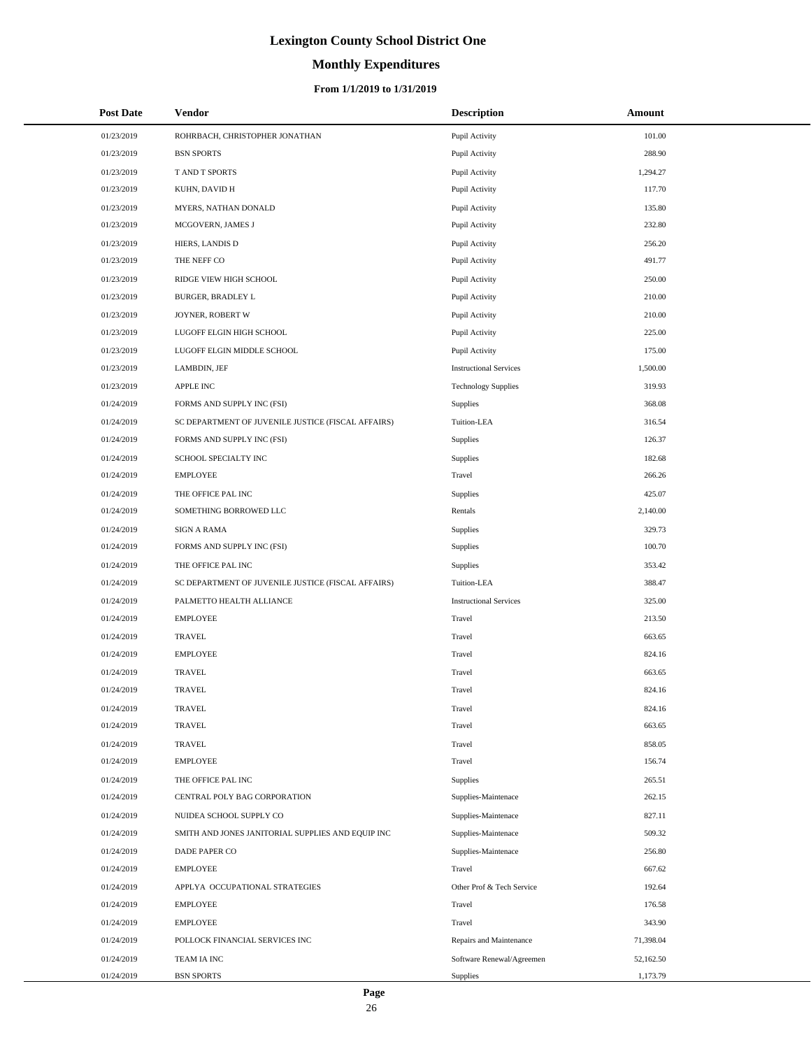# Lexington County School District One

## Monthly Expenditures

### From 1/1/2019 to 1/31/2019

| Post Date | Vendor | Description | Amount |
|---|---|---|---|
| 01/23/2019 | ROHRBACH, CHRISTOPHER JONATHAN | Pupil Activity | 101.00 |
| 01/23/2019 | BSN SPORTS | Pupil Activity | 288.90 |
| 01/23/2019 | T AND T SPORTS | Pupil Activity | 1,294.27 |
| 01/23/2019 | KUHN, DAVID H | Pupil Activity | 117.70 |
| 01/23/2019 | MYERS, NATHAN DONALD | Pupil Activity | 135.80 |
| 01/23/2019 | MCGOVERN, JAMES J | Pupil Activity | 232.80 |
| 01/23/2019 | HIERS, LANDIS D | Pupil Activity | 256.20 |
| 01/23/2019 | THE NEFF CO | Pupil Activity | 491.77 |
| 01/23/2019 | RIDGE VIEW HIGH SCHOOL | Pupil Activity | 250.00 |
| 01/23/2019 | BURGER, BRADLEY L | Pupil Activity | 210.00 |
| 01/23/2019 | JOYNER, ROBERT W | Pupil Activity | 210.00 |
| 01/23/2019 | LUGOFF ELGIN HIGH SCHOOL | Pupil Activity | 225.00 |
| 01/23/2019 | LUGOFF ELGIN MIDDLE SCHOOL | Pupil Activity | 175.00 |
| 01/23/2019 | LAMBDIN, JEF | Instructional Services | 1,500.00 |
| 01/23/2019 | APPLE INC | Technology Supplies | 319.93 |
| 01/24/2019 | FORMS AND SUPPLY INC (FSI) | Supplies | 368.08 |
| 01/24/2019 | SC DEPARTMENT OF JUVENILE JUSTICE (FISCAL AFFAIRS) | Tuition-LEA | 316.54 |
| 01/24/2019 | FORMS AND SUPPLY INC (FSI) | Supplies | 126.37 |
| 01/24/2019 | SCHOOL SPECIALTY INC | Supplies | 182.68 |
| 01/24/2019 | EMPLOYEE | Travel | 266.26 |
| 01/24/2019 | THE OFFICE PAL INC | Supplies | 425.07 |
| 01/24/2019 | SOMETHING BORROWED LLC | Rentals | 2,140.00 |
| 01/24/2019 | SIGN A RAMA | Supplies | 329.73 |
| 01/24/2019 | FORMS AND SUPPLY INC (FSI) | Supplies | 100.70 |
| 01/24/2019 | THE OFFICE PAL INC | Supplies | 353.42 |
| 01/24/2019 | SC DEPARTMENT OF JUVENILE JUSTICE (FISCAL AFFAIRS) | Tuition-LEA | 388.47 |
| 01/24/2019 | PALMETTO HEALTH ALLIANCE | Instructional Services | 325.00 |
| 01/24/2019 | EMPLOYEE | Travel | 213.50 |
| 01/24/2019 | TRAVEL | Travel | 663.65 |
| 01/24/2019 | EMPLOYEE | Travel | 824.16 |
| 01/24/2019 | TRAVEL | Travel | 663.65 |
| 01/24/2019 | TRAVEL | Travel | 824.16 |
| 01/24/2019 | TRAVEL | Travel | 824.16 |
| 01/24/2019 | TRAVEL | Travel | 663.65 |
| 01/24/2019 | TRAVEL | Travel | 858.05 |
| 01/24/2019 | EMPLOYEE | Travel | 156.74 |
| 01/24/2019 | THE OFFICE PAL INC | Supplies | 265.51 |
| 01/24/2019 | CENTRAL POLY BAG CORPORATION | Supplies-Maintenace | 262.15 |
| 01/24/2019 | NUIDEA SCHOOL SUPPLY CO | Supplies-Maintenace | 827.11 |
| 01/24/2019 | SMITH AND JONES JANITORIAL SUPPLIES AND EQUIP INC | Supplies-Maintenace | 509.32 |
| 01/24/2019 | DADE PAPER CO | Supplies-Maintenace | 256.80 |
| 01/24/2019 | EMPLOYEE | Travel | 667.62 |
| 01/24/2019 | APPLYA OCCUPATIONAL STRATEGIES | Other Prof & Tech Service | 192.64 |
| 01/24/2019 | EMPLOYEE | Travel | 176.58 |
| 01/24/2019 | EMPLOYEE | Travel | 343.90 |
| 01/24/2019 | POLLOCK FINANCIAL SERVICES INC | Repairs and Maintenance | 71,398.04 |
| 01/24/2019 | TEAM IA INC | Software Renewal/Agreemen | 52,162.50 |
| 01/24/2019 | BSN SPORTS | Supplies | 1,173.79 |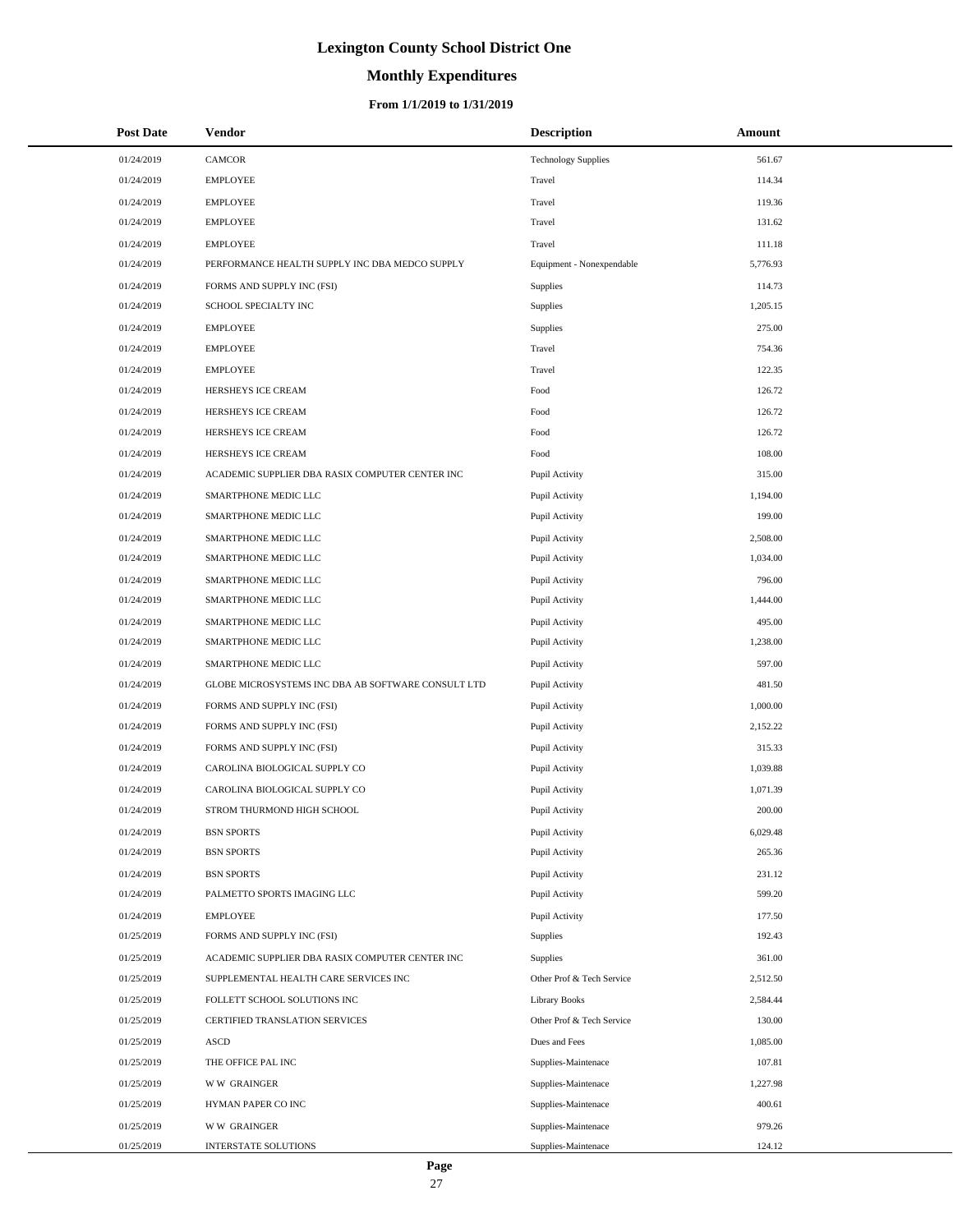# Lexington County School District One

## Monthly Expenditures

### From 1/1/2019 to 1/31/2019

| Post Date | Vendor | Description | Amount |
|---|---|---|---|
| 01/24/2019 | CAMCOR | Technology Supplies | 561.67 |
| 01/24/2019 | EMPLOYEE | Travel | 114.34 |
| 01/24/2019 | EMPLOYEE | Travel | 119.36 |
| 01/24/2019 | EMPLOYEE | Travel | 131.62 |
| 01/24/2019 | EMPLOYEE | Travel | 111.18 |
| 01/24/2019 | PERFORMANCE HEALTH SUPPLY INC DBA MEDCO SUPPLY | Equipment - Nonexpendable | 5,776.93 |
| 01/24/2019 | FORMS AND SUPPLY INC (FSI) | Supplies | 114.73 |
| 01/24/2019 | SCHOOL SPECIALTY INC | Supplies | 1,205.15 |
| 01/24/2019 | EMPLOYEE | Supplies | 275.00 |
| 01/24/2019 | EMPLOYEE | Travel | 754.36 |
| 01/24/2019 | EMPLOYEE | Travel | 122.35 |
| 01/24/2019 | HERSHEYS ICE CREAM | Food | 126.72 |
| 01/24/2019 | HERSHEYS ICE CREAM | Food | 126.72 |
| 01/24/2019 | HERSHEYS ICE CREAM | Food | 126.72 |
| 01/24/2019 | HERSHEYS ICE CREAM | Food | 108.00 |
| 01/24/2019 | ACADEMIC SUPPLIER DBA RASIX COMPUTER CENTER INC | Pupil Activity | 315.00 |
| 01/24/2019 | SMARTPHONE MEDIC LLC | Pupil Activity | 1,194.00 |
| 01/24/2019 | SMARTPHONE MEDIC LLC | Pupil Activity | 199.00 |
| 01/24/2019 | SMARTPHONE MEDIC LLC | Pupil Activity | 2,508.00 |
| 01/24/2019 | SMARTPHONE MEDIC LLC | Pupil Activity | 1,034.00 |
| 01/24/2019 | SMARTPHONE MEDIC LLC | Pupil Activity | 796.00 |
| 01/24/2019 | SMARTPHONE MEDIC LLC | Pupil Activity | 1,444.00 |
| 01/24/2019 | SMARTPHONE MEDIC LLC | Pupil Activity | 495.00 |
| 01/24/2019 | SMARTPHONE MEDIC LLC | Pupil Activity | 1,238.00 |
| 01/24/2019 | SMARTPHONE MEDIC LLC | Pupil Activity | 597.00 |
| 01/24/2019 | GLOBE MICROSYSTEMS INC DBA AB SOFTWARE CONSULT LTD | Pupil Activity | 481.50 |
| 01/24/2019 | FORMS AND SUPPLY INC (FSI) | Pupil Activity | 1,000.00 |
| 01/24/2019 | FORMS AND SUPPLY INC (FSI) | Pupil Activity | 2,152.22 |
| 01/24/2019 | FORMS AND SUPPLY INC (FSI) | Pupil Activity | 315.33 |
| 01/24/2019 | CAROLINA BIOLOGICAL SUPPLY CO | Pupil Activity | 1,039.88 |
| 01/24/2019 | CAROLINA BIOLOGICAL SUPPLY CO | Pupil Activity | 1,071.39 |
| 01/24/2019 | STROM THURMOND HIGH SCHOOL | Pupil Activity | 200.00 |
| 01/24/2019 | BSN SPORTS | Pupil Activity | 6,029.48 |
| 01/24/2019 | BSN SPORTS | Pupil Activity | 265.36 |
| 01/24/2019 | BSN SPORTS | Pupil Activity | 231.12 |
| 01/24/2019 | PALMETTO SPORTS IMAGING LLC | Pupil Activity | 599.20 |
| 01/24/2019 | EMPLOYEE | Pupil Activity | 177.50 |
| 01/25/2019 | FORMS AND SUPPLY INC (FSI) | Supplies | 192.43 |
| 01/25/2019 | ACADEMIC SUPPLIER DBA RASIX COMPUTER CENTER INC | Supplies | 361.00 |
| 01/25/2019 | SUPPLEMENTAL HEALTH CARE SERVICES INC | Other Prof & Tech Service | 2,512.50 |
| 01/25/2019 | FOLLETT SCHOOL SOLUTIONS INC | Library Books | 2,584.44 |
| 01/25/2019 | CERTIFIED TRANSLATION SERVICES | Other Prof & Tech Service | 130.00 |
| 01/25/2019 | ASCD | Dues and Fees | 1,085.00 |
| 01/25/2019 | THE OFFICE PAL INC | Supplies-Maintenace | 107.81 |
| 01/25/2019 | W W GRAINGER | Supplies-Maintenace | 1,227.98 |
| 01/25/2019 | HYMAN PAPER CO INC | Supplies-Maintenace | 400.61 |
| 01/25/2019 | W W GRAINGER | Supplies-Maintenace | 979.26 |
| 01/25/2019 | INTERSTATE SOLUTIONS | Supplies-Maintenace | 124.12 |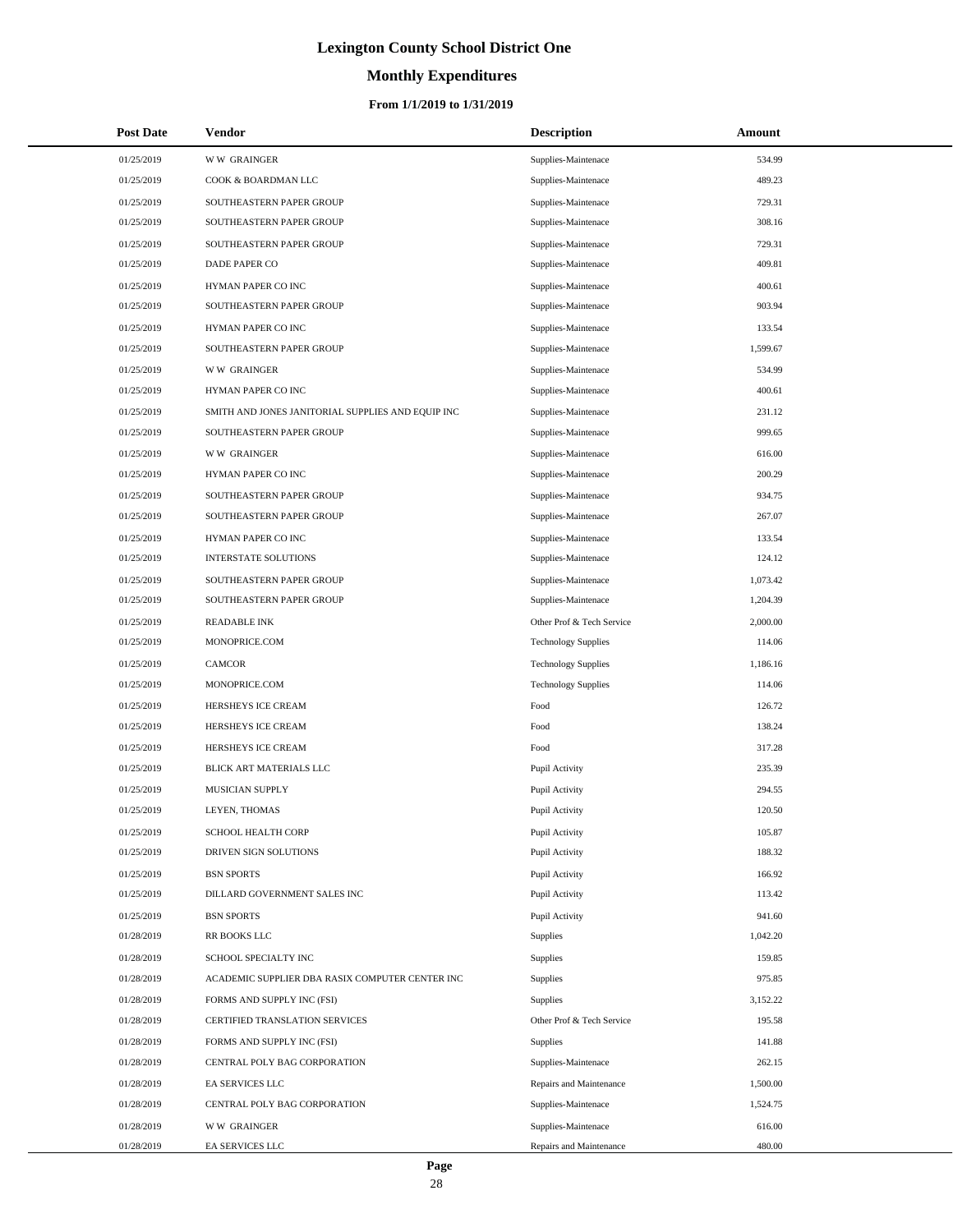# Lexington County School District One

## Monthly Expenditures

### From 1/1/2019 to 1/31/2019

| Post Date | Vendor | Description | Amount |
|---|---|---|---|
| 01/25/2019 | W W GRAINGER | Supplies-Maintenace | 534.99 |
| 01/25/2019 | COOK & BOARDMAN LLC | Supplies-Maintenace | 489.23 |
| 01/25/2019 | SOUTHEASTERN PAPER GROUP | Supplies-Maintenace | 729.31 |
| 01/25/2019 | SOUTHEASTERN PAPER GROUP | Supplies-Maintenace | 308.16 |
| 01/25/2019 | SOUTHEASTERN PAPER GROUP | Supplies-Maintenace | 729.31 |
| 01/25/2019 | DADE PAPER CO | Supplies-Maintenace | 409.81 |
| 01/25/2019 | HYMAN PAPER CO INC | Supplies-Maintenace | 400.61 |
| 01/25/2019 | SOUTHEASTERN PAPER GROUP | Supplies-Maintenace | 903.94 |
| 01/25/2019 | HYMAN PAPER CO INC | Supplies-Maintenace | 133.54 |
| 01/25/2019 | SOUTHEASTERN PAPER GROUP | Supplies-Maintenace | 1,599.67 |
| 01/25/2019 | W W GRAINGER | Supplies-Maintenace | 534.99 |
| 01/25/2019 | HYMAN PAPER CO INC | Supplies-Maintenace | 400.61 |
| 01/25/2019 | SMITH AND JONES JANITORIAL SUPPLIES AND EQUIP INC | Supplies-Maintenace | 231.12 |
| 01/25/2019 | SOUTHEASTERN PAPER GROUP | Supplies-Maintenace | 999.65 |
| 01/25/2019 | W W GRAINGER | Supplies-Maintenace | 616.00 |
| 01/25/2019 | HYMAN PAPER CO INC | Supplies-Maintenace | 200.29 |
| 01/25/2019 | SOUTHEASTERN PAPER GROUP | Supplies-Maintenace | 934.75 |
| 01/25/2019 | SOUTHEASTERN PAPER GROUP | Supplies-Maintenace | 267.07 |
| 01/25/2019 | HYMAN PAPER CO INC | Supplies-Maintenace | 133.54 |
| 01/25/2019 | INTERSTATE SOLUTIONS | Supplies-Maintenace | 124.12 |
| 01/25/2019 | SOUTHEASTERN PAPER GROUP | Supplies-Maintenace | 1,073.42 |
| 01/25/2019 | SOUTHEASTERN PAPER GROUP | Supplies-Maintenace | 1,204.39 |
| 01/25/2019 | READABLE INK | Other Prof & Tech Service | 2,000.00 |
| 01/25/2019 | MONOPRICE.COM | Technology Supplies | 114.06 |
| 01/25/2019 | CAMCOR | Technology Supplies | 1,186.16 |
| 01/25/2019 | MONOPRICE.COM | Technology Supplies | 114.06 |
| 01/25/2019 | HERSHEYS ICE CREAM | Food | 126.72 |
| 01/25/2019 | HERSHEYS ICE CREAM | Food | 138.24 |
| 01/25/2019 | HERSHEYS ICE CREAM | Food | 317.28 |
| 01/25/2019 | BLICK ART MATERIALS LLC | Pupil Activity | 235.39 |
| 01/25/2019 | MUSICIAN SUPPLY | Pupil Activity | 294.55 |
| 01/25/2019 | LEYEN, THOMAS | Pupil Activity | 120.50 |
| 01/25/2019 | SCHOOL HEALTH CORP | Pupil Activity | 105.87 |
| 01/25/2019 | DRIVEN SIGN SOLUTIONS | Pupil Activity | 188.32 |
| 01/25/2019 | BSN SPORTS | Pupil Activity | 166.92 |
| 01/25/2019 | DILLARD GOVERNMENT SALES INC | Pupil Activity | 113.42 |
| 01/25/2019 | BSN SPORTS | Pupil Activity | 941.60 |
| 01/28/2019 | RR BOOKS LLC | Supplies | 1,042.20 |
| 01/28/2019 | SCHOOL SPECIALTY INC | Supplies | 159.85 |
| 01/28/2019 | ACADEMIC SUPPLIER DBA RASIX COMPUTER CENTER INC | Supplies | 975.85 |
| 01/28/2019 | FORMS AND SUPPLY INC (FSI) | Supplies | 3,152.22 |
| 01/28/2019 | CERTIFIED TRANSLATION SERVICES | Other Prof & Tech Service | 195.58 |
| 01/28/2019 | FORMS AND SUPPLY INC (FSI) | Supplies | 141.88 |
| 01/28/2019 | CENTRAL POLY BAG CORPORATION | Supplies-Maintenace | 262.15 |
| 01/28/2019 | EA SERVICES LLC | Repairs and Maintenance | 1,500.00 |
| 01/28/2019 | CENTRAL POLY BAG CORPORATION | Supplies-Maintenace | 1,524.75 |
| 01/28/2019 | W W GRAINGER | Supplies-Maintenace | 616.00 |
| 01/28/2019 | EA SERVICES LLC | Repairs and Maintenance | 480.00 |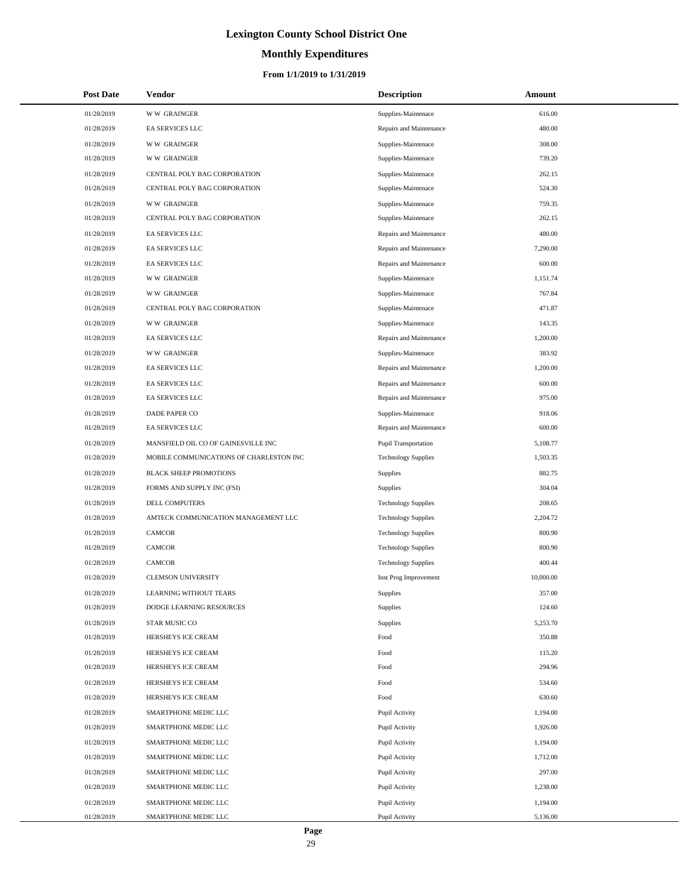# Lexington County School District One

## Monthly Expenditures

### From 1/1/2019 to 1/31/2019

| Post Date | Vendor | Description | Amount |
|---|---|---|---|
| 01/28/2019 | W W GRAINGER | Supplies-Maintenace | 616.00 |
| 01/28/2019 | EA SERVICES LLC | Repairs and Maintenance | 480.00 |
| 01/28/2019 | W W GRAINGER | Supplies-Maintenace | 308.00 |
| 01/28/2019 | W W GRAINGER | Supplies-Maintenace | 739.20 |
| 01/28/2019 | CENTRAL POLY BAG CORPORATION | Supplies-Maintenace | 262.15 |
| 01/28/2019 | CENTRAL POLY BAG CORPORATION | Supplies-Maintenace | 524.30 |
| 01/28/2019 | W W GRAINGER | Supplies-Maintenace | 759.35 |
| 01/28/2019 | CENTRAL POLY BAG CORPORATION | Supplies-Maintenace | 262.15 |
| 01/28/2019 | EA SERVICES LLC | Repairs and Maintenance | 480.00 |
| 01/28/2019 | EA SERVICES LLC | Repairs and Maintenance | 7,290.00 |
| 01/28/2019 | EA SERVICES LLC | Repairs and Maintenance | 600.00 |
| 01/28/2019 | W W GRAINGER | Supplies-Maintenace | 1,151.74 |
| 01/28/2019 | W W GRAINGER | Supplies-Maintenace | 767.84 |
| 01/28/2019 | CENTRAL POLY BAG CORPORATION | Supplies-Maintenace | 471.87 |
| 01/28/2019 | W W GRAINGER | Supplies-Maintenace | 143.35 |
| 01/28/2019 | EA SERVICES LLC | Repairs and Maintenance | 1,200.00 |
| 01/28/2019 | W W GRAINGER | Supplies-Maintenace | 383.92 |
| 01/28/2019 | EA SERVICES LLC | Repairs and Maintenance | 1,200.00 |
| 01/28/2019 | EA SERVICES LLC | Repairs and Maintenance | 600.00 |
| 01/28/2019 | EA SERVICES LLC | Repairs and Maintenance | 975.00 |
| 01/28/2019 | DADE PAPER CO | Supplies-Maintenace | 918.06 |
| 01/28/2019 | EA SERVICES LLC | Repairs and Maintenance | 600.00 |
| 01/28/2019 | MANSFIELD OIL CO OF GAINESVILLE INC | Pupil Transportation | 5,108.77 |
| 01/28/2019 | MOBILE COMMUNICATIONS OF CHARLESTON INC | Technology Supplies | 1,503.35 |
| 01/28/2019 | BLACK SHEEP PROMOTIONS | Supplies | 882.75 |
| 01/28/2019 | FORMS AND SUPPLY INC (FSI) | Supplies | 304.04 |
| 01/28/2019 | DELL COMPUTERS | Technology Supplies | 208.65 |
| 01/28/2019 | AMTECK COMMUNICATION MANAGEMENT LLC | Technology Supplies | 2,204.72 |
| 01/28/2019 | CAMCOR | Technology Supplies | 800.90 |
| 01/28/2019 | CAMCOR | Technology Supplies | 800.90 |
| 01/28/2019 | CAMCOR | Technology Supplies | 400.44 |
| 01/28/2019 | CLEMSON UNIVERSITY | Inst Prog Improvement | 10,000.00 |
| 01/28/2019 | LEARNING WITHOUT TEARS | Supplies | 357.00 |
| 01/28/2019 | DODGE LEARNING RESOURCES | Supplies | 124.60 |
| 01/28/2019 | STAR MUSIC CO | Supplies | 5,253.70 |
| 01/28/2019 | HERSHEYS ICE CREAM | Food | 350.88 |
| 01/28/2019 | HERSHEYS ICE CREAM | Food | 115.20 |
| 01/28/2019 | HERSHEYS ICE CREAM | Food | 294.96 |
| 01/28/2019 | HERSHEYS ICE CREAM | Food | 534.60 |
| 01/28/2019 | HERSHEYS ICE CREAM | Food | 630.60 |
| 01/28/2019 | SMARTPHONE MEDIC LLC | Pupil Activity | 1,194.00 |
| 01/28/2019 | SMARTPHONE MEDIC LLC | Pupil Activity | 1,926.00 |
| 01/28/2019 | SMARTPHONE MEDIC LLC | Pupil Activity | 1,194.00 |
| 01/28/2019 | SMARTPHONE MEDIC LLC | Pupil Activity | 1,712.00 |
| 01/28/2019 | SMARTPHONE MEDIC LLC | Pupil Activity | 297.00 |
| 01/28/2019 | SMARTPHONE MEDIC LLC | Pupil Activity | 1,238.00 |
| 01/28/2019 | SMARTPHONE MEDIC LLC | Pupil Activity | 1,194.00 |
| 01/28/2019 | SMARTPHONE MEDIC LLC | Pupil Activity | 5,136.00 |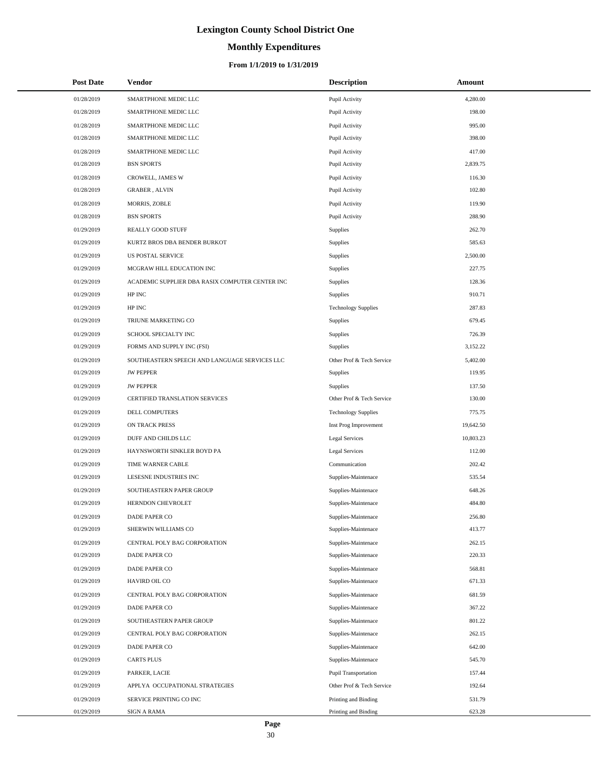# Lexington County School District One

## Monthly Expenditures

### From 1/1/2019 to 1/31/2019

| Post Date | Vendor | Description | Amount |
|---|---|---|---|
| 01/28/2019 | SMARTPHONE MEDIC LLC | Pupil Activity | 4,280.00 |
| 01/28/2019 | SMARTPHONE MEDIC LLC | Pupil Activity | 198.00 |
| 01/28/2019 | SMARTPHONE MEDIC LLC | Pupil Activity | 995.00 |
| 01/28/2019 | SMARTPHONE MEDIC LLC | Pupil Activity | 398.00 |
| 01/28/2019 | SMARTPHONE MEDIC LLC | Pupil Activity | 417.00 |
| 01/28/2019 | BSN SPORTS | Pupil Activity | 2,839.75 |
| 01/28/2019 | CROWELL, JAMES W | Pupil Activity | 116.30 |
| 01/28/2019 | GRABER , ALVIN | Pupil Activity | 102.80 |
| 01/28/2019 | MORRIS, ZOBLE | Pupil Activity | 119.90 |
| 01/28/2019 | BSN SPORTS | Pupil Activity | 288.90 |
| 01/29/2019 | REALLY GOOD STUFF | Supplies | 262.70 |
| 01/29/2019 | KURTZ BROS DBA BENDER BURKOT | Supplies | 585.63 |
| 01/29/2019 | US POSTAL SERVICE | Supplies | 2,500.00 |
| 01/29/2019 | MCGRAW HILL EDUCATION INC | Supplies | 227.75 |
| 01/29/2019 | ACADEMIC SUPPLIER DBA RASIX COMPUTER CENTER INC | Supplies | 128.36 |
| 01/29/2019 | HP INC | Supplies | 910.71 |
| 01/29/2019 | HP INC | Technology Supplies | 287.83 |
| 01/29/2019 | TRIUNE MARKETING CO | Supplies | 679.45 |
| 01/29/2019 | SCHOOL SPECIALTY INC | Supplies | 726.39 |
| 01/29/2019 | FORMS AND SUPPLY INC (FSI) | Supplies | 3,152.22 |
| 01/29/2019 | SOUTHEASTERN SPEECH AND LANGUAGE SERVICES LLC | Other Prof & Tech Service | 5,402.00 |
| 01/29/2019 | JW PEPPER | Supplies | 119.95 |
| 01/29/2019 | JW PEPPER | Supplies | 137.50 |
| 01/29/2019 | CERTIFIED TRANSLATION SERVICES | Other Prof & Tech Service | 130.00 |
| 01/29/2019 | DELL COMPUTERS | Technology Supplies | 775.75 |
| 01/29/2019 | ON TRACK PRESS | Inst Prog Improvement | 19,642.50 |
| 01/29/2019 | DUFF AND CHILDS LLC | Legal Services | 10,803.23 |
| 01/29/2019 | HAYNSWORTH SINKLER BOYD PA | Legal Services | 112.00 |
| 01/29/2019 | TIME WARNER CABLE | Communication | 202.42 |
| 01/29/2019 | LESESNE INDUSTRIES INC | Supplies-Maintenace | 535.54 |
| 01/29/2019 | SOUTHEASTERN PAPER GROUP | Supplies-Maintenace | 648.26 |
| 01/29/2019 | HERNDON CHEVROLET | Supplies-Maintenace | 484.80 |
| 01/29/2019 | DADE PAPER CO | Supplies-Maintenace | 256.80 |
| 01/29/2019 | SHERWIN WILLIAMS CO | Supplies-Maintenace | 413.77 |
| 01/29/2019 | CENTRAL POLY BAG CORPORATION | Supplies-Maintenace | 262.15 |
| 01/29/2019 | DADE PAPER CO | Supplies-Maintenace | 220.33 |
| 01/29/2019 | DADE PAPER CO | Supplies-Maintenace | 568.81 |
| 01/29/2019 | HAVIRD OIL CO | Supplies-Maintenace | 671.33 |
| 01/29/2019 | CENTRAL POLY BAG CORPORATION | Supplies-Maintenace | 681.59 |
| 01/29/2019 | DADE PAPER CO | Supplies-Maintenace | 367.22 |
| 01/29/2019 | SOUTHEASTERN PAPER GROUP | Supplies-Maintenace | 801.22 |
| 01/29/2019 | CENTRAL POLY BAG CORPORATION | Supplies-Maintenace | 262.15 |
| 01/29/2019 | DADE PAPER CO | Supplies-Maintenace | 642.00 |
| 01/29/2019 | CARTS PLUS | Supplies-Maintenace | 545.70 |
| 01/29/2019 | PARKER, LACIE | Pupil Transportation | 157.44 |
| 01/29/2019 | APPLYA OCCUPATIONAL STRATEGIES | Other Prof & Tech Service | 192.64 |
| 01/29/2019 | SERVICE PRINTING CO INC | Printing and Binding | 531.79 |
| 01/29/2019 | SIGN A RAMA | Printing and Binding | 623.28 |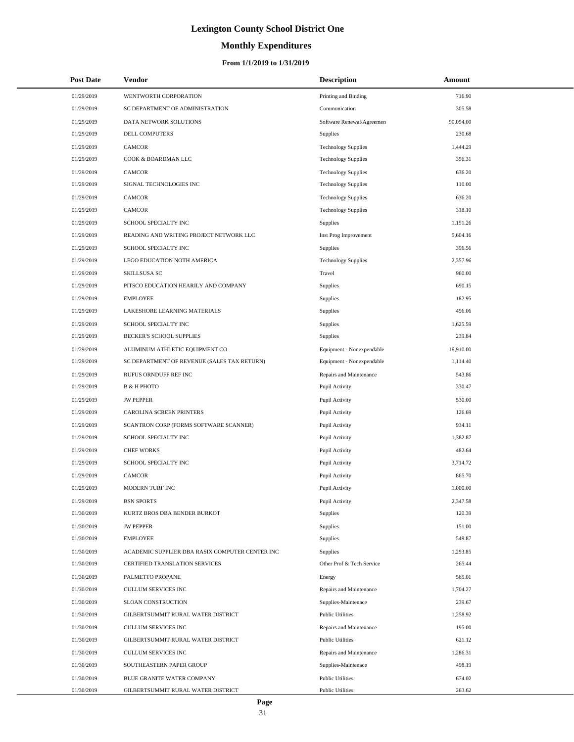# Lexington County School District One

## Monthly Expenditures

### From 1/1/2019 to 1/31/2019

| Post Date | Vendor | Description | Amount |
|---|---|---|---|
| 01/29/2019 | WENTWORTH CORPORATION | Printing and Binding | 716.90 |
| 01/29/2019 | SC DEPARTMENT OF ADMINISTRATION | Communication | 305.58 |
| 01/29/2019 | DATA NETWORK SOLUTIONS | Software Renewal/Agreemen | 90,094.00 |
| 01/29/2019 | DELL COMPUTERS | Supplies | 230.68 |
| 01/29/2019 | CAMCOR | Technology Supplies | 1,444.29 |
| 01/29/2019 | COOK & BOARDMAN LLC | Technology Supplies | 356.31 |
| 01/29/2019 | CAMCOR | Technology Supplies | 636.20 |
| 01/29/2019 | SIGNAL TECHNOLOGIES INC | Technology Supplies | 110.00 |
| 01/29/2019 | CAMCOR | Technology Supplies | 636.20 |
| 01/29/2019 | CAMCOR | Technology Supplies | 318.10 |
| 01/29/2019 | SCHOOL SPECIALTY INC | Supplies | 1,151.26 |
| 01/29/2019 | READING AND WRITING PROJECT NETWORK LLC | Inst Prog Improvement | 5,604.16 |
| 01/29/2019 | SCHOOL SPECIALTY INC | Supplies | 396.56 |
| 01/29/2019 | LEGO EDUCATION NOTH AMERICA | Technology Supplies | 2,357.96 |
| 01/29/2019 | SKILLSUSA SC | Travel | 960.00 |
| 01/29/2019 | PITSCO EDUCATION HEARILY AND COMPANY | Supplies | 690.15 |
| 01/29/2019 | EMPLOYEE | Supplies | 182.95 |
| 01/29/2019 | LAKESHORE LEARNING MATERIALS | Supplies | 496.06 |
| 01/29/2019 | SCHOOL SPECIALTY INC | Supplies | 1,625.59 |
| 01/29/2019 | BECKER'S SCHOOL SUPPLIES | Supplies | 239.84 |
| 01/29/2019 | ALUMINUM ATHLETIC EQUIPMENT CO | Equipment - Nonexpendable | 18,910.00 |
| 01/29/2019 | SC DEPARTMENT OF REVENUE (SALES TAX RETURN) | Equipment - Nonexpendable | 1,114.40 |
| 01/29/2019 | RUFUS ORNDUFF REF INC | Repairs and Maintenance | 543.86 |
| 01/29/2019 | B & H PHOTO | Pupil Activity | 330.47 |
| 01/29/2019 | JW PEPPER | Pupil Activity | 530.00 |
| 01/29/2019 | CAROLINA SCREEN PRINTERS | Pupil Activity | 126.69 |
| 01/29/2019 | SCANTRON CORP (FORMS SOFTWARE SCANNER) | Pupil Activity | 934.11 |
| 01/29/2019 | SCHOOL SPECIALTY INC | Pupil Activity | 1,382.87 |
| 01/29/2019 | CHEF WORKS | Pupil Activity | 482.64 |
| 01/29/2019 | SCHOOL SPECIALTY INC | Pupil Activity | 3,714.72 |
| 01/29/2019 | CAMCOR | Pupil Activity | 865.70 |
| 01/29/2019 | MODERN TURF INC | Pupil Activity | 1,000.00 |
| 01/29/2019 | BSN SPORTS | Pupil Activity | 2,347.58 |
| 01/30/2019 | KURTZ BROS DBA BENDER BURKOT | Supplies | 120.39 |
| 01/30/2019 | JW PEPPER | Supplies | 151.00 |
| 01/30/2019 | EMPLOYEE | Supplies | 549.87 |
| 01/30/2019 | ACADEMIC SUPPLIER DBA RASIX COMPUTER CENTER INC | Supplies | 1,293.85 |
| 01/30/2019 | CERTIFIED TRANSLATION SERVICES | Other Prof & Tech Service | 265.44 |
| 01/30/2019 | PALMETTO PROPANE | Energy | 565.01 |
| 01/30/2019 | CULLUM SERVICES INC | Repairs and Maintenance | 1,704.27 |
| 01/30/2019 | SLOAN CONSTRUCTION | Supplies-Maintenace | 239.67 |
| 01/30/2019 | GILBERTSUMMIT RURAL WATER DISTRICT | Public Utilities | 1,258.92 |
| 01/30/2019 | CULLUM SERVICES INC | Repairs and Maintenance | 195.00 |
| 01/30/2019 | GILBERTSUMMIT RURAL WATER DISTRICT | Public Utilities | 621.12 |
| 01/30/2019 | CULLUM SERVICES INC | Repairs and Maintenance | 1,286.31 |
| 01/30/2019 | SOUTHEASTERN PAPER GROUP | Supplies-Maintenace | 498.19 |
| 01/30/2019 | BLUE GRANITE WATER COMPANY | Public Utilities | 674.02 |
| 01/30/2019 | GILBERTSUMMIT RURAL WATER DISTRICT | Public Utilities | 263.62 |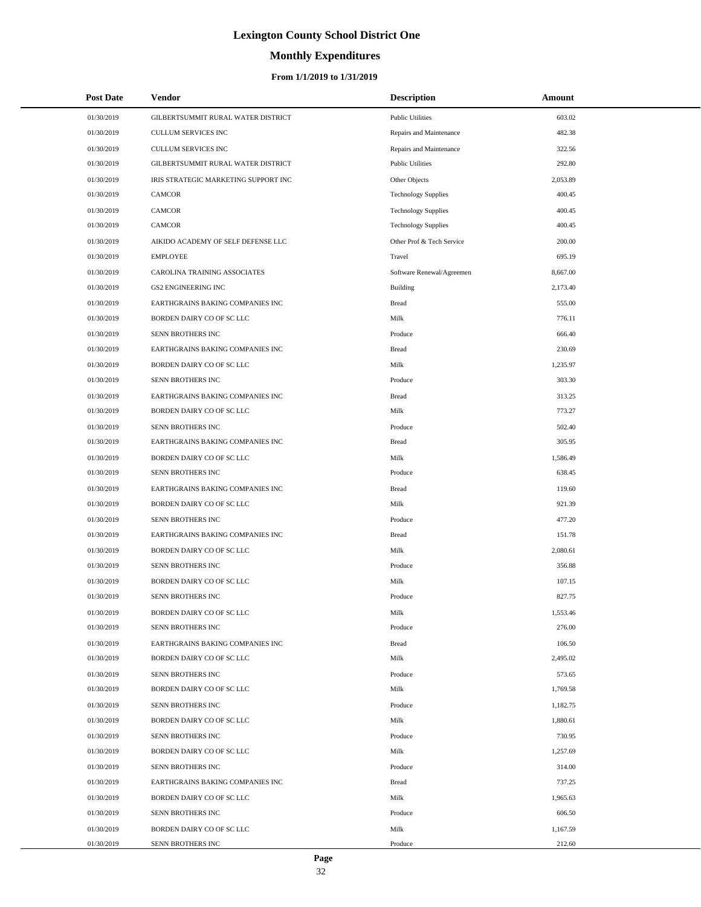# Lexington County School District One

## Monthly Expenditures

### From 1/1/2019 to 1/31/2019

| Post Date | Vendor | Description | Amount |
|---|---|---|---|
| 01/30/2019 | GILBERTSUMMIT RURAL WATER DISTRICT | Public Utilities | 603.02 |
| 01/30/2019 | CULLUM SERVICES INC | Repairs and Maintenance | 482.38 |
| 01/30/2019 | CULLUM SERVICES INC | Repairs and Maintenance | 322.56 |
| 01/30/2019 | GILBERTSUMMIT RURAL WATER DISTRICT | Public Utilities | 292.80 |
| 01/30/2019 | IRIS STRATEGIC MARKETING SUPPORT INC | Other Objects | 2,053.89 |
| 01/30/2019 | CAMCOR | Technology Supplies | 400.45 |
| 01/30/2019 | CAMCOR | Technology Supplies | 400.45 |
| 01/30/2019 | CAMCOR | Technology Supplies | 400.45 |
| 01/30/2019 | AIKIDO ACADEMY OF SELF DEFENSE LLC | Other Prof & Tech Service | 200.00 |
| 01/30/2019 | EMPLOYEE | Travel | 695.19 |
| 01/30/2019 | CAROLINA TRAINING ASSOCIATES | Software Renewal/Agreemen | 8,667.00 |
| 01/30/2019 | GS2 ENGINEERING INC | Building | 2,173.40 |
| 01/30/2019 | EARTHGRAINS BAKING COMPANIES INC | Bread | 555.00 |
| 01/30/2019 | BORDEN DAIRY CO OF SC LLC | Milk | 776.11 |
| 01/30/2019 | SENN BROTHERS INC | Produce | 666.40 |
| 01/30/2019 | EARTHGRAINS BAKING COMPANIES INC | Bread | 230.69 |
| 01/30/2019 | BORDEN DAIRY CO OF SC LLC | Milk | 1,235.97 |
| 01/30/2019 | SENN BROTHERS INC | Produce | 303.30 |
| 01/30/2019 | EARTHGRAINS BAKING COMPANIES INC | Bread | 313.25 |
| 01/30/2019 | BORDEN DAIRY CO OF SC LLC | Milk | 773.27 |
| 01/30/2019 | SENN BROTHERS INC | Produce | 502.40 |
| 01/30/2019 | EARTHGRAINS BAKING COMPANIES INC | Bread | 305.95 |
| 01/30/2019 | BORDEN DAIRY CO OF SC LLC | Milk | 1,586.49 |
| 01/30/2019 | SENN BROTHERS INC | Produce | 638.45 |
| 01/30/2019 | EARTHGRAINS BAKING COMPANIES INC | Bread | 119.60 |
| 01/30/2019 | BORDEN DAIRY CO OF SC LLC | Milk | 921.39 |
| 01/30/2019 | SENN BROTHERS INC | Produce | 477.20 |
| 01/30/2019 | EARTHGRAINS BAKING COMPANIES INC | Bread | 151.78 |
| 01/30/2019 | BORDEN DAIRY CO OF SC LLC | Milk | 2,080.61 |
| 01/30/2019 | SENN BROTHERS INC | Produce | 356.88 |
| 01/30/2019 | BORDEN DAIRY CO OF SC LLC | Milk | 107.15 |
| 01/30/2019 | SENN BROTHERS INC | Produce | 827.75 |
| 01/30/2019 | BORDEN DAIRY CO OF SC LLC | Milk | 1,553.46 |
| 01/30/2019 | SENN BROTHERS INC | Produce | 276.00 |
| 01/30/2019 | EARTHGRAINS BAKING COMPANIES INC | Bread | 106.50 |
| 01/30/2019 | BORDEN DAIRY CO OF SC LLC | Milk | 2,495.02 |
| 01/30/2019 | SENN BROTHERS INC | Produce | 573.65 |
| 01/30/2019 | BORDEN DAIRY CO OF SC LLC | Milk | 1,769.58 |
| 01/30/2019 | SENN BROTHERS INC | Produce | 1,182.75 |
| 01/30/2019 | BORDEN DAIRY CO OF SC LLC | Milk | 1,880.61 |
| 01/30/2019 | SENN BROTHERS INC | Produce | 730.95 |
| 01/30/2019 | BORDEN DAIRY CO OF SC LLC | Milk | 1,257.69 |
| 01/30/2019 | SENN BROTHERS INC | Produce | 314.00 |
| 01/30/2019 | EARTHGRAINS BAKING COMPANIES INC | Bread | 737.25 |
| 01/30/2019 | BORDEN DAIRY CO OF SC LLC | Milk | 1,965.63 |
| 01/30/2019 | SENN BROTHERS INC | Produce | 606.50 |
| 01/30/2019 | BORDEN DAIRY CO OF SC LLC | Milk | 1,167.59 |
| 01/30/2019 | SENN BROTHERS INC | Produce | 212.60 |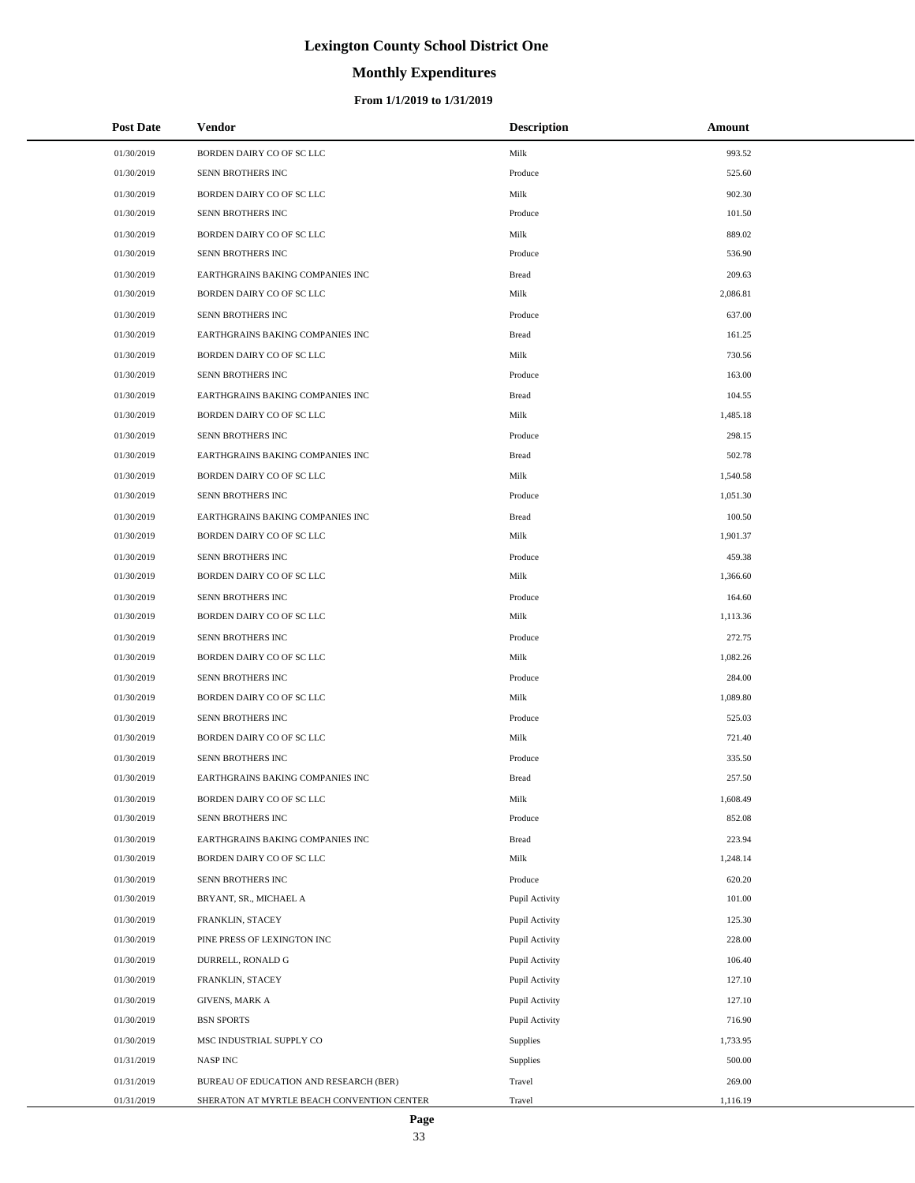# Lexington County School District One

## Monthly Expenditures

### From 1/1/2019 to 1/31/2019

| Post Date | Vendor | Description | Amount |
|---|---|---|---|
| 01/30/2019 | BORDEN DAIRY CO OF SC LLC | Milk | 993.52 |
| 01/30/2019 | SENN BROTHERS INC | Produce | 525.60 |
| 01/30/2019 | BORDEN DAIRY CO OF SC LLC | Milk | 902.30 |
| 01/30/2019 | SENN BROTHERS INC | Produce | 101.50 |
| 01/30/2019 | BORDEN DAIRY CO OF SC LLC | Milk | 889.02 |
| 01/30/2019 | SENN BROTHERS INC | Produce | 536.90 |
| 01/30/2019 | EARTHGRAINS BAKING COMPANIES INC | Bread | 209.63 |
| 01/30/2019 | BORDEN DAIRY CO OF SC LLC | Milk | 2,086.81 |
| 01/30/2019 | SENN BROTHERS INC | Produce | 637.00 |
| 01/30/2019 | EARTHGRAINS BAKING COMPANIES INC | Bread | 161.25 |
| 01/30/2019 | BORDEN DAIRY CO OF SC LLC | Milk | 730.56 |
| 01/30/2019 | SENN BROTHERS INC | Produce | 163.00 |
| 01/30/2019 | EARTHGRAINS BAKING COMPANIES INC | Bread | 104.55 |
| 01/30/2019 | BORDEN DAIRY CO OF SC LLC | Milk | 1,485.18 |
| 01/30/2019 | SENN BROTHERS INC | Produce | 298.15 |
| 01/30/2019 | EARTHGRAINS BAKING COMPANIES INC | Bread | 502.78 |
| 01/30/2019 | BORDEN DAIRY CO OF SC LLC | Milk | 1,540.58 |
| 01/30/2019 | SENN BROTHERS INC | Produce | 1,051.30 |
| 01/30/2019 | EARTHGRAINS BAKING COMPANIES INC | Bread | 100.50 |
| 01/30/2019 | BORDEN DAIRY CO OF SC LLC | Milk | 1,901.37 |
| 01/30/2019 | SENN BROTHERS INC | Produce | 459.38 |
| 01/30/2019 | BORDEN DAIRY CO OF SC LLC | Milk | 1,366.60 |
| 01/30/2019 | SENN BROTHERS INC | Produce | 164.60 |
| 01/30/2019 | BORDEN DAIRY CO OF SC LLC | Milk | 1,113.36 |
| 01/30/2019 | SENN BROTHERS INC | Produce | 272.75 |
| 01/30/2019 | BORDEN DAIRY CO OF SC LLC | Milk | 1,082.26 |
| 01/30/2019 | SENN BROTHERS INC | Produce | 284.00 |
| 01/30/2019 | BORDEN DAIRY CO OF SC LLC | Milk | 1,089.80 |
| 01/30/2019 | SENN BROTHERS INC | Produce | 525.03 |
| 01/30/2019 | BORDEN DAIRY CO OF SC LLC | Milk | 721.40 |
| 01/30/2019 | SENN BROTHERS INC | Produce | 335.50 |
| 01/30/2019 | EARTHGRAINS BAKING COMPANIES INC | Bread | 257.50 |
| 01/30/2019 | BORDEN DAIRY CO OF SC LLC | Milk | 1,608.49 |
| 01/30/2019 | SENN BROTHERS INC | Produce | 852.08 |
| 01/30/2019 | EARTHGRAINS BAKING COMPANIES INC | Bread | 223.94 |
| 01/30/2019 | BORDEN DAIRY CO OF SC LLC | Milk | 1,248.14 |
| 01/30/2019 | SENN BROTHERS INC | Produce | 620.20 |
| 01/30/2019 | BRYANT, SR., MICHAEL A | Pupil Activity | 101.00 |
| 01/30/2019 | FRANKLIN, STACEY | Pupil Activity | 125.30 |
| 01/30/2019 | PINE PRESS OF LEXINGTON INC | Pupil Activity | 228.00 |
| 01/30/2019 | DURRELL, RONALD G | Pupil Activity | 106.40 |
| 01/30/2019 | FRANKLIN, STACEY | Pupil Activity | 127.10 |
| 01/30/2019 | GIVENS, MARK A | Pupil Activity | 127.10 |
| 01/30/2019 | BSN SPORTS | Pupil Activity | 716.90 |
| 01/30/2019 | MSC INDUSTRIAL SUPPLY CO | Supplies | 1,733.95 |
| 01/31/2019 | NASP INC | Supplies | 500.00 |
| 01/31/2019 | BUREAU OF EDUCATION AND RESEARCH (BER) | Travel | 269.00 |
| 01/31/2019 | SHERATON AT MYRTLE BEACH CONVENTION CENTER | Travel | 1,116.19 |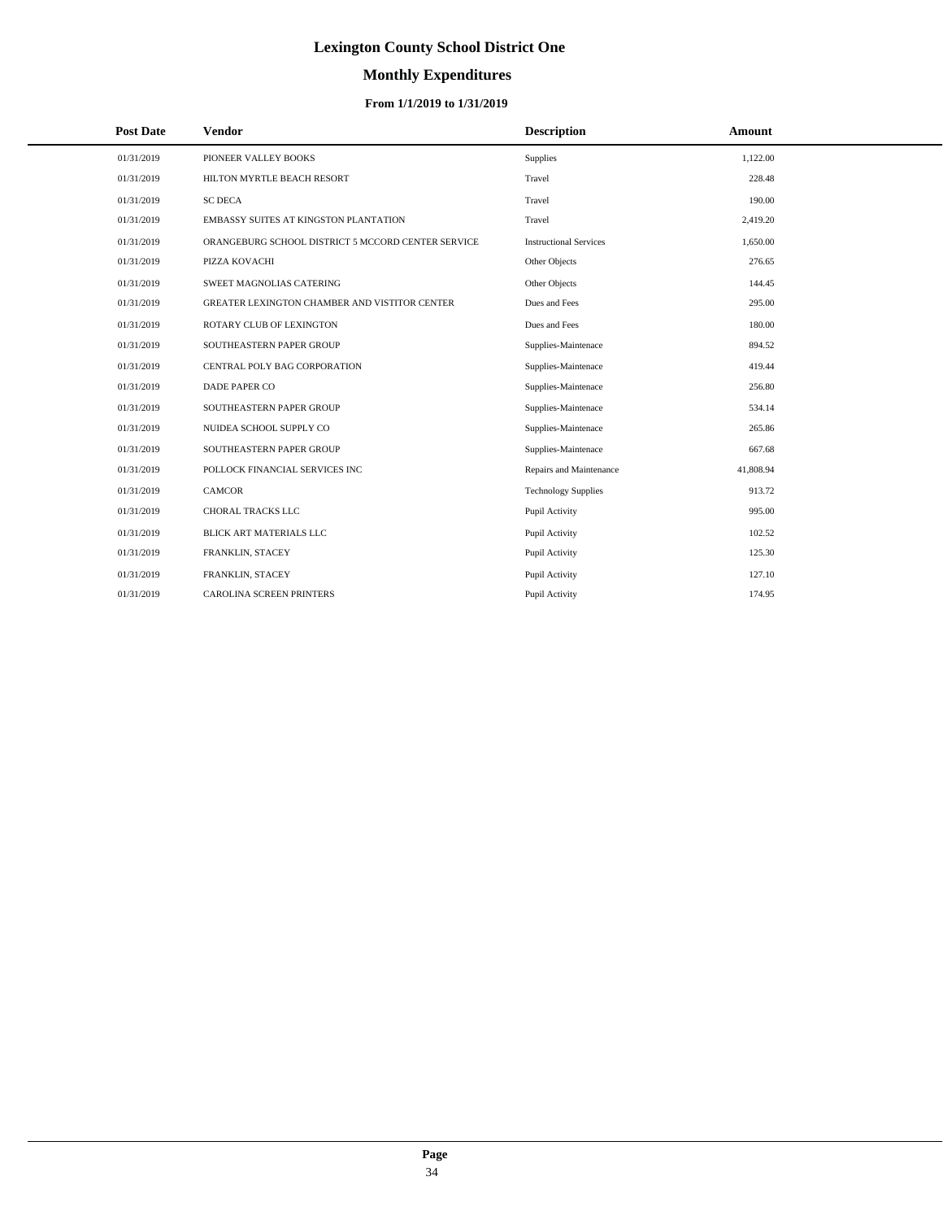# Lexington County School District One

## Monthly Expenditures

### From 1/1/2019 to 1/31/2019

| Post Date | Vendor | Description | Amount |
|---|---|---|---|
| 01/31/2019 | PIONEER VALLEY BOOKS | Supplies | 1,122.00 |
| 01/31/2019 | HILTON MYRTLE BEACH RESORT | Travel | 228.48 |
| 01/31/2019 | SC DECA | Travel | 190.00 |
| 01/31/2019 | EMBASSY SUITES AT KINGSTON PLANTATION | Travel | 2,419.20 |
| 01/31/2019 | ORANGEBURG SCHOOL DISTRICT 5 MCCORD CENTER SERVICE | Instructional Services | 1,650.00 |
| 01/31/2019 | PIZZA KOVACHI | Other Objects | 276.65 |
| 01/31/2019 | SWEET MAGNOLIAS CATERING | Other Objects | 144.45 |
| 01/31/2019 | GREATER LEXINGTON CHAMBER AND VISTITOR CENTER | Dues and Fees | 295.00 |
| 01/31/2019 | ROTARY CLUB OF LEXINGTON | Dues and Fees | 180.00 |
| 01/31/2019 | SOUTHEASTERN PAPER GROUP | Supplies-Maintenace | 894.52 |
| 01/31/2019 | CENTRAL POLY BAG CORPORATION | Supplies-Maintenace | 419.44 |
| 01/31/2019 | DADE PAPER CO | Supplies-Maintenace | 256.80 |
| 01/31/2019 | SOUTHEASTERN PAPER GROUP | Supplies-Maintenace | 534.14 |
| 01/31/2019 | NUIDEA SCHOOL SUPPLY CO | Supplies-Maintenace | 265.86 |
| 01/31/2019 | SOUTHEASTERN PAPER GROUP | Supplies-Maintenace | 667.68 |
| 01/31/2019 | POLLOCK FINANCIAL SERVICES INC | Repairs and Maintenance | 41,808.94 |
| 01/31/2019 | CAMCOR | Technology Supplies | 913.72 |
| 01/31/2019 | CHORAL TRACKS LLC | Pupil Activity | 995.00 |
| 01/31/2019 | BLICK ART MATERIALS LLC | Pupil Activity | 102.52 |
| 01/31/2019 | FRANKLIN, STACEY | Pupil Activity | 125.30 |
| 01/31/2019 | FRANKLIN, STACEY | Pupil Activity | 127.10 |
| 01/31/2019 | CAROLINA SCREEN PRINTERS | Pupil Activity | 174.95 |